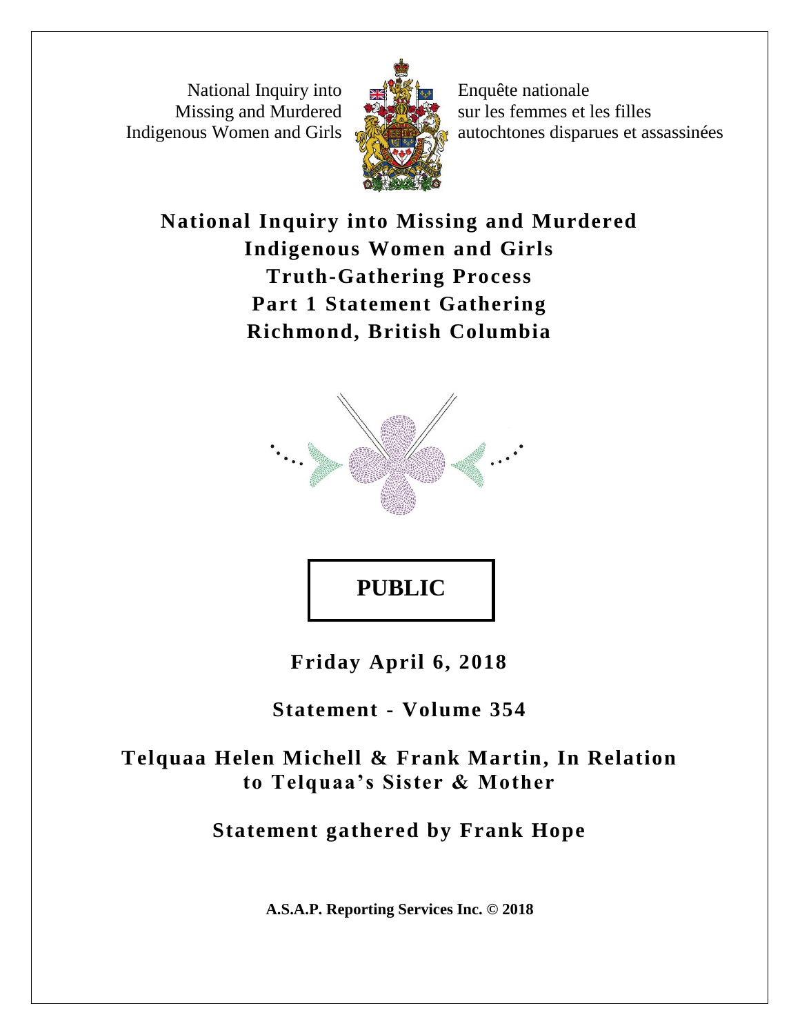National Inquiry into Missing and Murdered Indigenous Women and Girls

Enquête nationale sur les femmes et les filles autochtones disparues et assassinées

# National Inquiry into Missing and Murdered Indigenous Women and Girls
# Truth-Gathering Process
# Part 1 Statement Gathering
# Richmond, British Columbia

**PUBLIC**

**Friday April 6, 2018**

**Statement - Volume 354**

**Telquaa Helen Michell & Frank Martin, In Relation to Telquaa's Sister & Mother**

**Statement gathered by Frank Hope**

**A.S.A.P. Reporting Services Inc. © 2018**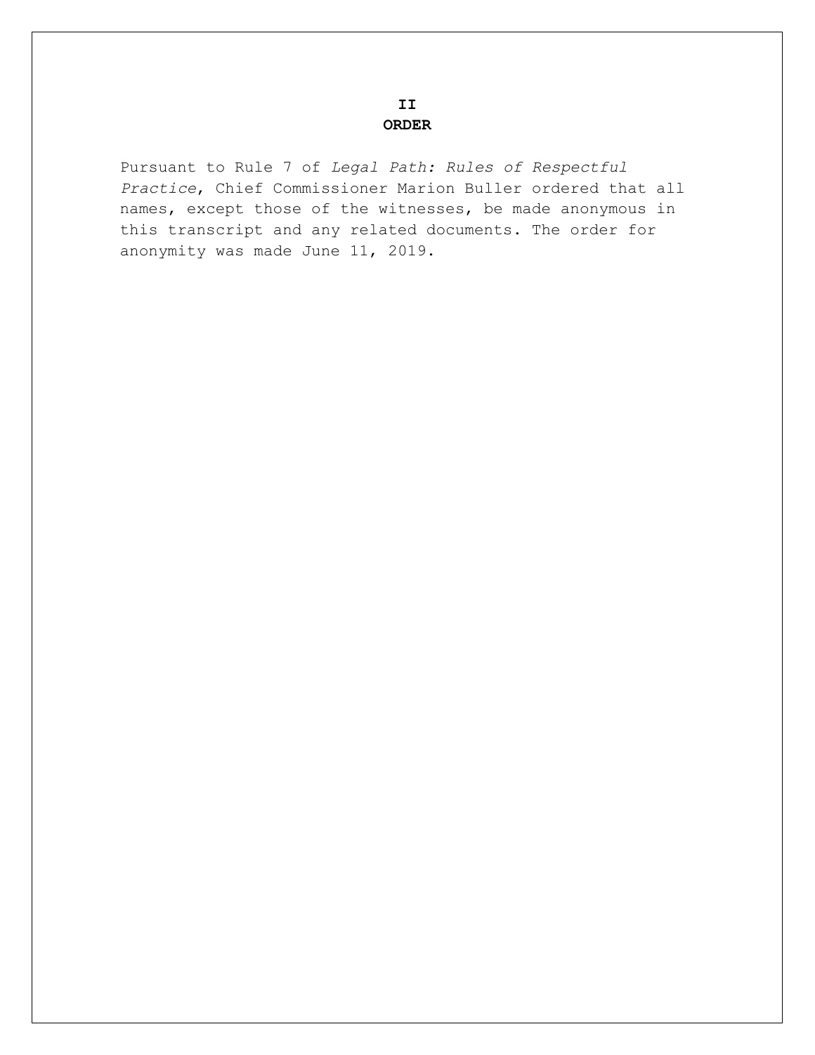# II
# ORDER

Pursuant to Rule 7 of *Legal Path: Rules of Respectful Practice*, Chief Commissioner Marion Buller ordered that all names, except those of the witnesses, be made anonymous in this transcript and any related documents. The order for anonymity was made June 11, 2019.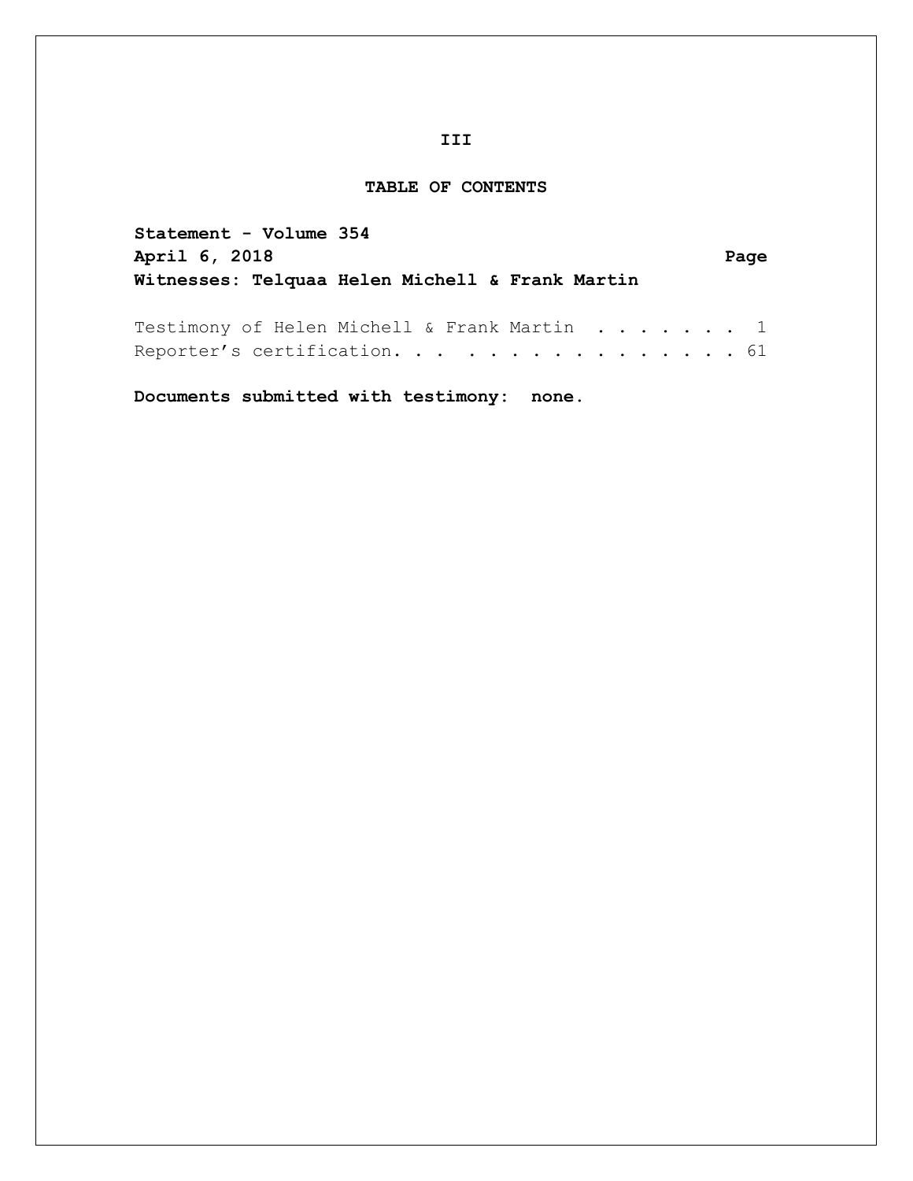III

# TABLE OF CONTENTS

**Statement - Volume 354**
**April 6, 2018** **Page**
**Witnesses: Telquaa Helen Michell & Frank Martin**

Testimony of Helen Michell & Frank Martin . . . . . . . . 1
Reporter's certification. . . . . . . . . . . . . . . . . 61

**Documents submitted with testimony: none.**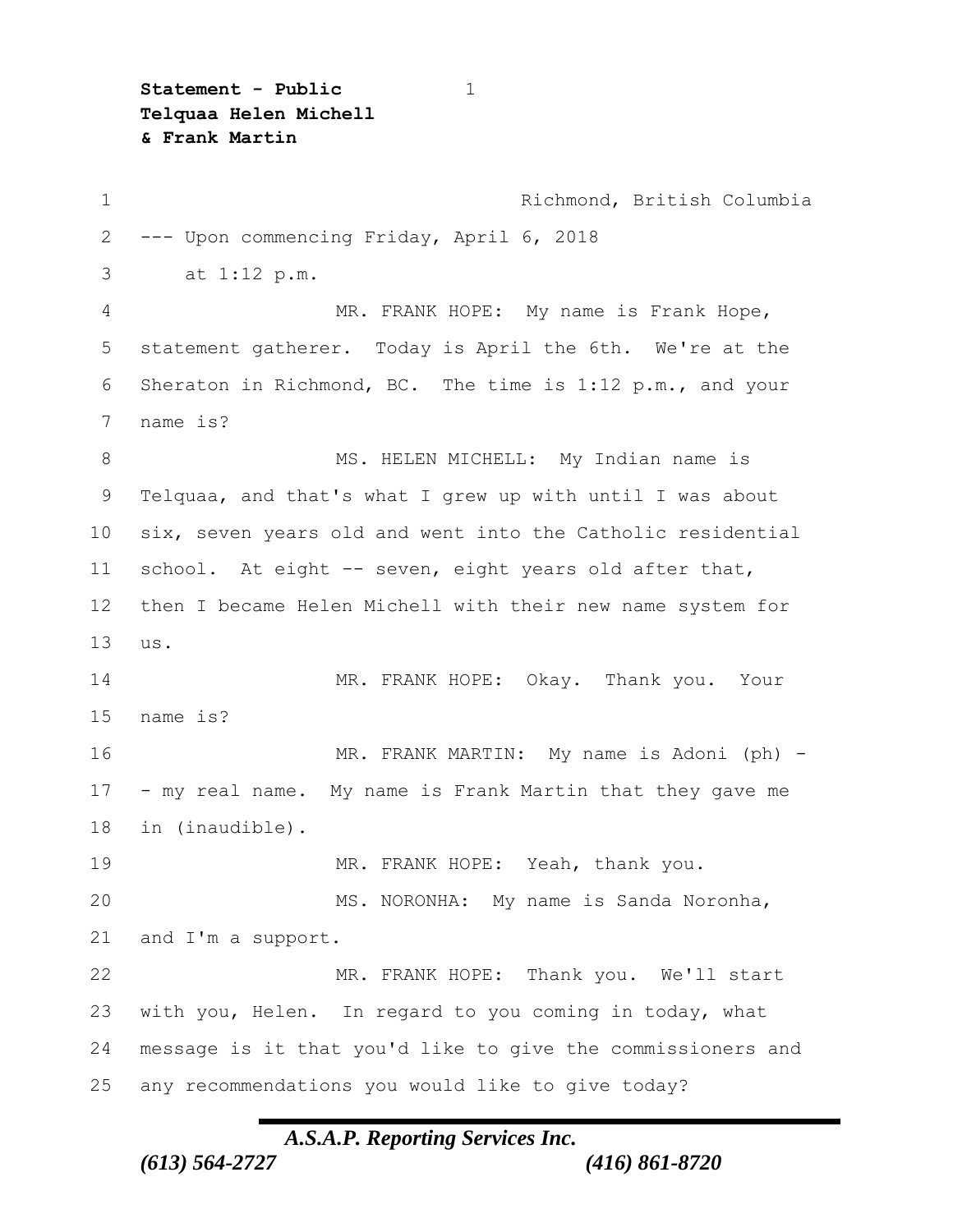**Statement - Public**
**Telquaa Helen Michell**
**& Frank Martin**

1 Richmond, British Columbia
2 --- Upon commencing Friday, April 6, 2018
3 at 1:12 p.m.
4 MR. FRANK HOPE: My name is Frank Hope,
5 statement gatherer. Today is April the 6th. We're at the
6 Sheraton in Richmond, BC. The time is 1:12 p.m., and your
7 name is?
8 MS. HELEN MICHELL: My Indian name is
9 Telquaa, and that's what I grew up with until I was about
10 six, seven years old and went into the Catholic residential
11 school. At eight -- seven, eight years old after that,
12 then I became Helen Michell with their new name system for
13 us.
14 MR. FRANK HOPE: Okay. Thank you. Your
15 name is?
16 MR. FRANK MARTIN: My name is Adoni (ph) -
17 - my real name. My name is Frank Martin that they gave me
18 in (inaudible).
19 MR. FRANK HOPE: Yeah, thank you.
20 MS. NORONHA: My name is Sanda Noronha,
21 and I'm a support.
22 MR. FRANK HOPE: Thank you. We'll start
23 with you, Helen. In regard to you coming in today, what
24 message is it that you'd like to give the commissioners and
25 any recommendations you would like to give today?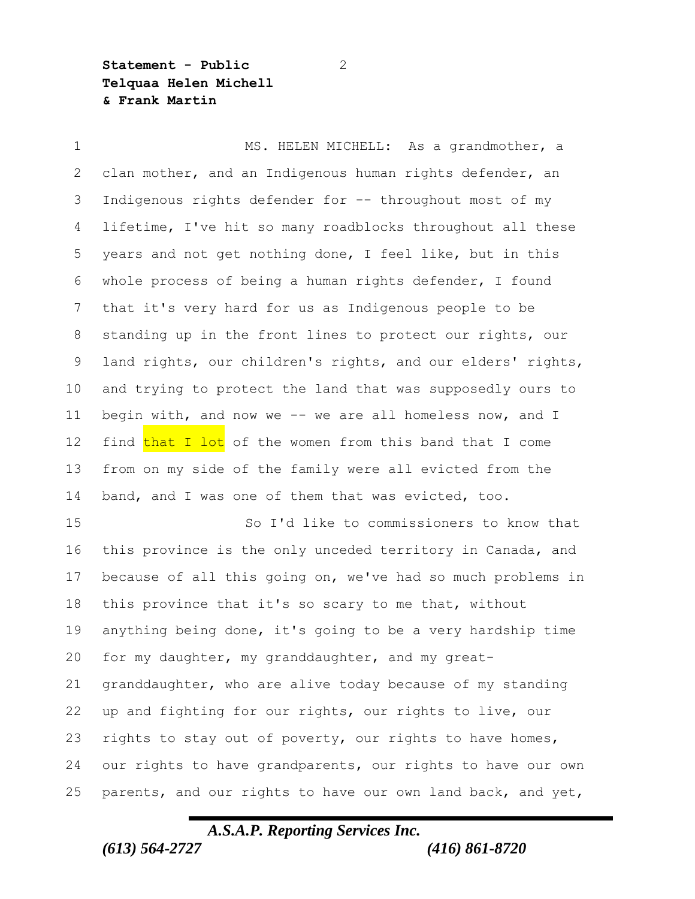MS. HELEN MICHELL: As a grandmother, a clan mother, and an Indigenous human rights defender, an Indigenous rights defender for -- throughout most of my lifetime, I've hit so many roadblocks throughout all these years and not get nothing done, I feel like, but in this whole process of being a human rights defender, I found that it's very hard for us as Indigenous people to be standing up in the front lines to protect our rights, our land rights, our children's rights, and our elders' rights, and trying to protect the land that was supposedly ours to begin with, and now we -- we are all homeless now, and I find that I lot of the women from this band that I come from on my side of the family were all evicted from the band, and I was one of them that was evicted, too.

So I'd like to commissioners to know that this province is the only unceded territory in Canada, and because of all this going on, we've had so much problems in this province that it's so scary to me that, without anything being done, it's going to be a very hardship time for my daughter, my granddaughter, and my great-granddaughter, who are alive today because of my standing up and fighting for our rights, our rights to live, our rights to stay out of poverty, our rights to have homes, our rights to have grandparents, our rights to have our own parents, and our rights to have our own land back, and yet,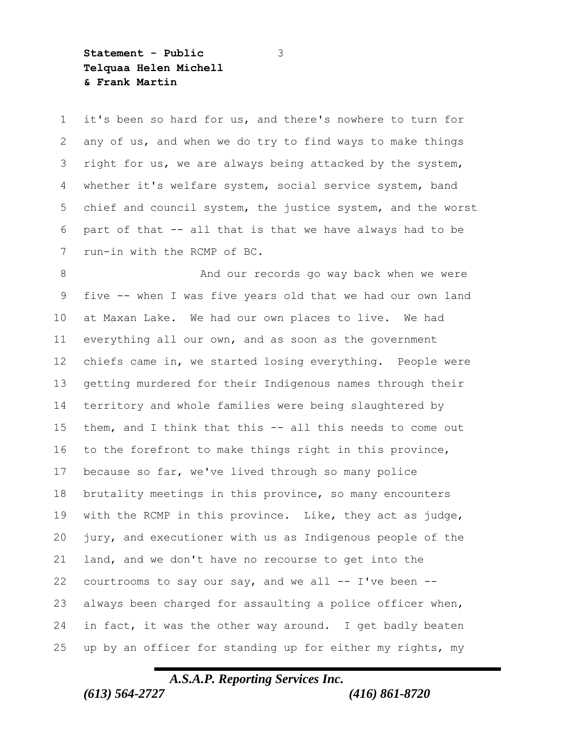it's been so hard for us, and there's nowhere to turn for any of us, and when we do try to find ways to make things right for us, we are always being attacked by the system, whether it's welfare system, social service system, band chief and council system, the justice system, and the worst part of that -- all that is that we have always had to be run-in with the RCMP of BC.

And our records go way back when we were five -- when I was five years old that we had our own land at Maxan Lake. We had our own places to live. We had everything all our own, and as soon as the government chiefs came in, we started losing everything. People were getting murdered for their Indigenous names through their territory and whole families were being slaughtered by them, and I think that this -- all this needs to come out to the forefront to make things right in this province, because so far, we've lived through so many police brutality meetings in this province, so many encounters with the RCMP in this province. Like, they act as judge, jury, and executioner with us as Indigenous people of the land, and we don't have no recourse to get into the courtrooms to say our say, and we all -- I've been -- always been charged for assaulting a police officer when, in fact, it was the other way around. I get badly beaten up by an officer for standing up for either my rights, my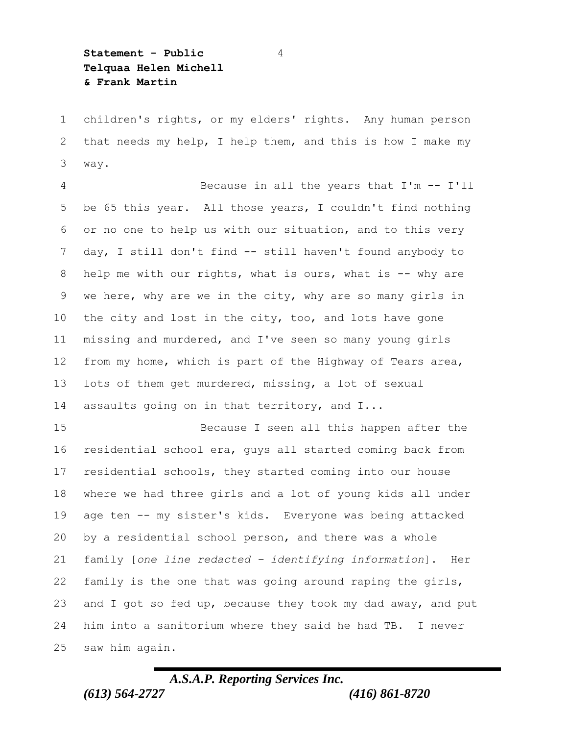children's rights, or my elders' rights. Any human person that needs my help, I help them, and this is how I make my way.

Because in all the years that I'm -- I'll be 65 this year. All those years, I couldn't find nothing or no one to help us with our situation, and to this very day, I still don't find -- still haven't found anybody to help me with our rights, what is ours, what is -- why are we here, why are we in the city, why are so many girls in the city and lost in the city, too, and lots have gone missing and murdered, and I've seen so many young girls from my home, which is part of the Highway of Tears area, lots of them get murdered, missing, a lot of sexual assaults going on in that territory, and I...

Because I seen all this happen after the residential school era, guys all started coming back from residential schools, they started coming into our house where we had three girls and a lot of young kids all under age ten -- my sister's kids. Everyone was being attacked by a residential school person, and there was a whole family [*one line redacted – identifying information*]. Her family is the one that was going around raping the girls, and I got so fed up, because they took my dad away, and put him into a sanitorium where they said he had TB. I never saw him again.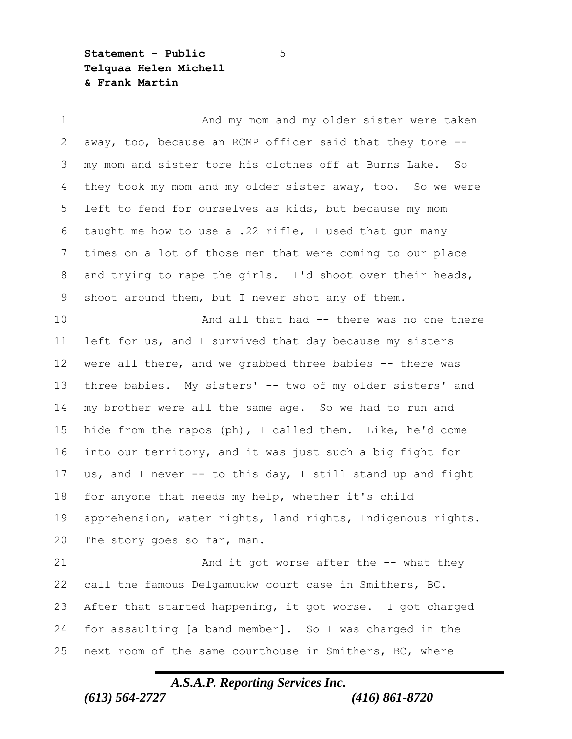And my mom and my older sister were taken away, too, because an RCMP officer said that they tore -- my mom and sister tore his clothes off at Burns Lake. So they took my mom and my older sister away, too. So we were left to fend for ourselves as kids, but because my mom taught me how to use a .22 rifle, I used that gun many times on a lot of those men that were coming to our place and trying to rape the girls. I'd shoot over their heads, shoot around them, but I never shot any of them.

And all that had -- there was no one there left for us, and I survived that day because my sisters were all there, and we grabbed three babies -- there was three babies. My sisters' -- two of my older sisters' and my brother were all the same age. So we had to run and hide from the rapos (ph), I called them. Like, he'd come into our territory, and it was just such a big fight for us, and I never -- to this day, I still stand up and fight for anyone that needs my help, whether it's child apprehension, water rights, land rights, Indigenous rights. The story goes so far, man.

And it got worse after the -- what they call the famous Delgamuukw court case in Smithers, BC. After that started happening, it got worse. I got charged for assaulting [a band member]. So I was charged in the next room of the same courthouse in Smithers, BC, where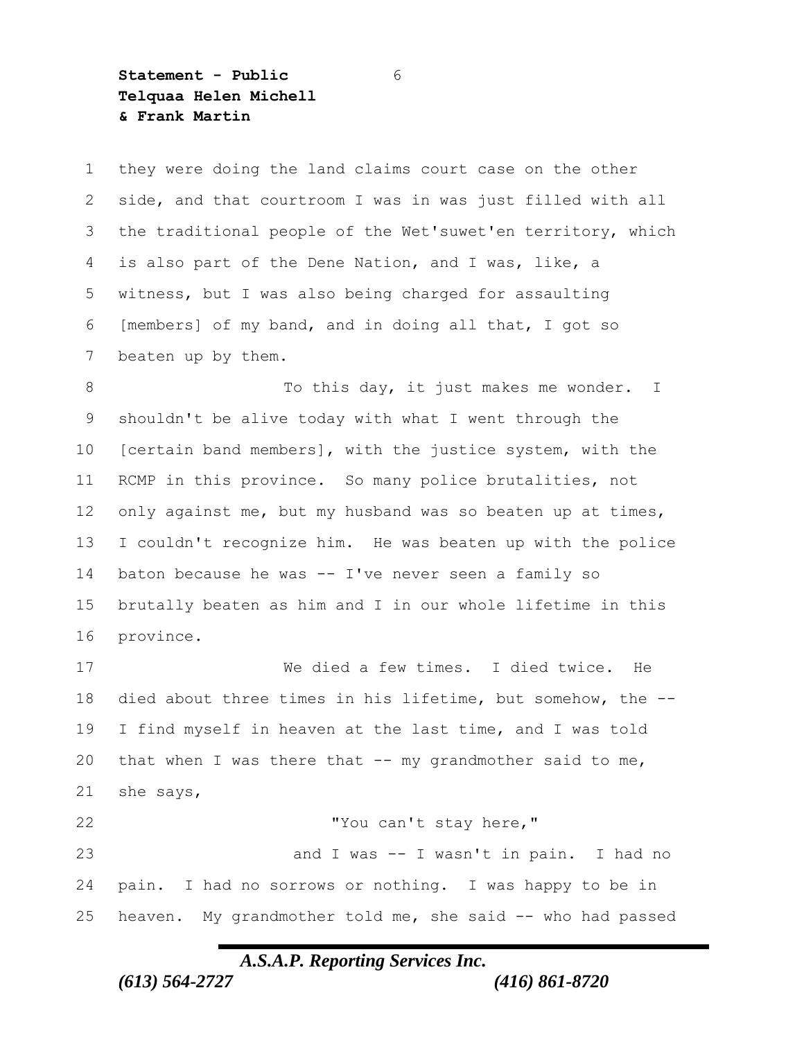they were doing the land claims court case on the other side, and that courtroom I was in was just filled with all the traditional people of the Wet'suwet'en territory, which is also part of the Dene Nation, and I was, like, a witness, but I was also being charged for assaulting [members] of my band, and in doing all that, I got so beaten up by them.

To this day, it just makes me wonder. I shouldn't be alive today with what I went through the [certain band members], with the justice system, with the RCMP in this province. So many police brutalities, not only against me, but my husband was so beaten up at times, I couldn't recognize him. He was beaten up with the police baton because he was -- I've never seen a family so brutally beaten as him and I in our whole lifetime in this province.

We died a few times. I died twice. He died about three times in his lifetime, but somehow, the -- I find myself in heaven at the last time, and I was told that when I was there that -- my grandmother said to me, she says,

"You can't stay here,"

and I was -- I wasn't in pain. I had no pain. I had no sorrows or nothing. I was happy to be in heaven. My grandmother told me, she said -- who had passed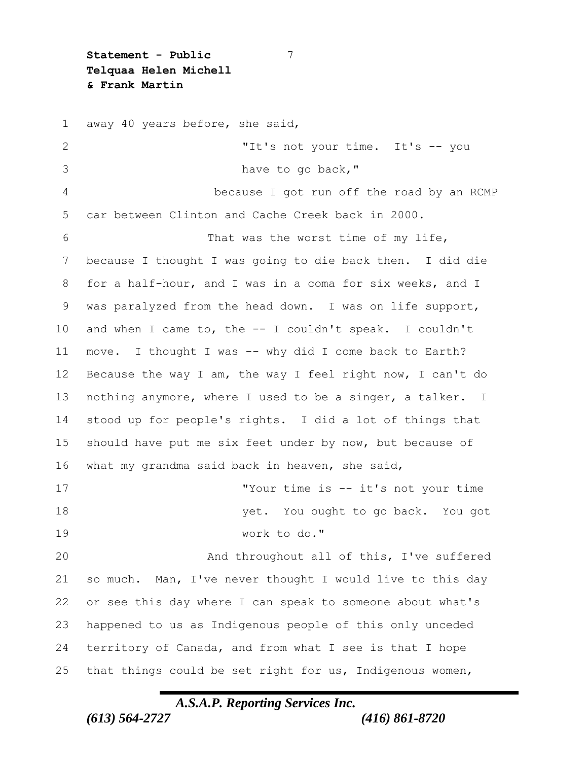away 40 years before, she said,

> "It's not your time. It's -- you have to go back,"

because I got run off the road by an RCMP car between Clinton and Cache Creek back in 2000.

That was the worst time of my life, because I thought I was going to die back then. I did die for a half-hour, and I was in a coma for six weeks, and I was paralyzed from the head down. I was on life support, and when I came to, the -- I couldn't speak. I couldn't move. I thought I was -- why did I come back to Earth? Because the way I am, the way I feel right now, I can't do nothing anymore, where I used to be a singer, a talker. I stood up for people's rights. I did a lot of things that should have put me six feet under by now, but because of what my grandma said back in heaven, she said,

> "Your time is -- it's not your time yet. You ought to go back. You got work to do."

And throughout all of this, I've suffered so much. Man, I've never thought I would live to this day or see this day where I can speak to someone about what's happened to us as Indigenous people of this only unceded territory of Canada, and from what I see is that I hope that things could be set right for us, Indigenous women,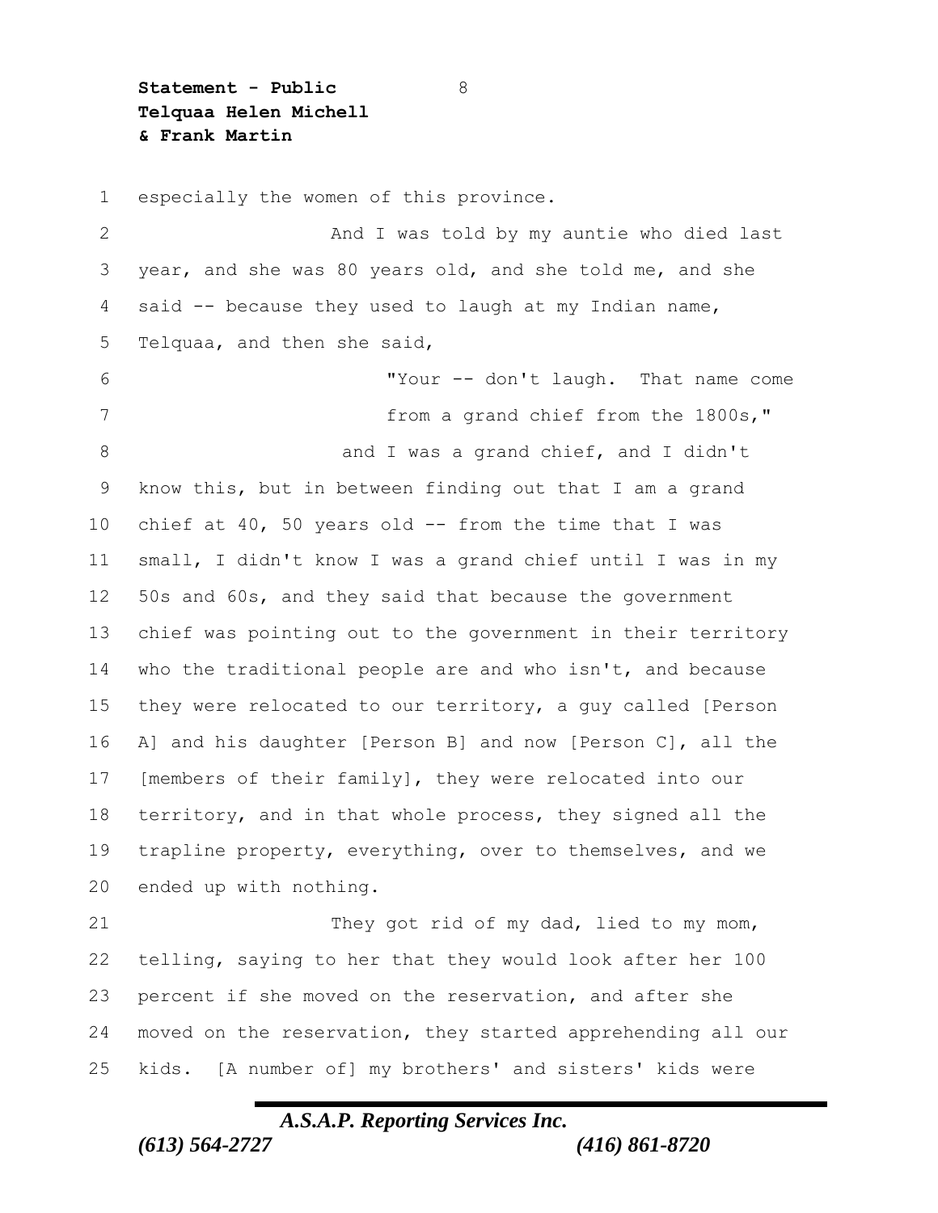especially the women of this province.

And I was told by my auntie who died last year, and she was 80 years old, and she told me, and she said -- because they used to laugh at my Indian name, Telquaa, and then she said,

> "Your -- don't laugh. That name come from a grand chief from the 1800s,"

and I was a grand chief, and I didn't know this, but in between finding out that I am a grand chief at 40, 50 years old -- from the time that I was small, I didn't know I was a grand chief until I was in my 50s and 60s, and they said that because the government chief was pointing out to the government in their territory who the traditional people are and who isn't, and because they were relocated to our territory, a guy called [Person A] and his daughter [Person B] and now [Person C], all the [members of their family], they were relocated into our territory, and in that whole process, they signed all the trapline property, everything, over to themselves, and we ended up with nothing.

They got rid of my dad, lied to my mom, telling, saying to her that they would look after her 100 percent if she moved on the reservation, and after she moved on the reservation, they started apprehending all our kids. [A number of] my brothers' and sisters' kids were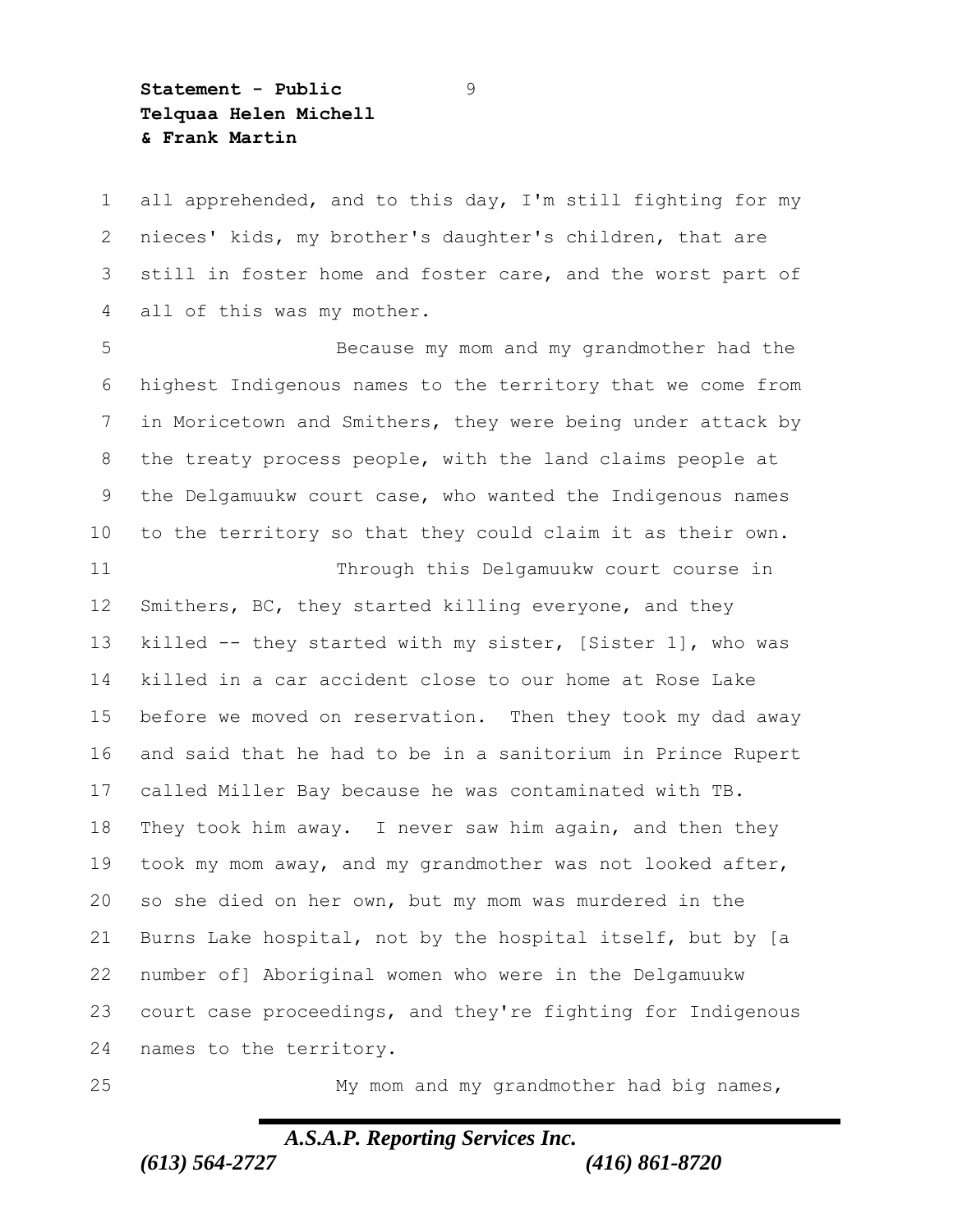all apprehended, and to this day, I'm still fighting for my nieces' kids, my brother's daughter's children, that are still in foster home and foster care, and the worst part of all of this was my mother.

Because my mom and my grandmother had the highest Indigenous names to the territory that we come from in Moricetown and Smithers, they were being under attack by the treaty process people, with the land claims people at the Delgamuukw court case, who wanted the Indigenous names to the territory so that they could claim it as their own.

Through this Delgamuukw court course in Smithers, BC, they started killing everyone, and they killed -- they started with my sister, [Sister 1], who was killed in a car accident close to our home at Rose Lake before we moved on reservation. Then they took my dad away and said that he had to be in a sanitorium in Prince Rupert called Miller Bay because he was contaminated with TB. They took him away. I never saw him again, and then they took my mom away, and my grandmother was not looked after, so she died on her own, but my mom was murdered in the Burns Lake hospital, not by the hospital itself, but by [a number of] Aboriginal women who were in the Delgamuukw court case proceedings, and they're fighting for Indigenous names to the territory.

My mom and my grandmother had big names,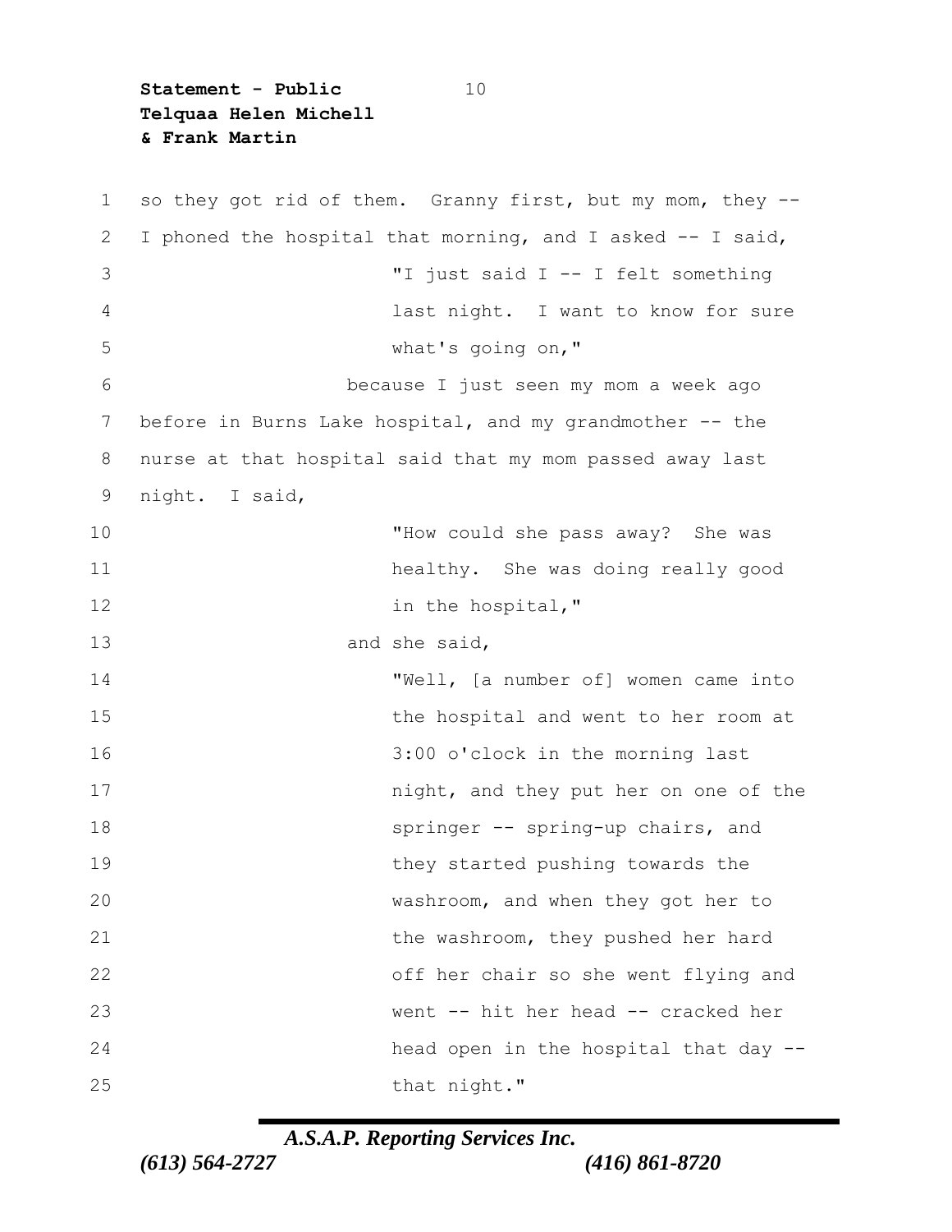so they got rid of them. Granny first, but my mom, they -- I phoned the hospital that morning, and I asked -- I said,

> "I just said I -- I felt something last night. I want to know for sure what's going on,"

because I just seen my mom a week ago before in Burns Lake hospital, and my grandmother -- the nurse at that hospital said that my mom passed away last night. I said,

> "How could she pass away? She was healthy. She was doing really good in the hospital,"

and she said,

> "Well, [a number of] women came into the hospital and went to her room at 3:00 o'clock in the morning last night, and they put her on one of the springer -- spring-up chairs, and they started pushing towards the washroom, and when they got her to the washroom, they pushed her hard off her chair so she went flying and went -- hit her head -- cracked her head open in the hospital that day -- that night."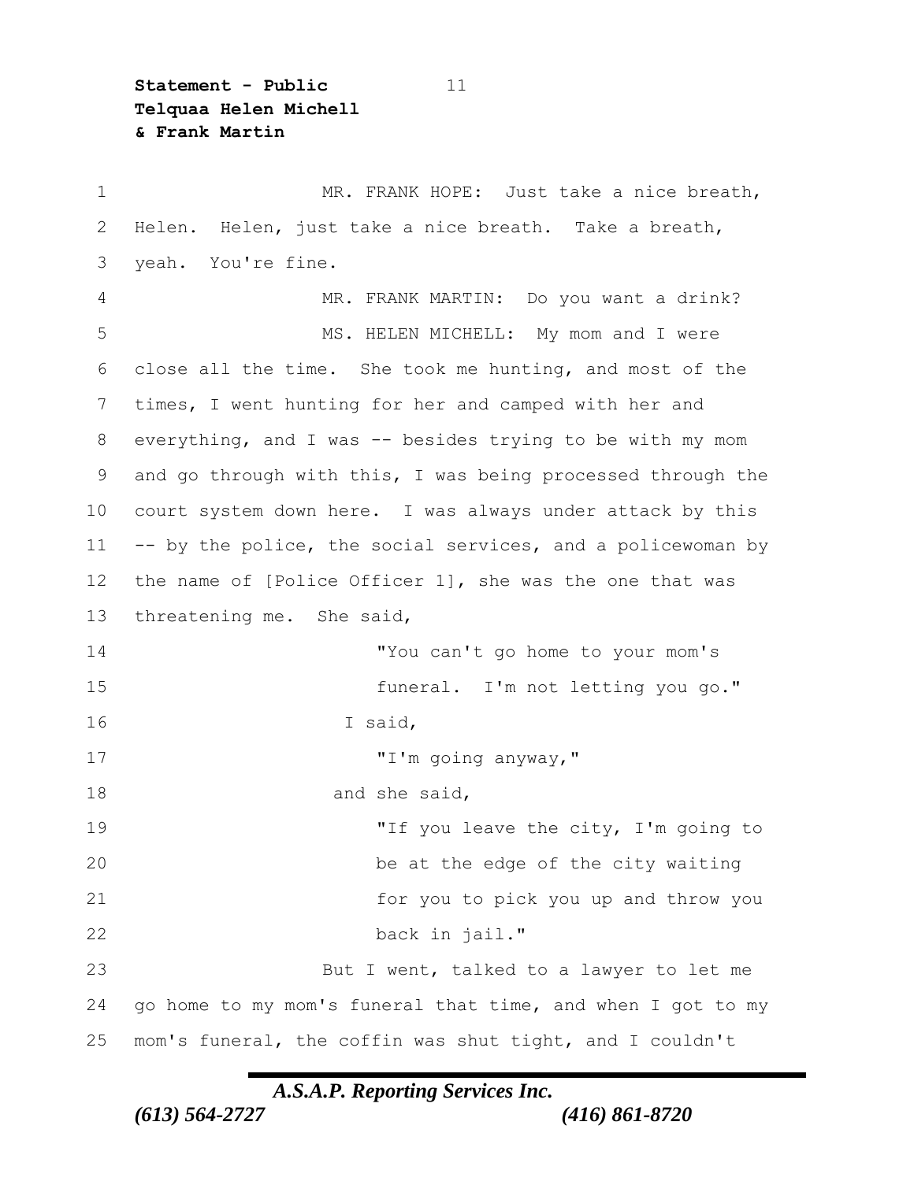MR. FRANK HOPE: Just take a nice breath, Helen. Helen, just take a nice breath. Take a breath, yeah. You're fine.

MR. FRANK MARTIN: Do you want a drink?

MS. HELEN MICHELL: My mom and I were close all the time. She took me hunting, and most of the times, I went hunting for her and camped with her and everything, and I was -- besides trying to be with my mom and go through with this, I was being processed through the court system down here. I was always under attack by this -- by the police, the social services, and a policewoman by the name of [Police Officer 1], she was the one that was threatening me. She said,

> "You can't go home to your mom's funeral. I'm not letting you go."

I said,

> "I'm going anyway,"

and she said,

> "If you leave the city, I'm going to be at the edge of the city waiting for you to pick you up and throw you back in jail."

But I went, talked to a lawyer to let me go home to my mom's funeral that time, and when I got to my mom's funeral, the coffin was shut tight, and I couldn't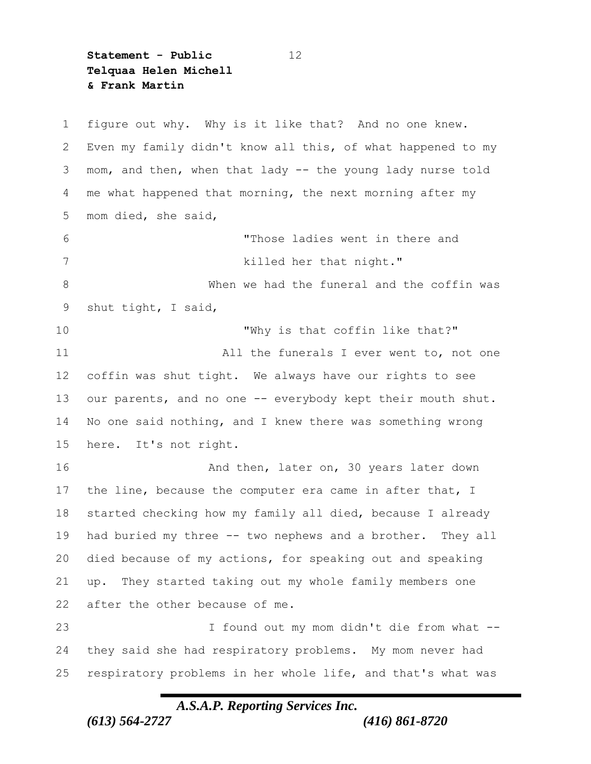figure out why. Why is it like that? And no one knew. Even my family didn't know all this, of what happened to my mom, and then, when that lady -- the young lady nurse told me what happened that morning, the next morning after my mom died, she said,

> "Those ladies went in there and killed her that night."

When we had the funeral and the coffin was shut tight, I said,

> "Why is that coffin like that?"

All the funerals I ever went to, not one coffin was shut tight. We always have our rights to see our parents, and no one -- everybody kept their mouth shut. No one said nothing, and I knew there was something wrong here. It's not right.

And then, later on, 30 years later down the line, because the computer era came in after that, I started checking how my family all died, because I already had buried my three -- two nephews and a brother. They all died because of my actions, for speaking out and speaking up. They started taking out my whole family members one after the other because of me.

I found out my mom didn't die from what -- they said she had respiratory problems. My mom never had respiratory problems in her whole life, and that's what was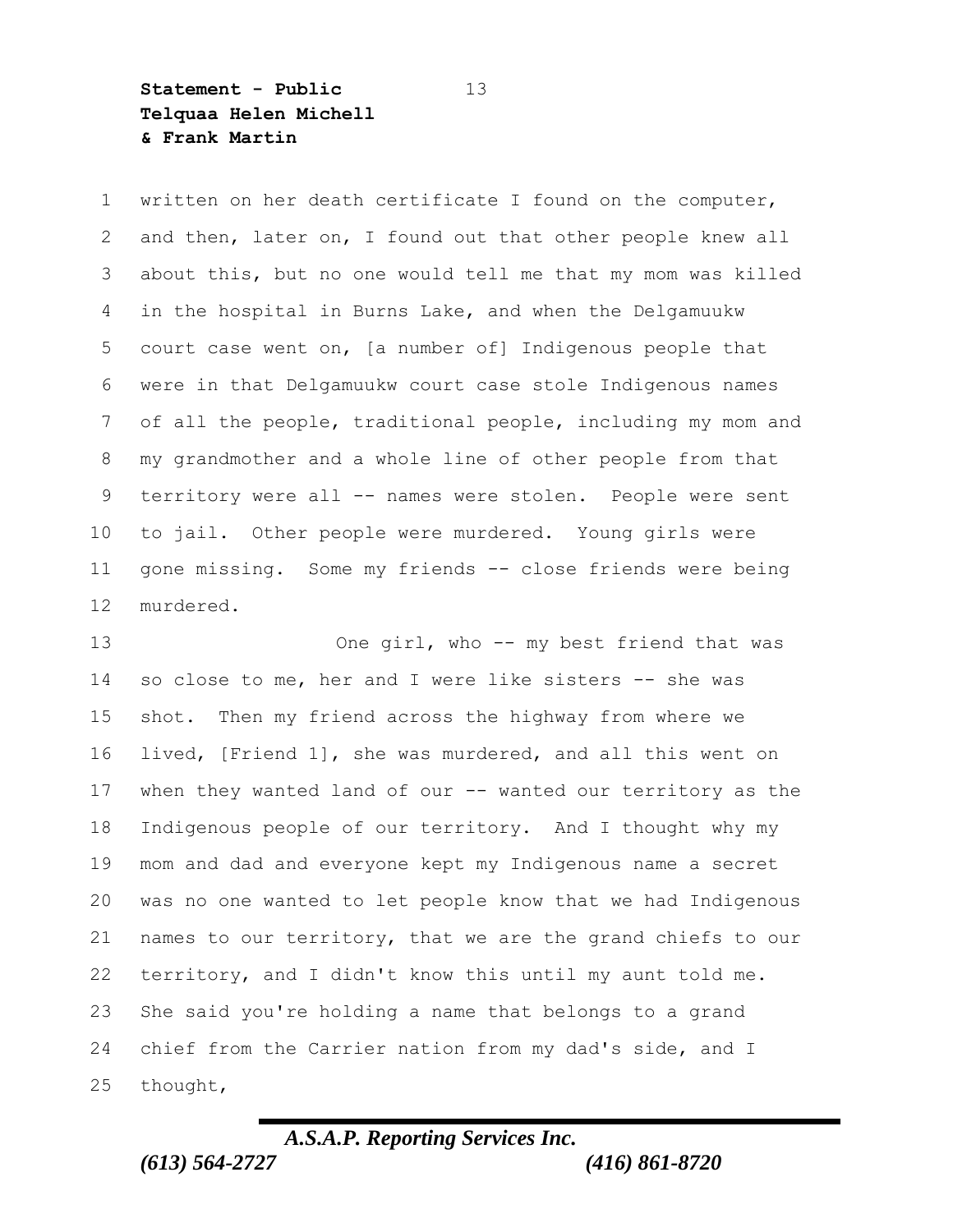written on her death certificate I found on the computer, and then, later on, I found out that other people knew all about this, but no one would tell me that my mom was killed in the hospital in Burns Lake, and when the Delgamuukw court case went on, [a number of] Indigenous people that were in that Delgamuukw court case stole Indigenous names of all the people, traditional people, including my mom and my grandmother and a whole line of other people from that territory were all -- names were stolen. People were sent to jail. Other people were murdered. Young girls were gone missing. Some my friends -- close friends were being murdered.

One girl, who -- my best friend that was so close to me, her and I were like sisters -- she was shot. Then my friend across the highway from where we lived, [Friend 1], she was murdered, and all this went on when they wanted land of our -- wanted our territory as the Indigenous people of our territory. And I thought why my mom and dad and everyone kept my Indigenous name a secret was no one wanted to let people know that we had Indigenous names to our territory, that we are the grand chiefs to our territory, and I didn't know this until my aunt told me. She said you're holding a name that belongs to a grand chief from the Carrier nation from my dad's side, and I thought,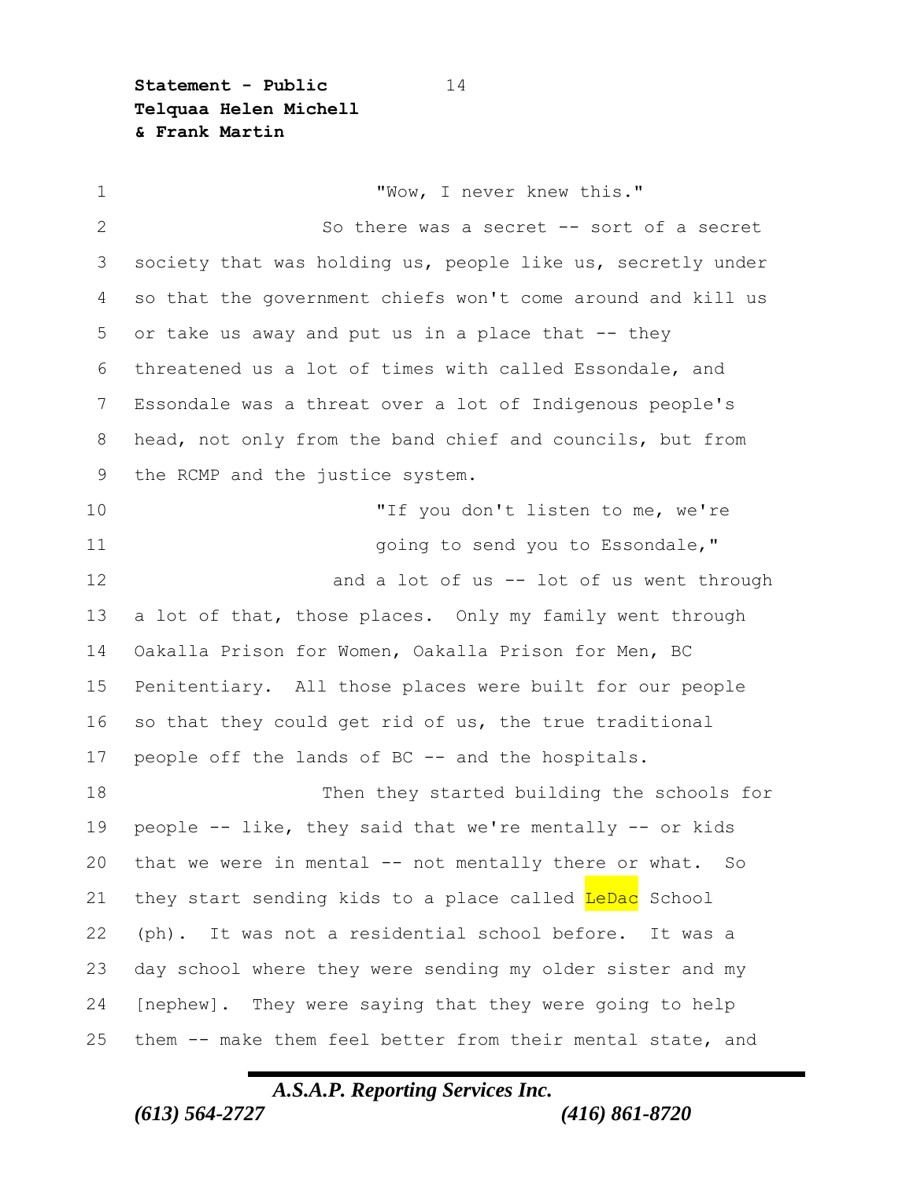"Wow, I never knew this."

So there was a secret -- sort of a secret society that was holding us, people like us, secretly under so that the government chiefs won't come around and kill us or take us away and put us in a place that -- they threatened us a lot of times with called Essondale, and Essondale was a threat over a lot of Indigenous people's head, not only from the band chief and councils, but from the RCMP and the justice system.

"If you don't listen to me, we're going to send you to Essondale,"

and a lot of us -- lot of us went through a lot of that, those places. Only my family went through Oakalla Prison for Women, Oakalla Prison for Men, BC Penitentiary. All those places were built for our people so that they could get rid of us, the true traditional people off the lands of BC -- and the hospitals.

Then they started building the schools for people -- like, they said that we're mentally -- or kids that we were in mental -- not mentally there or what. So they start sending kids to a place called LeDac School (ph). It was not a residential school before. It was a day school where they were sending my older sister and my [nephew]. They were saying that they were going to help them -- make them feel better from their mental state, and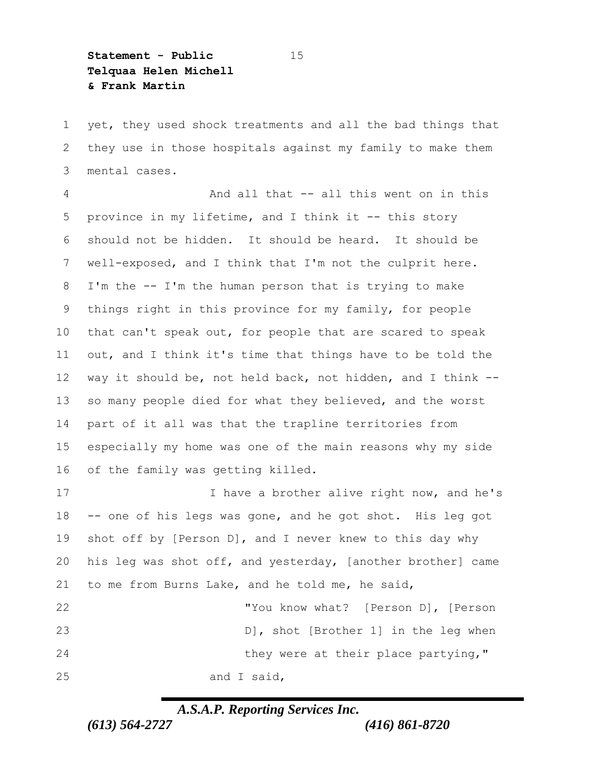yet, they used shock treatments and all the bad things that they use in those hospitals against my family to make them mental cases.

And all that -- all this went on in this province in my lifetime, and I think it -- this story should not be hidden. It should be heard. It should be well-exposed, and I think that I'm not the culprit here. I'm the -- I'm the human person that is trying to make things right in this province for my family, for people that can't speak out, for people that are scared to speak out, and I think it's time that things have to be told the way it should be, not held back, not hidden, and I think -- so many people died for what they believed, and the worst part of it all was that the trapline territories from especially my home was one of the main reasons why my side of the family was getting killed.

I have a brother alive right now, and he's -- one of his legs was gone, and he got shot. His leg got shot off by [Person D], and I never knew to this day why his leg was shot off, and yesterday, [another brother] came to me from Burns Lake, and he told me, he said,

> "You know what? [Person D], [Person D], shot [Brother 1] in the leg when they were at their place partying,"

and I said,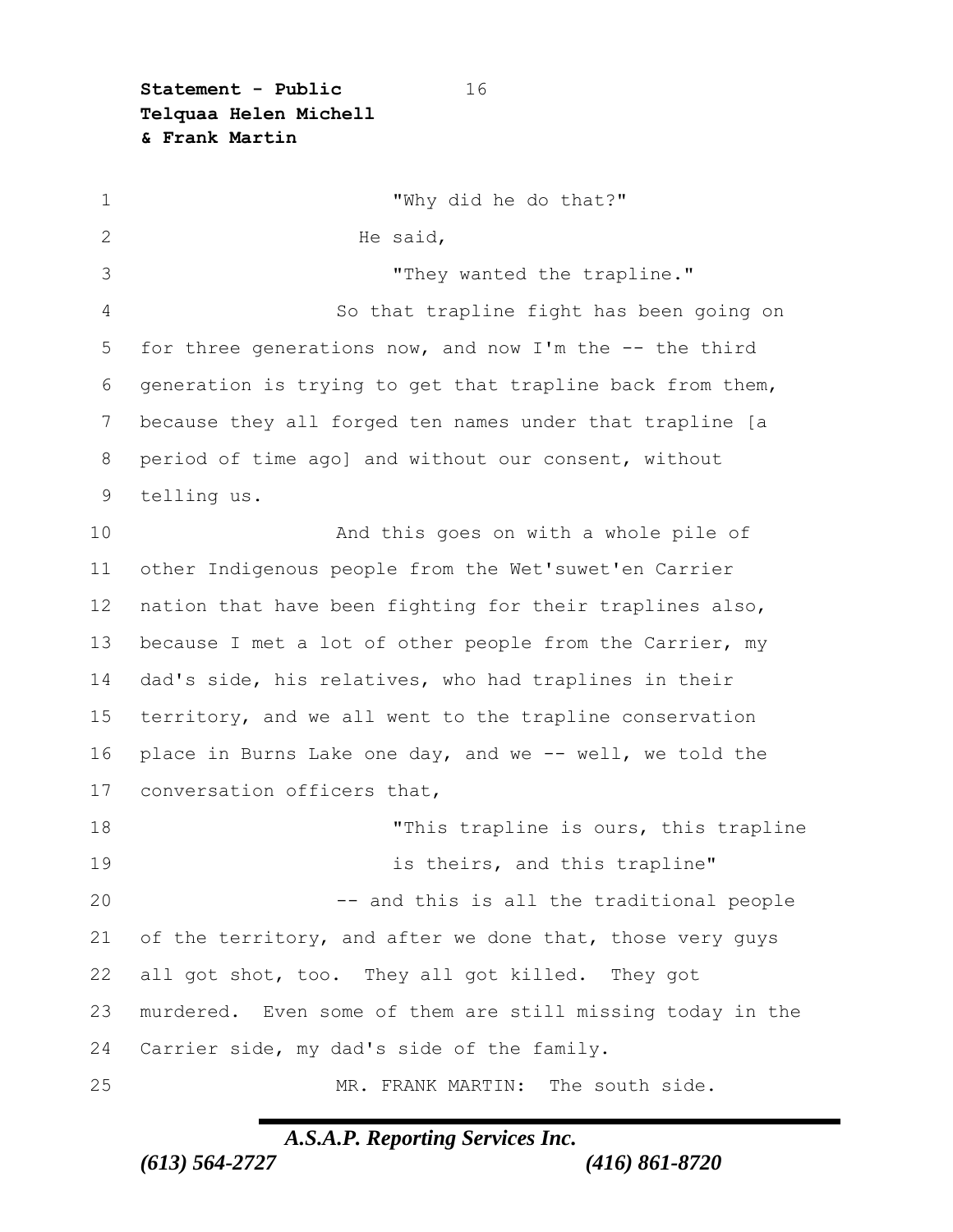"Why did he do that?"

He said,

"They wanted the trapline."

So that trapline fight has been going on for three generations now, and now I'm the -- the third generation is trying to get that trapline back from them, because they all forged ten names under that trapline [a period of time ago] and without our consent, without telling us.

And this goes on with a whole pile of other Indigenous people from the Wet'suwet'en Carrier nation that have been fighting for their traplines also, because I met a lot of other people from the Carrier, my dad's side, his relatives, who had traplines in their territory, and we all went to the trapline conservation place in Burns Lake one day, and we -- well, we told the conversation officers that,

"This trapline is ours, this trapline is theirs, and this trapline"

-- and this is all the traditional people of the territory, and after we done that, those very guys all got shot, too. They all got killed. They got murdered. Even some of them are still missing today in the Carrier side, my dad's side of the family.

MR. FRANK MARTIN: The south side.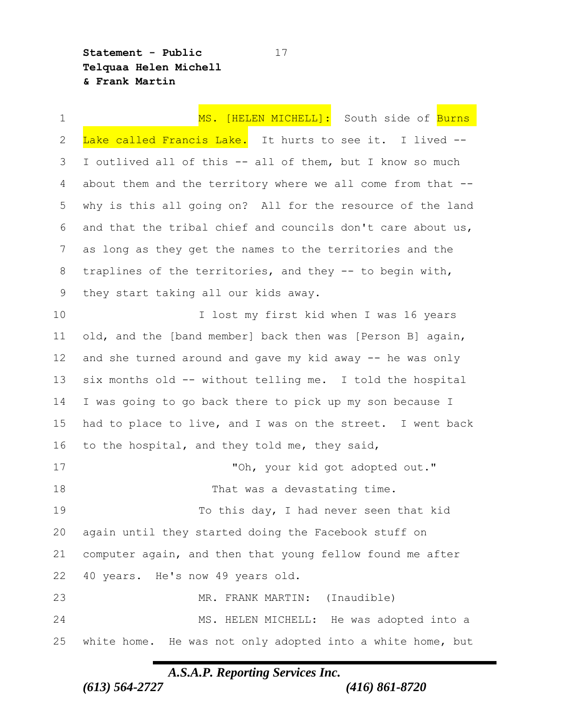MS. [HELEN MICHELL]: South side of Burns Lake called Francis Lake. It hurts to see it. I lived -- I outlived all of this -- all of them, but I know so much about them and the territory where we all come from that -- why is this all going on? All for the resource of the land and that the tribal chief and councils don't care about us, as long as they get the names to the territories and the traplines of the territories, and they -- to begin with, they start taking all our kids away.

I lost my first kid when I was 16 years old, and the [band member] back then was [Person B] again, and she turned around and gave my kid away -- he was only six months old -- without telling me. I told the hospital I was going to go back there to pick up my son because I had to place to live, and I was on the street. I went back to the hospital, and they told me, they said,

"Oh, your kid got adopted out."

That was a devastating time.

To this day, I had never seen that kid again until they started doing the Facebook stuff on computer again, and then that young fellow found me after 40 years. He's now 49 years old.

MR. FRANK MARTIN: (Inaudible)

MS. HELEN MICHELL: He was adopted into a white home. He was not only adopted into a white home, but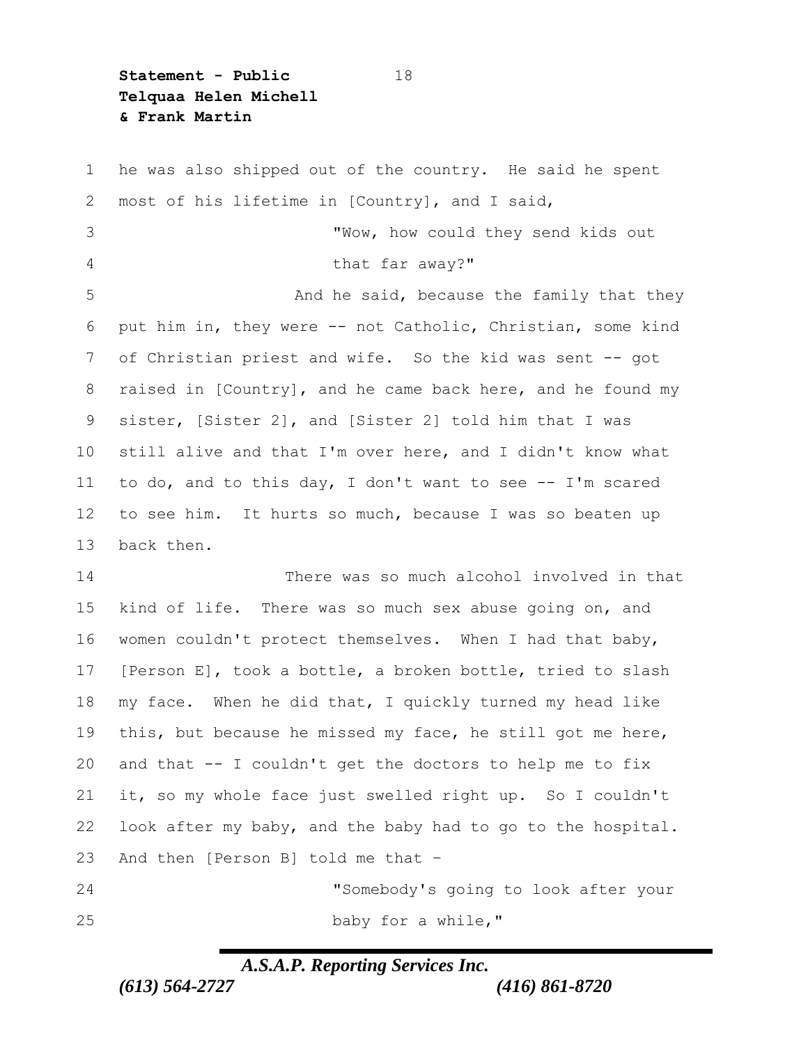he was also shipped out of the country. He said he spent most of his lifetime in [Country], and I said,

> "Wow, how could they send kids out that far away?"

And he said, because the family that they put him in, they were -- not Catholic, Christian, some kind of Christian priest and wife. So the kid was sent -- got raised in [Country], and he came back here, and he found my sister, [Sister 2], and [Sister 2] told him that I was still alive and that I'm over here, and I didn't know what to do, and to this day, I don't want to see -- I'm scared to see him. It hurts so much, because I was so beaten up back then.

There was so much alcohol involved in that kind of life. There was so much sex abuse going on, and women couldn't protect themselves. When I had that baby, [Person E], took a bottle, a broken bottle, tried to slash my face. When he did that, I quickly turned my head like this, but because he missed my face, he still got me here, and that -- I couldn't get the doctors to help me to fix it, so my whole face just swelled right up. So I couldn't look after my baby, and the baby had to go to the hospital. And then [Person B] told me that –

> "Somebody's going to look after your baby for a while,"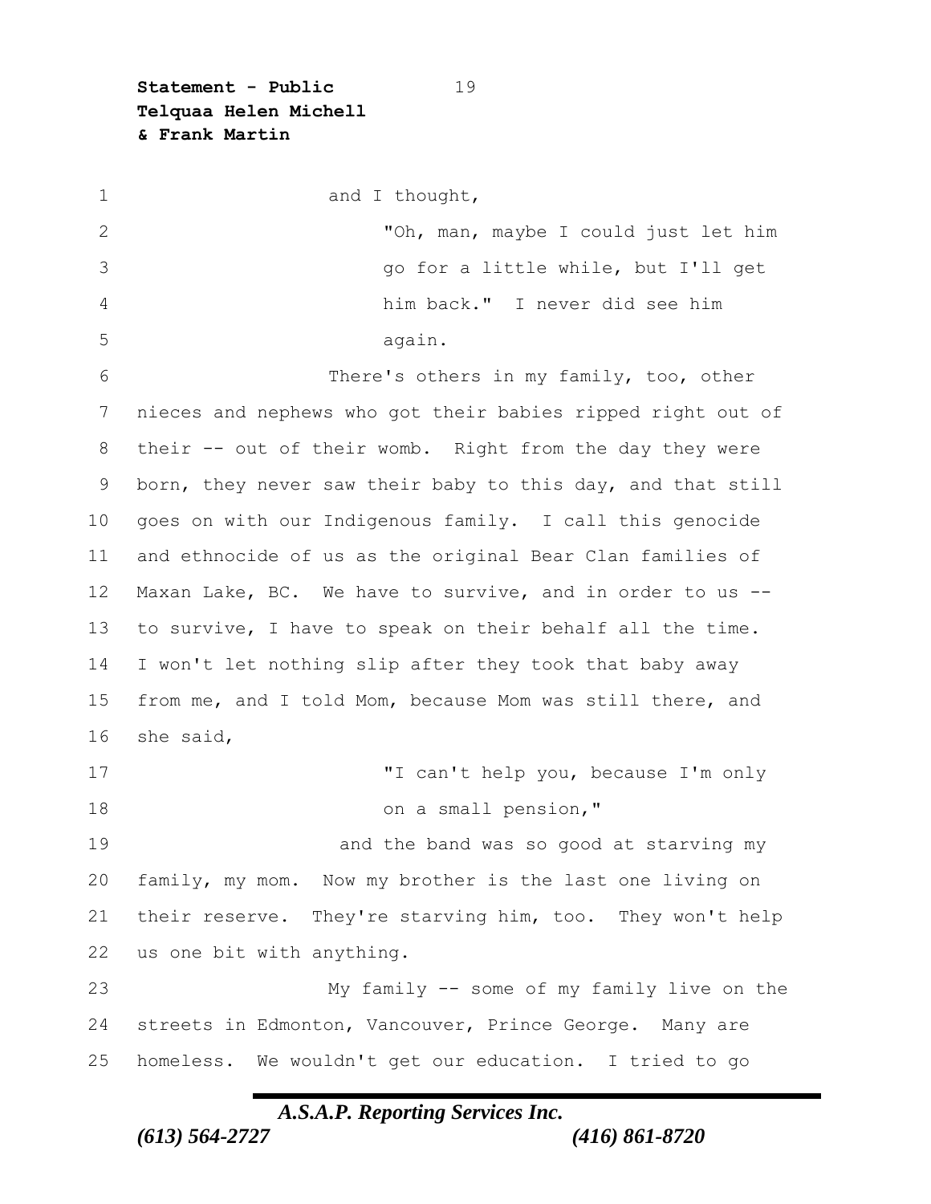and I thought,

> "Oh, man, maybe I could just let him go for a little while, but I'll get him back." I never did see him again.

There's others in my family, too, other nieces and nephews who got their babies ripped right out of their -- out of their womb. Right from the day they were born, they never saw their baby to this day, and that still goes on with our Indigenous family. I call this genocide and ethnocide of us as the original Bear Clan families of Maxan Lake, BC. We have to survive, and in order to us -- to survive, I have to speak on their behalf all the time. I won't let nothing slip after they took that baby away from me, and I told Mom, because Mom was still there, and she said,

> "I can't help you, because I'm only on a small pension,"

and the band was so good at starving my family, my mom. Now my brother is the last one living on their reserve. They're starving him, too. They won't help us one bit with anything.

My family -- some of my family live on the streets in Edmonton, Vancouver, Prince George. Many are homeless. We wouldn't get our education. I tried to go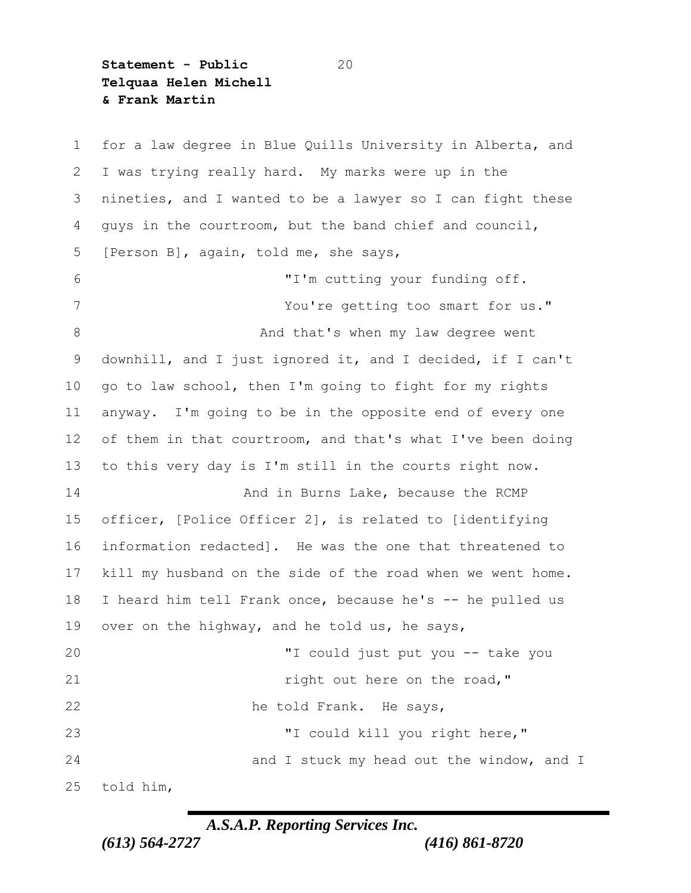for a law degree in Blue Quills University in Alberta, and I was trying really hard. My marks were up in the nineties, and I wanted to be a lawyer so I can fight these guys in the courtroom, but the band chief and council, [Person B], again, told me, she says,

> "I'm cutting your funding off. You're getting too smart for us."

And that's when my law degree went downhill, and I just ignored it, and I decided, if I can't go to law school, then I'm going to fight for my rights anyway. I'm going to be in the opposite end of every one of them in that courtroom, and that's what I've been doing to this very day is I'm still in the courts right now.

And in Burns Lake, because the RCMP officer, [Police Officer 2], is related to [identifying information redacted]. He was the one that threatened to kill my husband on the side of the road when we went home. I heard him tell Frank once, because he's -- he pulled us over on the highway, and he told us, he says,

> "I could just put you -- take you right out here on the road,"

he told Frank. He says,

> "I could kill you right here,"

and I stuck my head out the window, and I told him,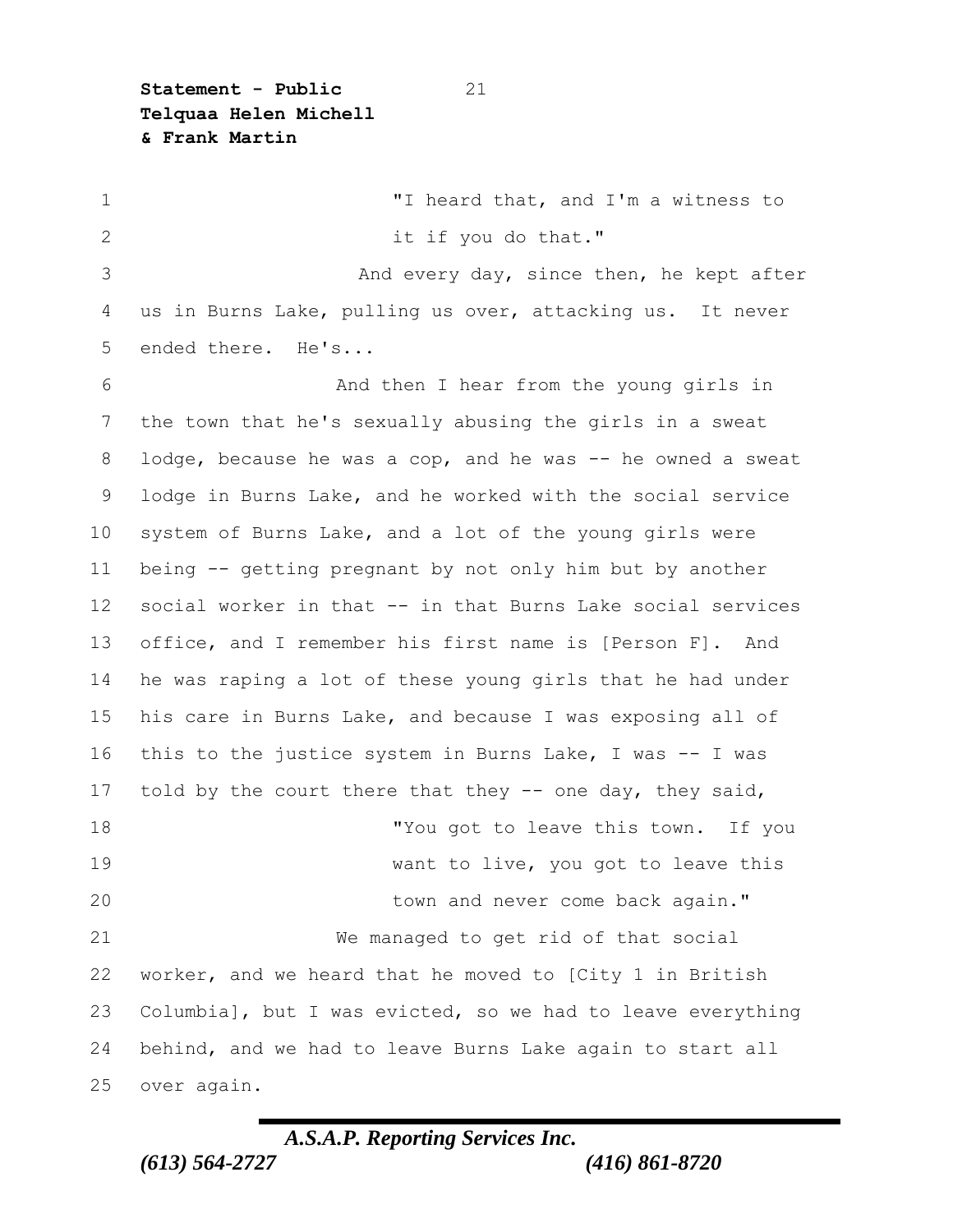"I heard that, and I'm a witness to it if you do that."

And every day, since then, he kept after us in Burns Lake, pulling us over, attacking us. It never ended there. He's...

And then I hear from the young girls in the town that he's sexually abusing the girls in a sweat lodge, because he was a cop, and he was -- he owned a sweat lodge in Burns Lake, and he worked with the social service system of Burns Lake, and a lot of the young girls were being -- getting pregnant by not only him but by another social worker in that -- in that Burns Lake social services office, and I remember his first name is [Person F]. And he was raping a lot of these young girls that he had under his care in Burns Lake, and because I was exposing all of this to the justice system in Burns Lake, I was -- I was told by the court there that they -- one day, they said,

"You got to leave this town. If you want to live, you got to leave this town and never come back again."

We managed to get rid of that social worker, and we heard that he moved to [City 1 in British Columbia], but I was evicted, so we had to leave everything behind, and we had to leave Burns Lake again to start all over again.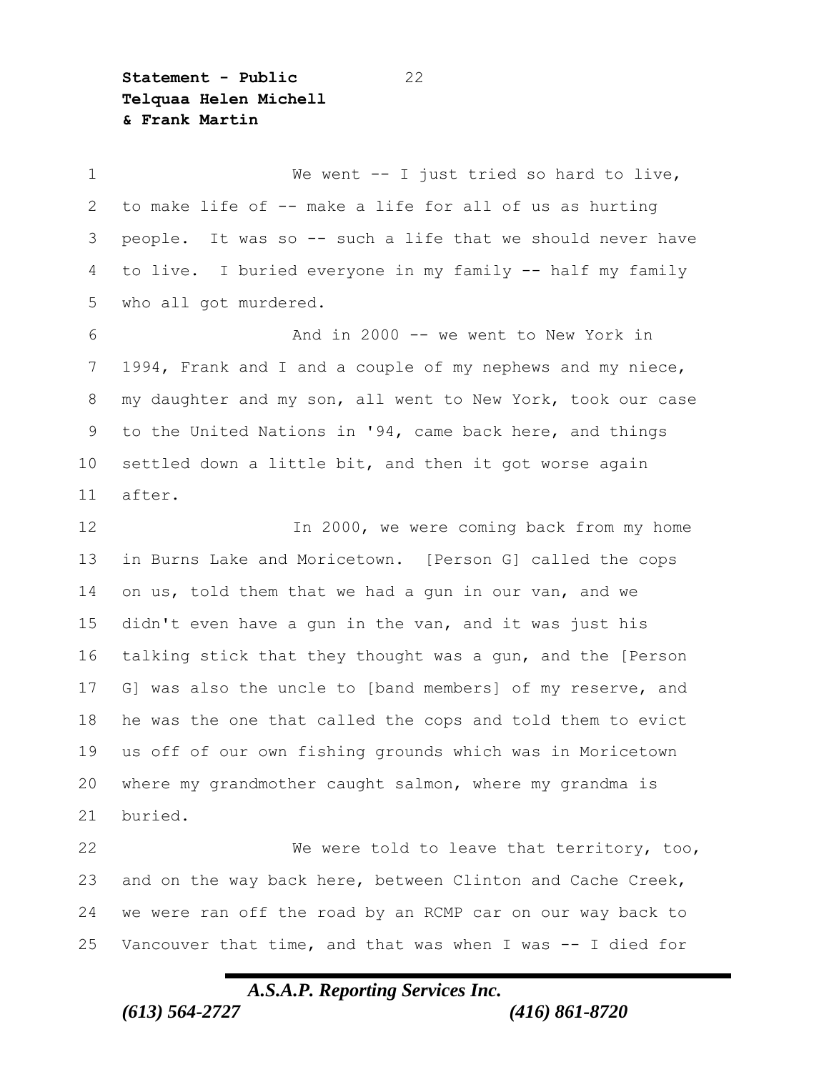We went -- I just tried so hard to live, to make life of -- make a life for all of us as hurting people. It was so -- such a life that we should never have to live. I buried everyone in my family -- half my family who all got murdered.

And in 2000 -- we went to New York in 1994, Frank and I and a couple of my nephews and my niece, my daughter and my son, all went to New York, took our case to the United Nations in '94, came back here, and things settled down a little bit, and then it got worse again after.

In 2000, we were coming back from my home in Burns Lake and Moricetown. [Person G] called the cops on us, told them that we had a gun in our van, and we didn't even have a gun in the van, and it was just his talking stick that they thought was a gun, and the [Person G] was also the uncle to [band members] of my reserve, and he was the one that called the cops and told them to evict us off of our own fishing grounds which was in Moricetown where my grandmother caught salmon, where my grandma is buried.

We were told to leave that territory, too, and on the way back here, between Clinton and Cache Creek, we were ran off the road by an RCMP car on our way back to Vancouver that time, and that was when I was -- I died for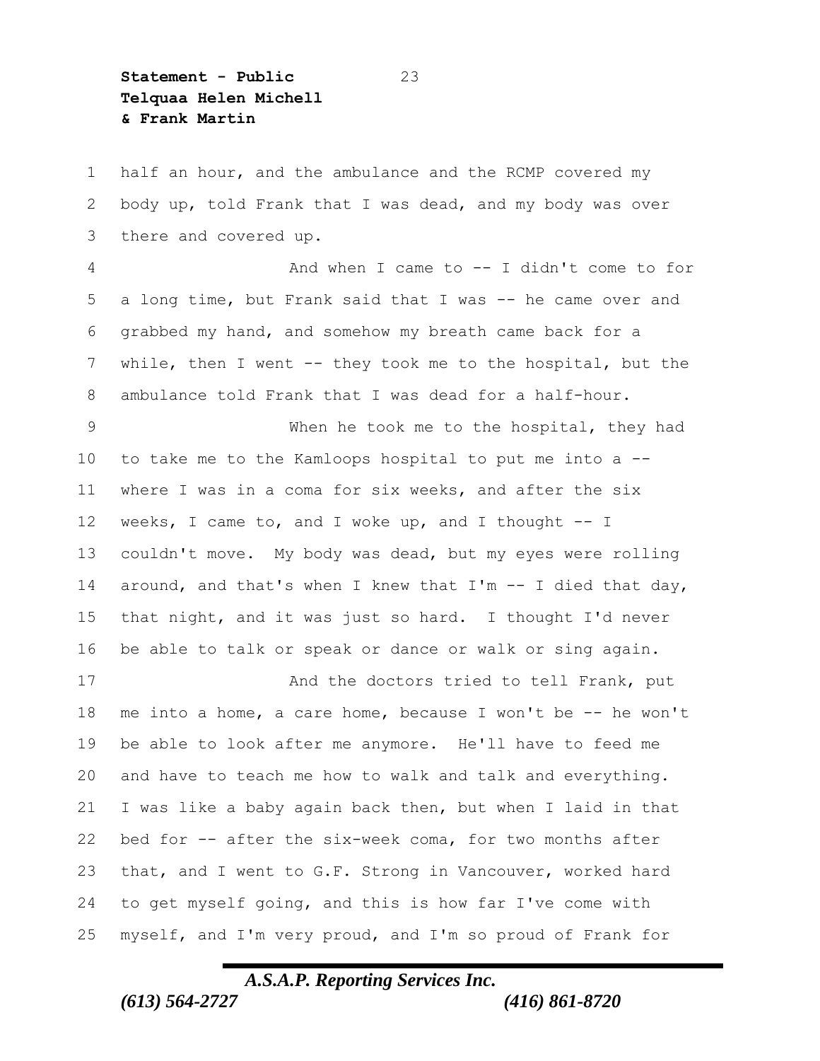half an hour, and the ambulance and the RCMP covered my body up, told Frank that I was dead, and my body was over there and covered up.

And when I came to -- I didn't come to for a long time, but Frank said that I was -- he came over and grabbed my hand, and somehow my breath came back for a while, then I went -- they took me to the hospital, but the ambulance told Frank that I was dead for a half-hour.

When he took me to the hospital, they had to take me to the Kamloops hospital to put me into a -- where I was in a coma for six weeks, and after the six weeks, I came to, and I woke up, and I thought -- I couldn't move. My body was dead, but my eyes were rolling around, and that's when I knew that I'm -- I died that day, that night, and it was just so hard. I thought I'd never be able to talk or speak or dance or walk or sing again.

And the doctors tried to tell Frank, put me into a home, a care home, because I won't be -- he won't be able to look after me anymore. He'll have to feed me and have to teach me how to walk and talk and everything. I was like a baby again back then, but when I laid in that bed for -- after the six-week coma, for two months after that, and I went to G.F. Strong in Vancouver, worked hard to get myself going, and this is how far I've come with myself, and I'm very proud, and I'm so proud of Frank for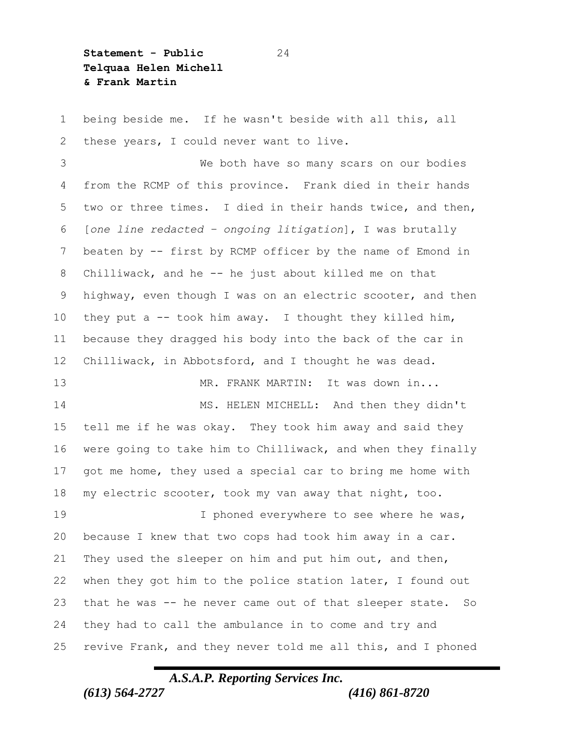being beside me. If he wasn't beside with all this, all these years, I could never want to live.

We both have so many scars on our bodies from the RCMP of this province. Frank died in their hands two or three times. I died in their hands twice, and then, [*one line redacted – ongoing litigation*], I was brutally beaten by -- first by RCMP officer by the name of Emond in Chilliwack, and he -- he just about killed me on that highway, even though I was on an electric scooter, and then they put a -- took him away. I thought they killed him, because they dragged his body into the back of the car in Chilliwack, in Abbotsford, and I thought he was dead.

MR. FRANK MARTIN: It was down in...

MS. HELEN MICHELL: And then they didn't tell me if he was okay. They took him away and said they were going to take him to Chilliwack, and when they finally got me home, they used a special car to bring me home with my electric scooter, took my van away that night, too.

I phoned everywhere to see where he was, because I knew that two cops had took him away in a car. They used the sleeper on him and put him out, and then, when they got him to the police station later, I found out that he was -- he never came out of that sleeper state. So they had to call the ambulance in to come and try and revive Frank, and they never told me all this, and I phoned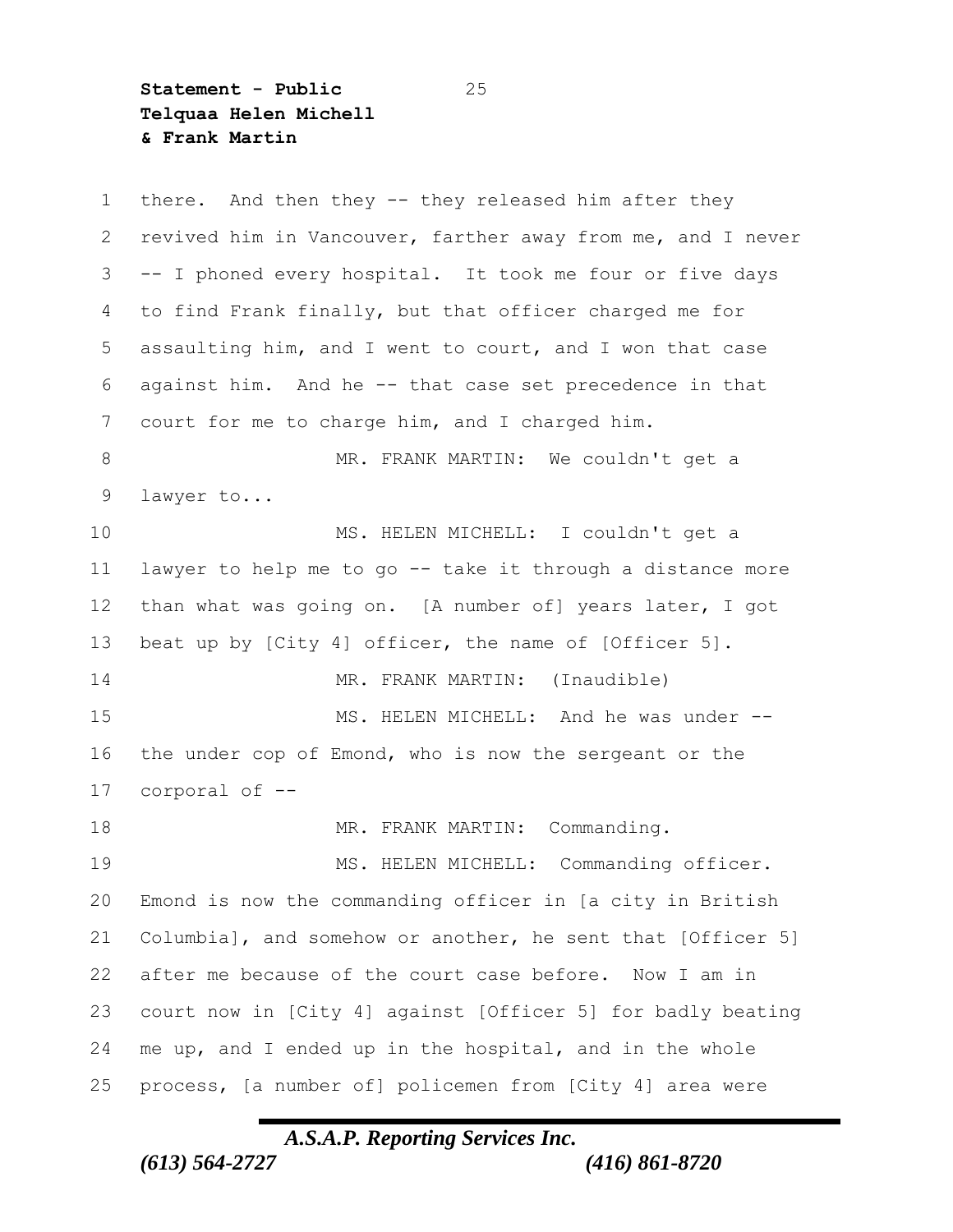there. And then they -- they released him after they revived him in Vancouver, farther away from me, and I never -- I phoned every hospital. It took me four or five days to find Frank finally, but that officer charged me for assaulting him, and I went to court, and I won that case against him. And he -- that case set precedence in that court for me to charge him, and I charged him.

MR. FRANK MARTIN: We couldn't get a lawyer to...

MS. HELEN MICHELL: I couldn't get a lawyer to help me to go -- take it through a distance more than what was going on. [A number of] years later, I got beat up by [City 4] officer, the name of [Officer 5].

MR. FRANK MARTIN: (Inaudible)

MS. HELEN MICHELL: And he was under -- the under cop of Emond, who is now the sergeant or the corporal of --

MR. FRANK MARTIN: Commanding.

MS. HELEN MICHELL: Commanding officer. Emond is now the commanding officer in [a city in British Columbia], and somehow or another, he sent that [Officer 5] after me because of the court case before. Now I am in court now in [City 4] against [Officer 5] for badly beating me up, and I ended up in the hospital, and in the whole process, [a number of] policemen from [City 4] area were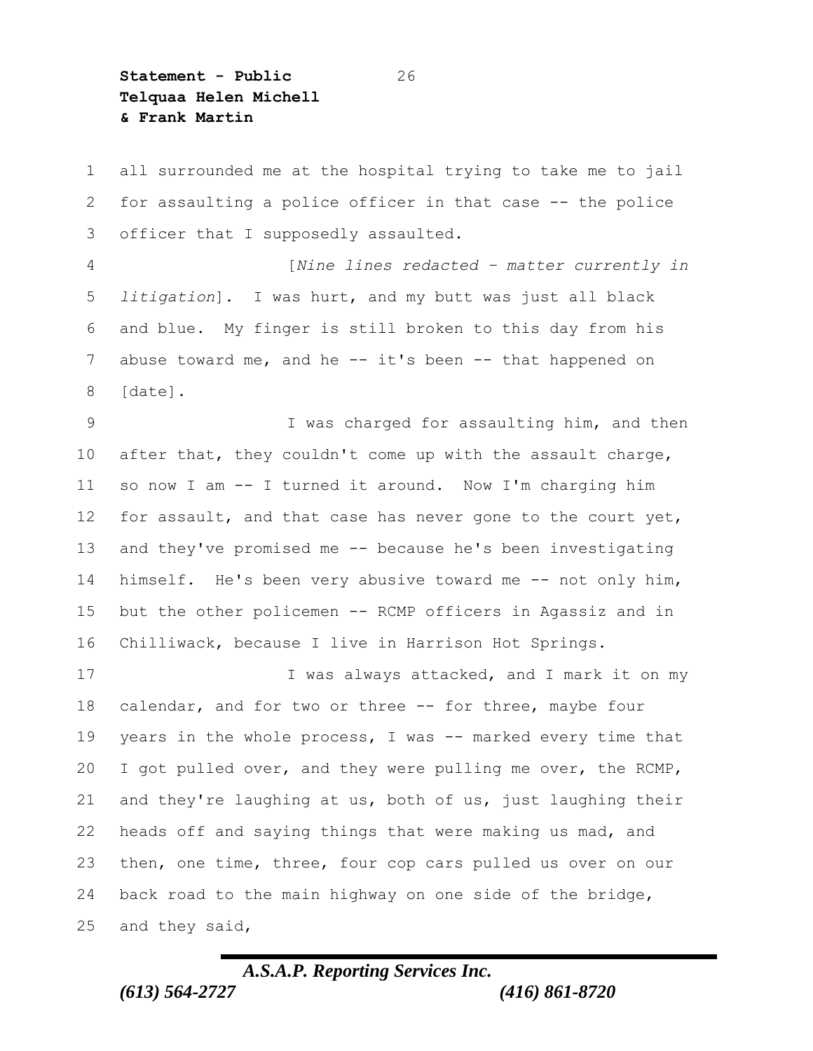all surrounded me at the hospital trying to take me to jail for assaulting a police officer in that case -- the police officer that I supposedly assaulted.

[*Nine lines redacted – matter currently in litigation*]. I was hurt, and my butt was just all black and blue. My finger is still broken to this day from his abuse toward me, and he -- it's been -- that happened on [date].

I was charged for assaulting him, and then after that, they couldn't come up with the assault charge, so now I am -- I turned it around. Now I'm charging him for assault, and that case has never gone to the court yet, and they've promised me -- because he's been investigating himself. He's been very abusive toward me -- not only him, but the other policemen -- RCMP officers in Agassiz and in Chilliwack, because I live in Harrison Hot Springs.

I was always attacked, and I mark it on my calendar, and for two or three -- for three, maybe four years in the whole process, I was -- marked every time that I got pulled over, and they were pulling me over, the RCMP, and they're laughing at us, both of us, just laughing their heads off and saying things that were making us mad, and then, one time, three, four cop cars pulled us over on our back road to the main highway on one side of the bridge, and they said,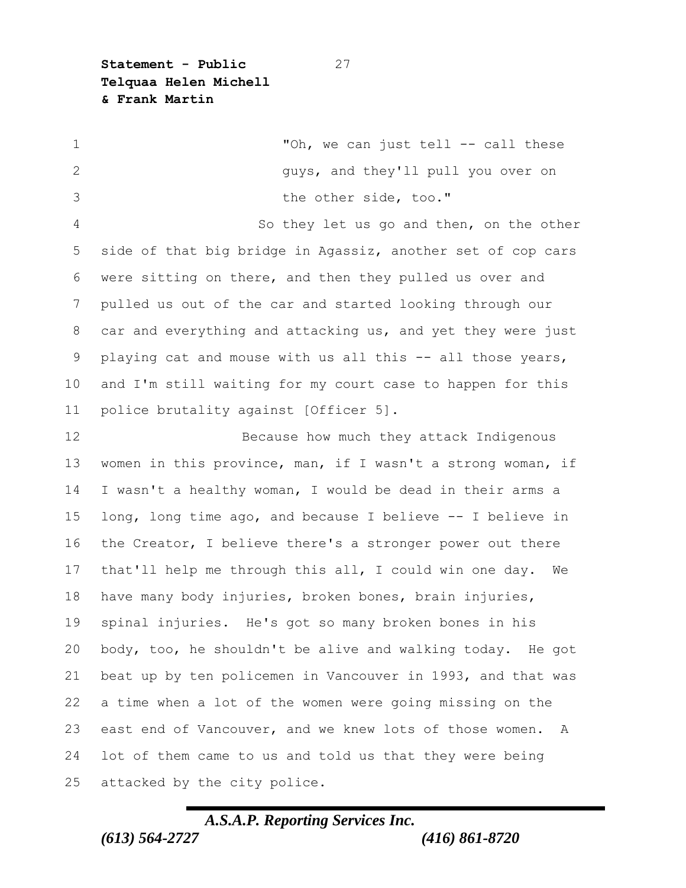"Oh, we can just tell -- call these guys, and they'll pull you over on the other side, too."

So they let us go and then, on the other side of that big bridge in Agassiz, another set of cop cars were sitting on there, and then they pulled us over and pulled us out of the car and started looking through our car and everything and attacking us, and yet they were just playing cat and mouse with us all this -- all those years, and I'm still waiting for my court case to happen for this police brutality against [Officer 5].

Because how much they attack Indigenous women in this province, man, if I wasn't a strong woman, if I wasn't a healthy woman, I would be dead in their arms a long, long time ago, and because I believe -- I believe in the Creator, I believe there's a stronger power out there that'll help me through this all, I could win one day. We have many body injuries, broken bones, brain injuries, spinal injuries. He's got so many broken bones in his body, too, he shouldn't be alive and walking today. He got beat up by ten policemen in Vancouver in 1993, and that was a time when a lot of the women were going missing on the east end of Vancouver, and we knew lots of those women. A lot of them came to us and told us that they were being attacked by the city police.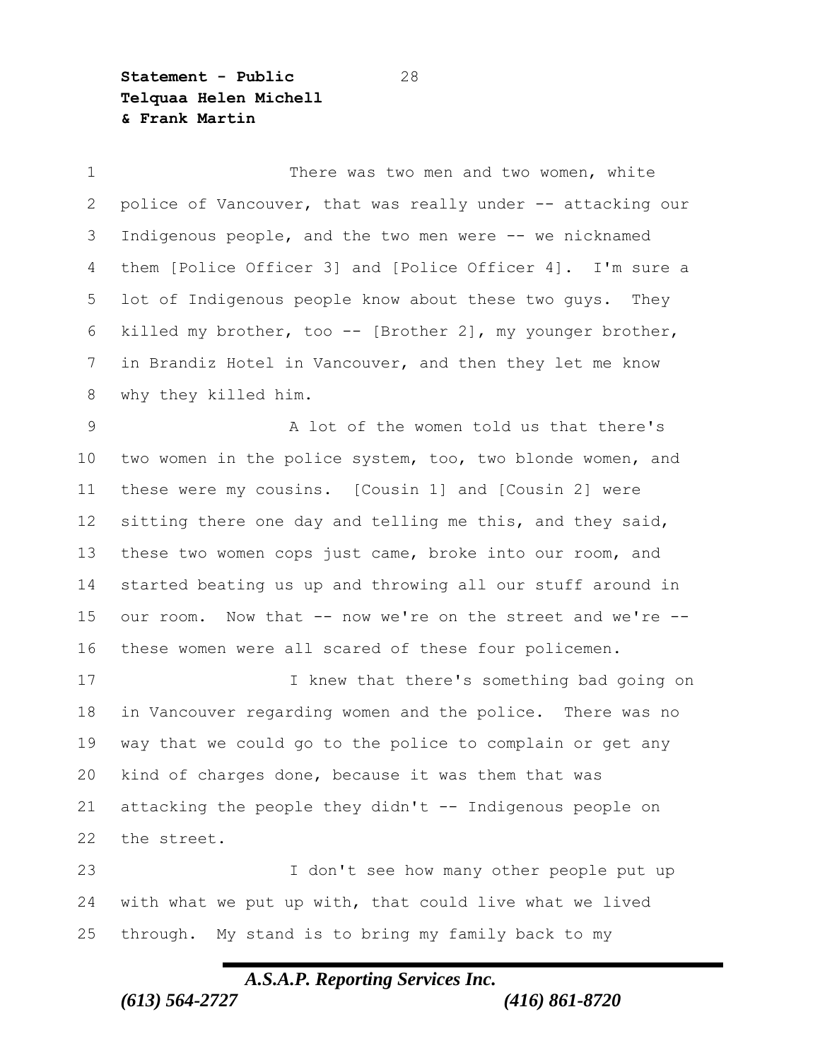There was two men and two women, white police of Vancouver, that was really under -- attacking our Indigenous people, and the two men were -- we nicknamed them [Police Officer 3] and [Police Officer 4]. I'm sure a lot of Indigenous people know about these two guys. They killed my brother, too -- [Brother 2], my younger brother, in Brandiz Hotel in Vancouver, and then they let me know why they killed him.

A lot of the women told us that there's two women in the police system, too, two blonde women, and these were my cousins. [Cousin 1] and [Cousin 2] were sitting there one day and telling me this, and they said, these two women cops just came, broke into our room, and started beating us up and throwing all our stuff around in our room. Now that -- now we're on the street and we're -- these women were all scared of these four policemen.

I knew that there's something bad going on in Vancouver regarding women and the police. There was no way that we could go to the police to complain or get any kind of charges done, because it was them that was attacking the people they didn't -- Indigenous people on the street.

I don't see how many other people put up with what we put up with, that could live what we lived through. My stand is to bring my family back to my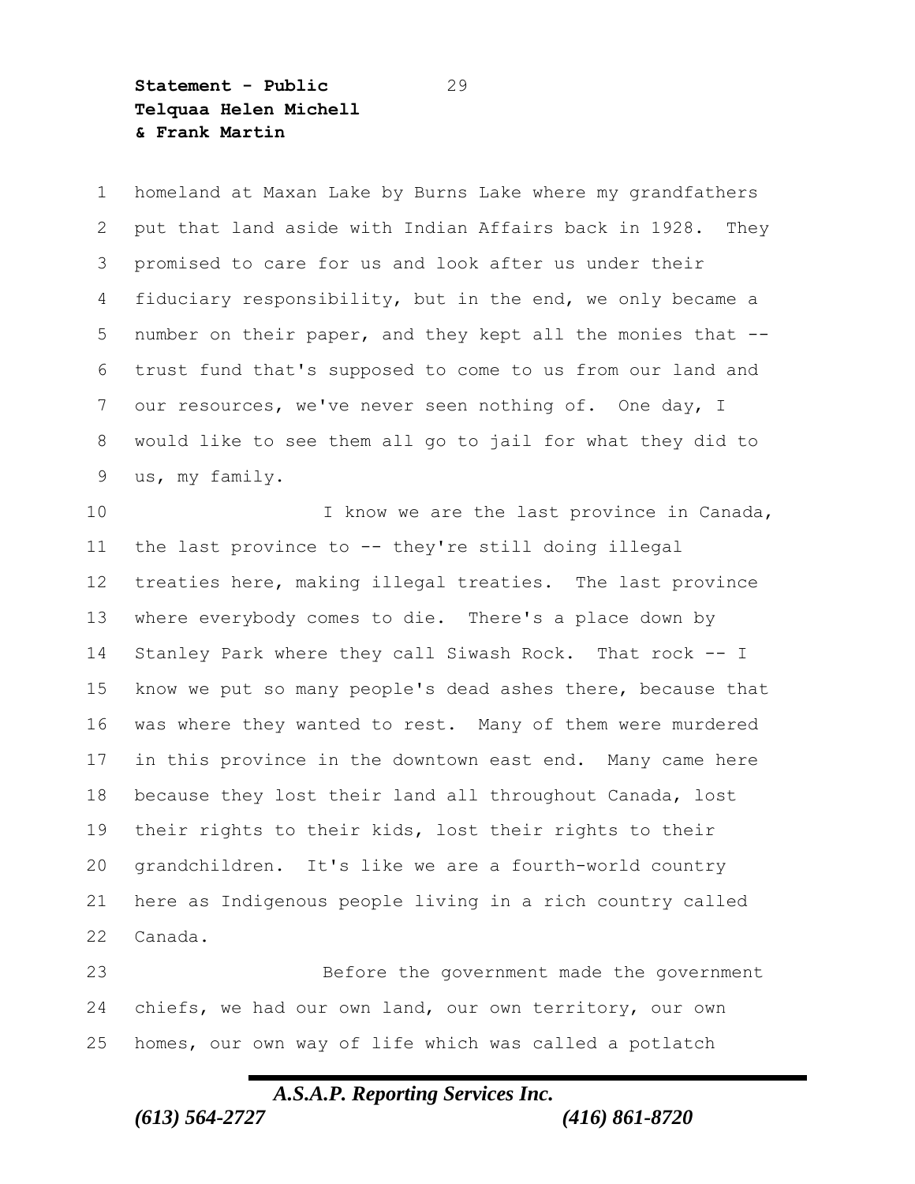homeland at Maxan Lake by Burns Lake where my grandfathers put that land aside with Indian Affairs back in 1928. They promised to care for us and look after us under their fiduciary responsibility, but in the end, we only became a number on their paper, and they kept all the monies that -- trust fund that's supposed to come to us from our land and our resources, we've never seen nothing of. One day, I would like to see them all go to jail for what they did to us, my family.

I know we are the last province in Canada, the last province to -- they're still doing illegal treaties here, making illegal treaties. The last province where everybody comes to die. There's a place down by Stanley Park where they call Siwash Rock. That rock -- I know we put so many people's dead ashes there, because that was where they wanted to rest. Many of them were murdered in this province in the downtown east end. Many came here because they lost their land all throughout Canada, lost their rights to their kids, lost their rights to their grandchildren. It's like we are a fourth-world country here as Indigenous people living in a rich country called Canada.

Before the government made the government chiefs, we had our own land, our own territory, our own homes, our own way of life which was called a potlatch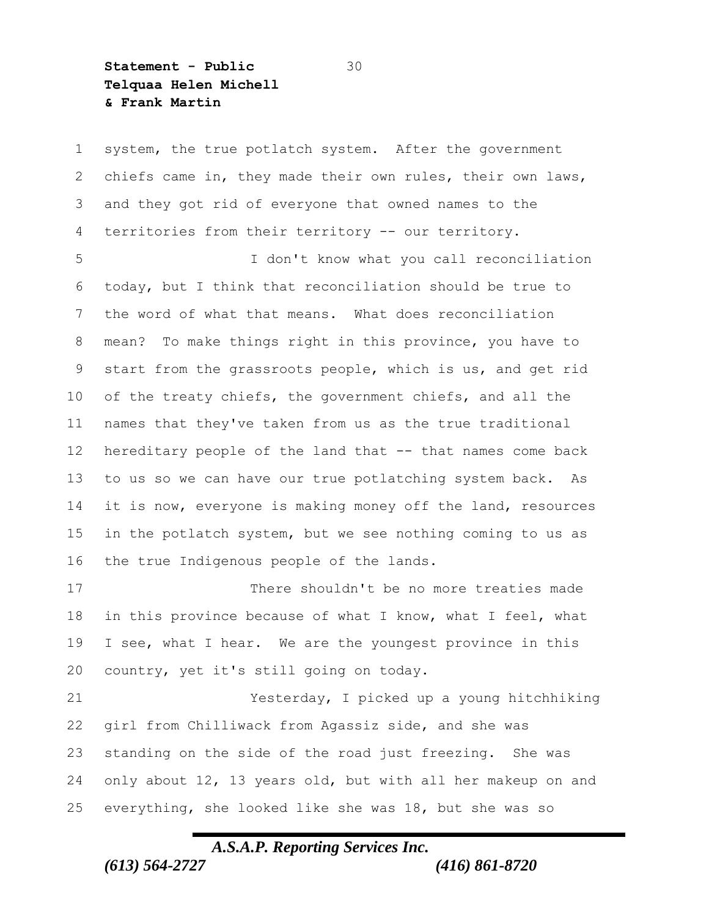system, the true potlatch system. After the government chiefs came in, they made their own rules, their own laws, and they got rid of everyone that owned names to the territories from their territory -- our territory.

I don't know what you call reconciliation today, but I think that reconciliation should be true to the word of what that means. What does reconciliation mean? To make things right in this province, you have to start from the grassroots people, which is us, and get rid of the treaty chiefs, the government chiefs, and all the names that they've taken from us as the true traditional hereditary people of the land that -- that names come back to us so we can have our true potlatching system back. As it is now, everyone is making money off the land, resources in the potlatch system, but we see nothing coming to us as the true Indigenous people of the lands.

There shouldn't be no more treaties made in this province because of what I know, what I feel, what I see, what I hear. We are the youngest province in this country, yet it's still going on today.

Yesterday, I picked up a young hitchhiking girl from Chilliwack from Agassiz side, and she was standing on the side of the road just freezing. She was only about 12, 13 years old, but with all her makeup on and everything, she looked like she was 18, but she was so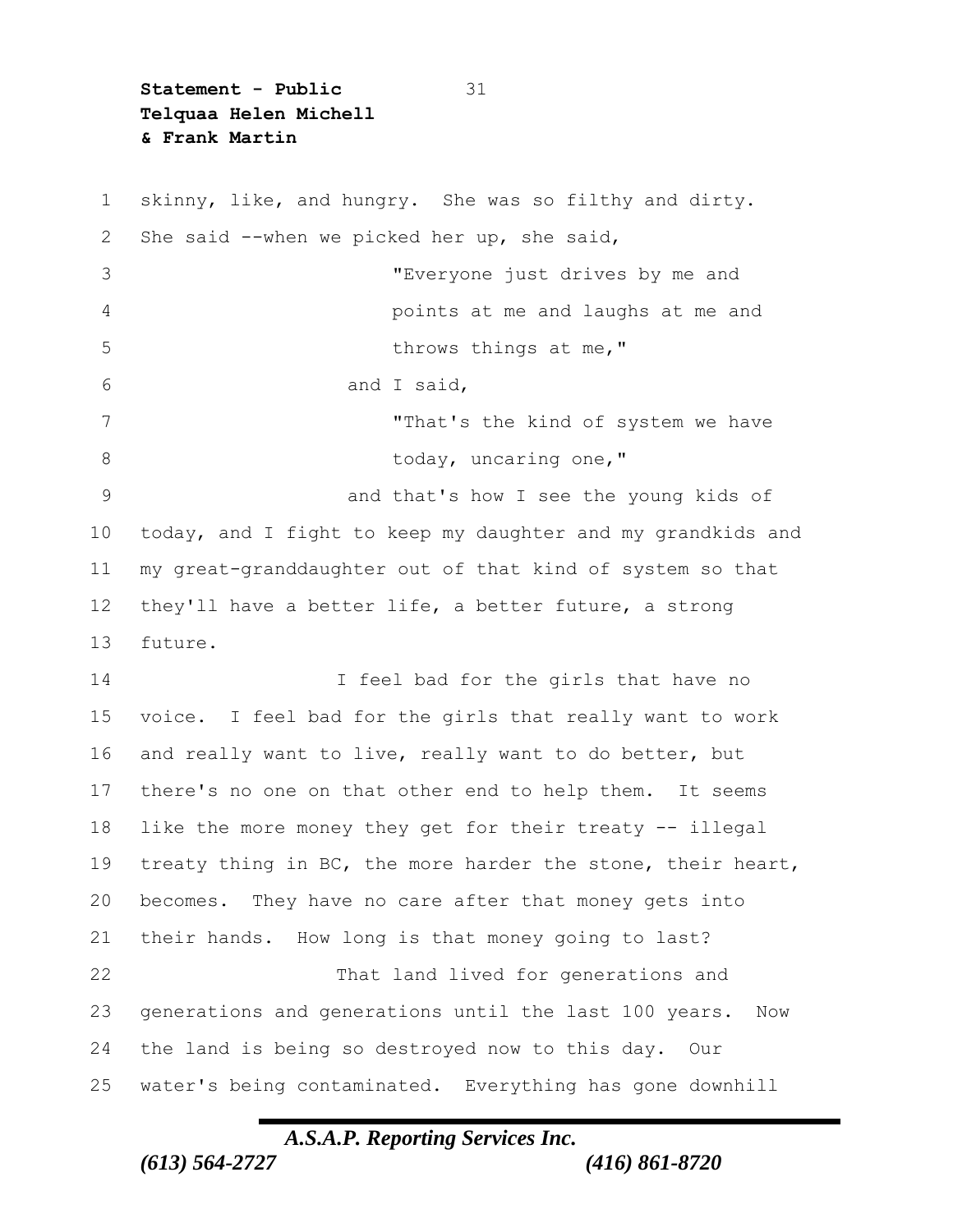skinny, like, and hungry. She was so filthy and dirty. She said --when we picked her up, she said,

> "Everyone just drives by me and points at me and laughs at me and throws things at me,"

and I said,

> "That's the kind of system we have today, uncaring one,"

and that's how I see the young kids of today, and I fight to keep my daughter and my grandkids and my great-granddaughter out of that kind of system so that they'll have a better life, a better future, a strong future.

I feel bad for the girls that have no voice. I feel bad for the girls that really want to work and really want to live, really want to do better, but there's no one on that other end to help them. It seems like the more money they get for their treaty -- illegal treaty thing in BC, the more harder the stone, their heart, becomes. They have no care after that money gets into their hands. How long is that money going to last?

That land lived for generations and generations and generations until the last 100 years. Now the land is being so destroyed now to this day. Our water's being contaminated. Everything has gone downhill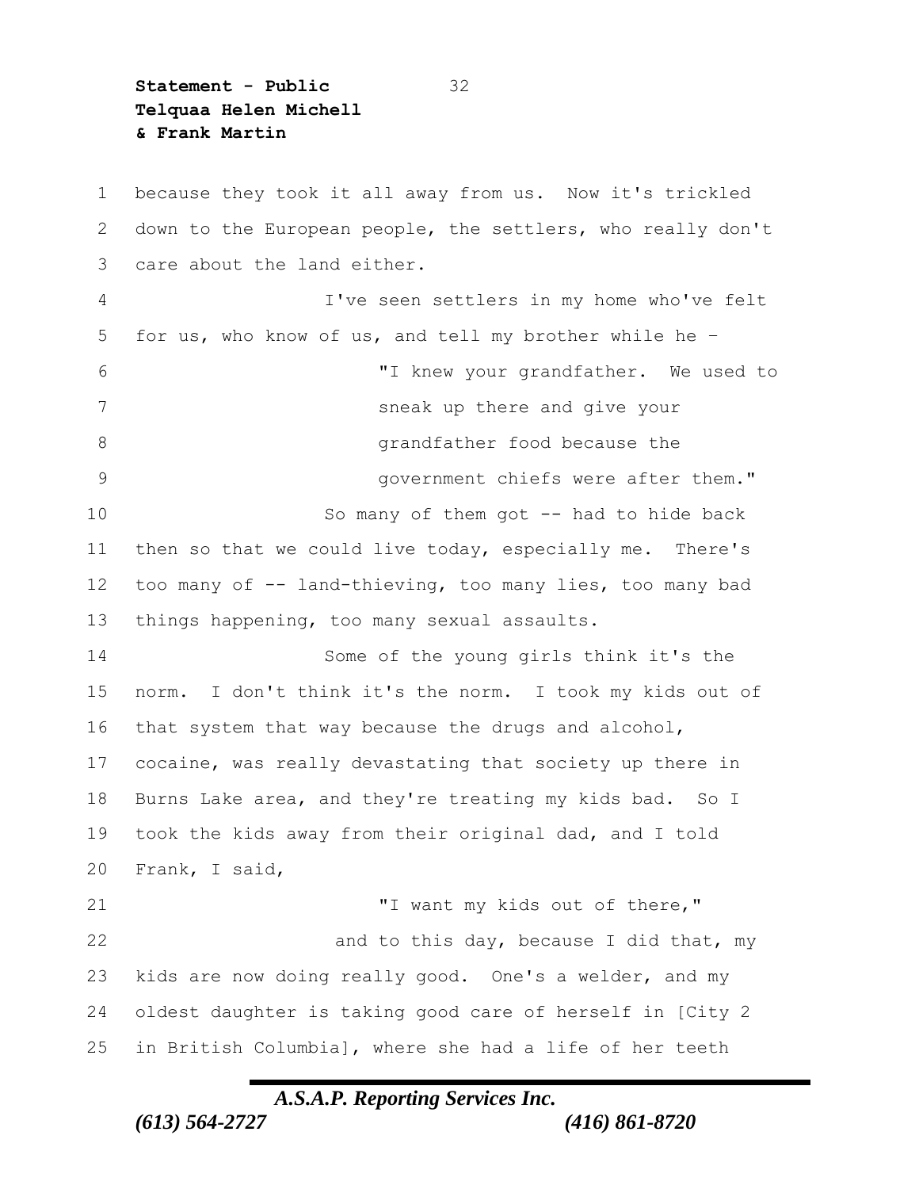because they took it all away from us. Now it's trickled down to the European people, the settlers, who really don't care about the land either.

I've seen settlers in my home who've felt for us, who know of us, and tell my brother while he –

> "I knew your grandfather. We used to sneak up there and give your grandfather food because the government chiefs were after them."

So many of them got -- had to hide back then so that we could live today, especially me. There's too many of -- land-thieving, too many lies, too many bad things happening, too many sexual assaults.

Some of the young girls think it's the norm. I don't think it's the norm. I took my kids out of that system that way because the drugs and alcohol, cocaine, was really devastating that society up there in Burns Lake area, and they're treating my kids bad. So I took the kids away from their original dad, and I told Frank, I said,

> "I want my kids out of there,"

and to this day, because I did that, my kids are now doing really good. One's a welder, and my oldest daughter is taking good care of herself in [City 2 in British Columbia], where she had a life of her teeth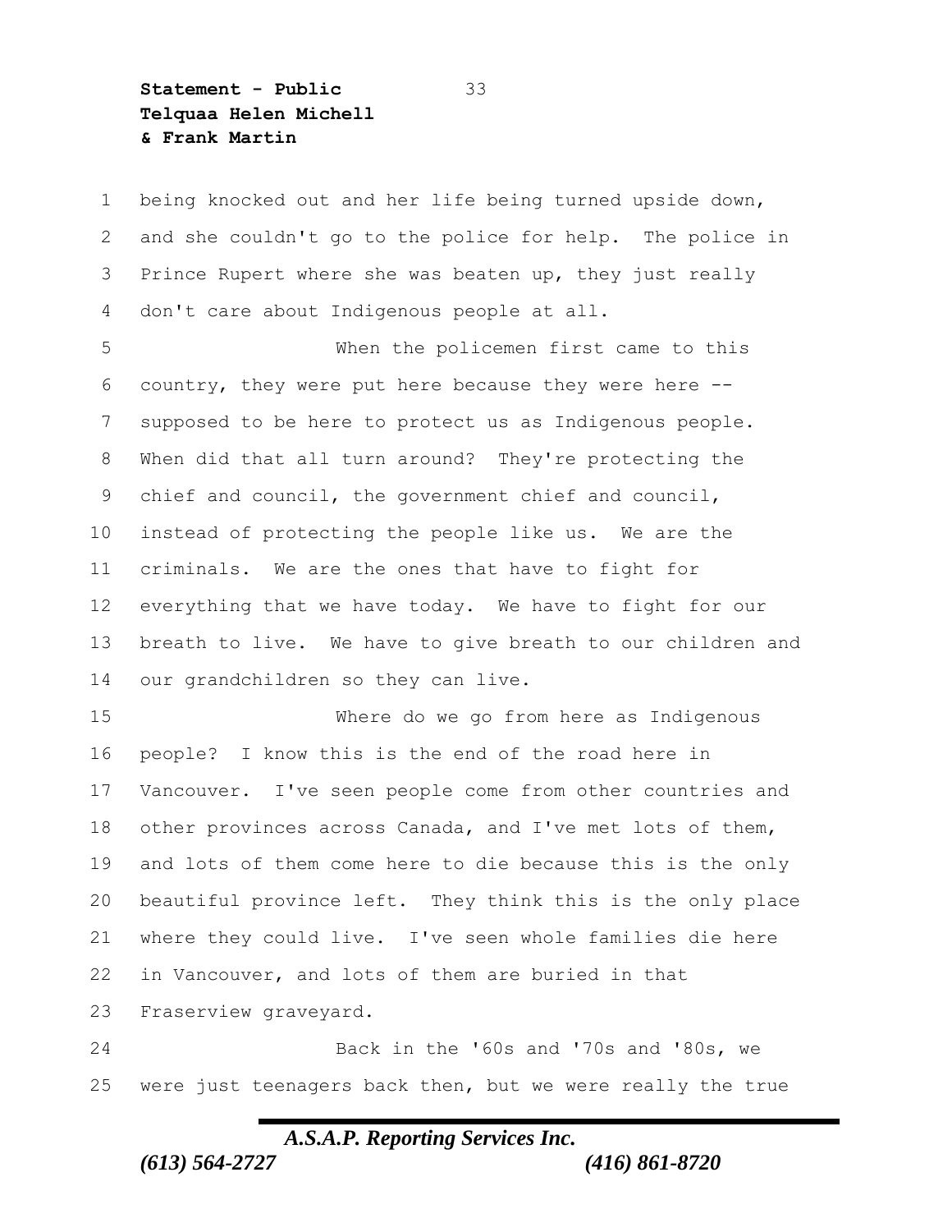being knocked out and her life being turned upside down, and she couldn't go to the police for help. The police in Prince Rupert where she was beaten up, they just really don't care about Indigenous people at all.

When the policemen first came to this country, they were put here because they were here -- supposed to be here to protect us as Indigenous people. When did that all turn around? They're protecting the chief and council, the government chief and council, instead of protecting the people like us. We are the criminals. We are the ones that have to fight for everything that we have today. We have to fight for our breath to live. We have to give breath to our children and our grandchildren so they can live.

Where do we go from here as Indigenous people? I know this is the end of the road here in Vancouver. I've seen people come from other countries and other provinces across Canada, and I've met lots of them, and lots of them come here to die because this is the only beautiful province left. They think this is the only place where they could live. I've seen whole families die here in Vancouver, and lots of them are buried in that Fraserview graveyard.

Back in the '60s and '70s and '80s, we were just teenagers back then, but we were really the true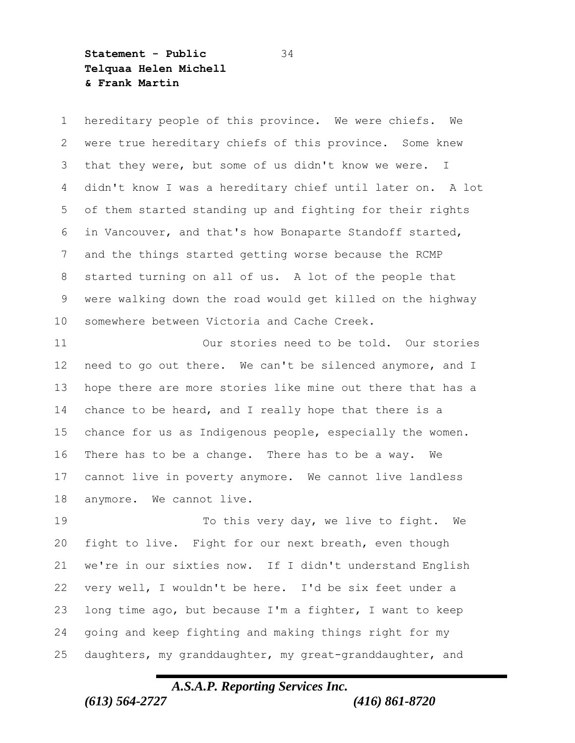hereditary people of this province. We were chiefs. We were true hereditary chiefs of this province. Some knew that they were, but some of us didn't know we were. I didn't know I was a hereditary chief until later on. A lot of them started standing up and fighting for their rights in Vancouver, and that's how Bonaparte Standoff started, and the things started getting worse because the RCMP started turning on all of us. A lot of the people that were walking down the road would get killed on the highway somewhere between Victoria and Cache Creek.

Our stories need to be told. Our stories need to go out there. We can't be silenced anymore, and I hope there are more stories like mine out there that has a chance to be heard, and I really hope that there is a chance for us as Indigenous people, especially the women. There has to be a change. There has to be a way. We cannot live in poverty anymore. We cannot live landless anymore. We cannot live.

To this very day, we live to fight. We fight to live. Fight for our next breath, even though we're in our sixties now. If I didn't understand English very well, I wouldn't be here. I'd be six feet under a long time ago, but because I'm a fighter, I want to keep going and keep fighting and making things right for my daughters, my granddaughter, my great-granddaughter, and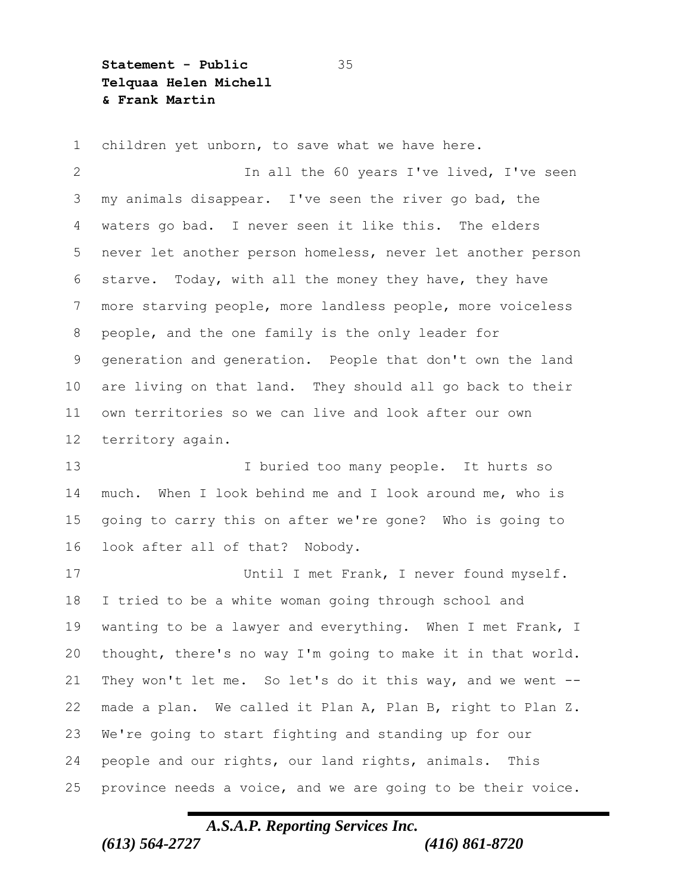children yet unborn, to save what we have here.

In all the 60 years I've lived, I've seen my animals disappear. I've seen the river go bad, the waters go bad. I never seen it like this. The elders never let another person homeless, never let another person starve. Today, with all the money they have, they have more starving people, more landless people, more voiceless people, and the one family is the only leader for generation and generation. People that don't own the land are living on that land. They should all go back to their own territories so we can live and look after our own territory again.

I buried too many people. It hurts so much. When I look behind me and I look around me, who is going to carry this on after we're gone? Who is going to look after all of that? Nobody.

Until I met Frank, I never found myself. I tried to be a white woman going through school and wanting to be a lawyer and everything. When I met Frank, I thought, there's no way I'm going to make it in that world. They won't let me. So let's do it this way, and we went -- made a plan. We called it Plan A, Plan B, right to Plan Z. We're going to start fighting and standing up for our people and our rights, our land rights, animals. This province needs a voice, and we are going to be their voice.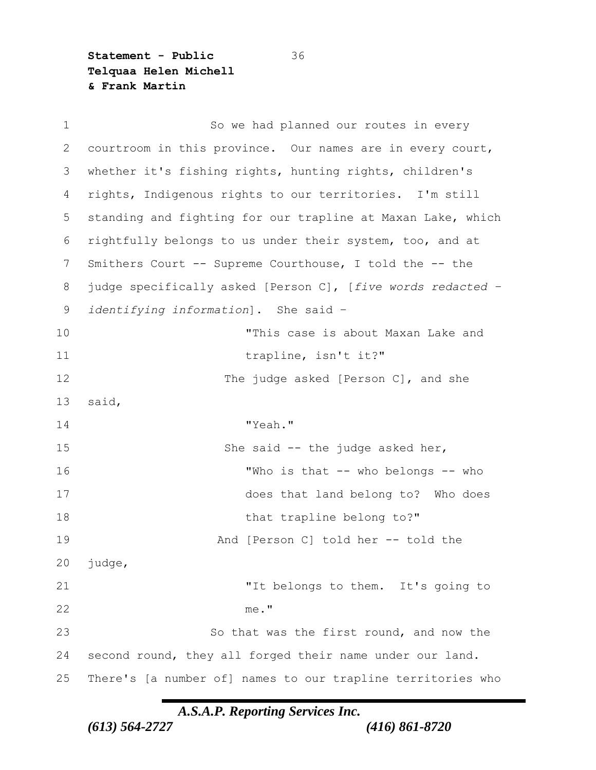So we had planned our routes in every courtroom in this province. Our names are in every court, whether it's fishing rights, hunting rights, children's rights, Indigenous rights to our territories. I'm still standing and fighting for our trapline at Maxan Lake, which rightfully belongs to us under their system, too, and at Smithers Court -- Supreme Courthouse, I told the -- the judge specifically asked [Person C], [*five words redacted – identifying information*]. She said –

> "This case is about Maxan Lake and trapline, isn't it?"

The judge asked [Person C], and she said,

> "Yeah."

She said -- the judge asked her,

> "Who is that -- who belongs -- who does that land belong to? Who does that trapline belong to?"

And [Person C] told her -- told the judge,

> "It belongs to them. It's going to me."

So that was the first round, and now the second round, they all forged their name under our land. There's [a number of] names to our trapline territories who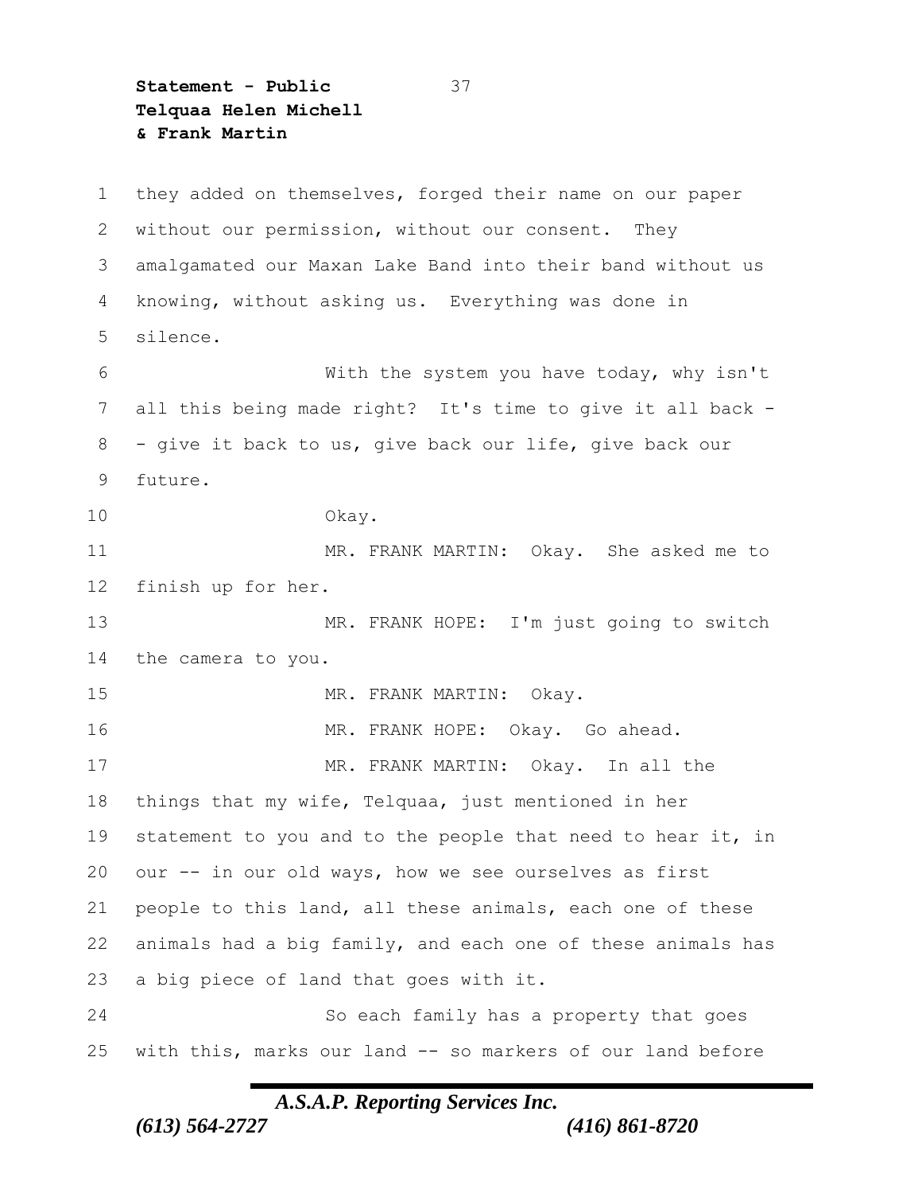they added on themselves, forged their name on our paper without our permission, without our consent. They amalgamated our Maxan Lake Band into their band without us knowing, without asking us. Everything was done in silence.

With the system you have today, why isn't all this being made right? It's time to give it all back -- give it back to us, give back our life, give back our future.

Okay.

MR. FRANK MARTIN: Okay. She asked me to finish up for her.

MR. FRANK HOPE: I'm just going to switch the camera to you.

MR. FRANK MARTIN: Okay.

MR. FRANK HOPE: Okay. Go ahead.

MR. FRANK MARTIN: Okay. In all the things that my wife, Telquaa, just mentioned in her statement to you and to the people that need to hear it, in our -- in our old ways, how we see ourselves as first people to this land, all these animals, each one of these animals had a big family, and each one of these animals has a big piece of land that goes with it.

So each family has a property that goes with this, marks our land -- so markers of our land before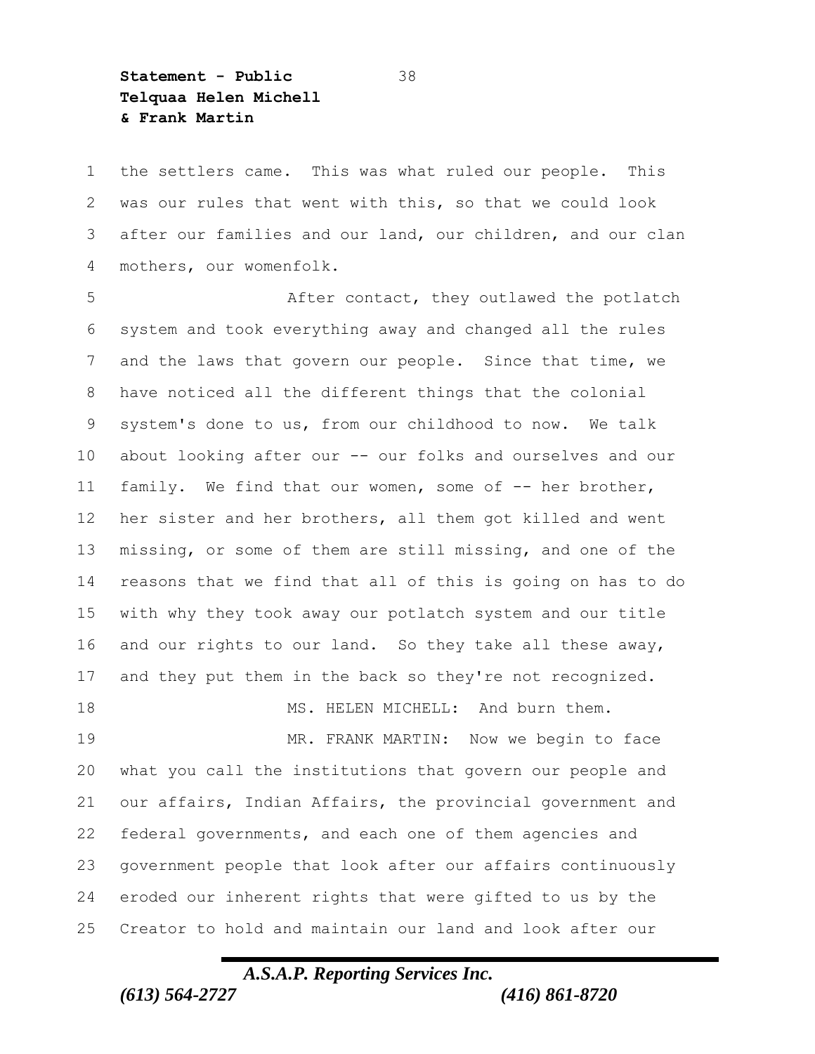the settlers came. This was what ruled our people. This was our rules that went with this, so that we could look after our families and our land, our children, and our clan mothers, our womenfolk.

After contact, they outlawed the potlatch system and took everything away and changed all the rules and the laws that govern our people. Since that time, we have noticed all the different things that the colonial system's done to us, from our childhood to now. We talk about looking after our -- our folks and ourselves and our family. We find that our women, some of -- her brother, her sister and her brothers, all them got killed and went missing, or some of them are still missing, and one of the reasons that we find that all of this is going on has to do with why they took away our potlatch system and our title and our rights to our land. So they take all these away, and they put them in the back so they're not recognized.

MS. HELEN MICHELL: And burn them.

MR. FRANK MARTIN: Now we begin to face what you call the institutions that govern our people and our affairs, Indian Affairs, the provincial government and federal governments, and each one of them agencies and government people that look after our affairs continuously eroded our inherent rights that were gifted to us by the Creator to hold and maintain our land and look after our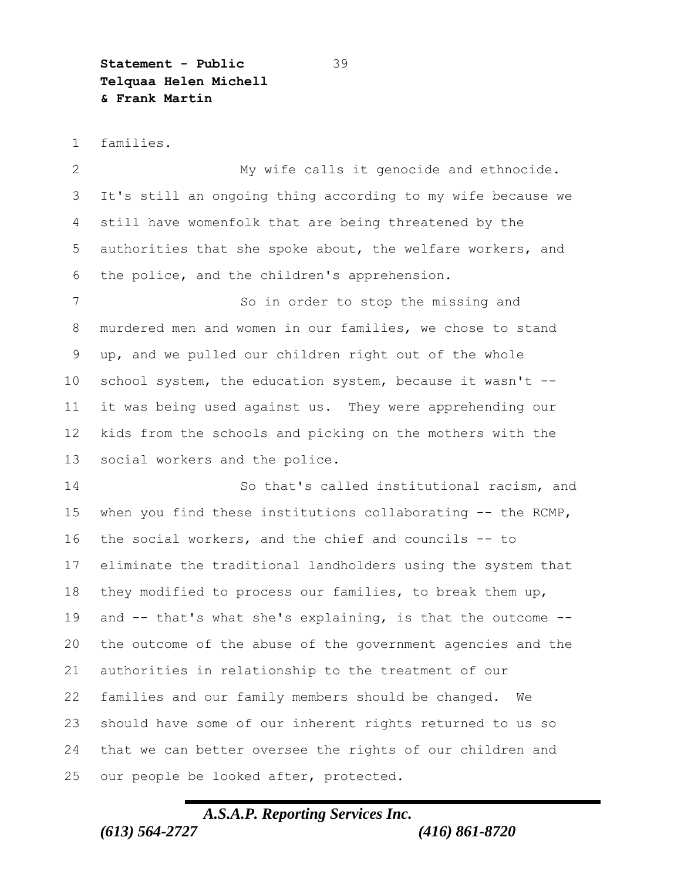families.

My wife calls it genocide and ethnocide. It's still an ongoing thing according to my wife because we still have womenfolk that are being threatened by the authorities that she spoke about, the welfare workers, and the police, and the children's apprehension.

So in order to stop the missing and murdered men and women in our families, we chose to stand up, and we pulled our children right out of the whole school system, the education system, because it wasn't -- it was being used against us. They were apprehending our kids from the schools and picking on the mothers with the social workers and the police.

So that's called institutional racism, and when you find these institutions collaborating -- the RCMP, the social workers, and the chief and councils -- to eliminate the traditional landholders using the system that they modified to process our families, to break them up, and -- that's what she's explaining, is that the outcome -- the outcome of the abuse of the government agencies and the authorities in relationship to the treatment of our families and our family members should be changed. We should have some of our inherent rights returned to us so that we can better oversee the rights of our children and our people be looked after, protected.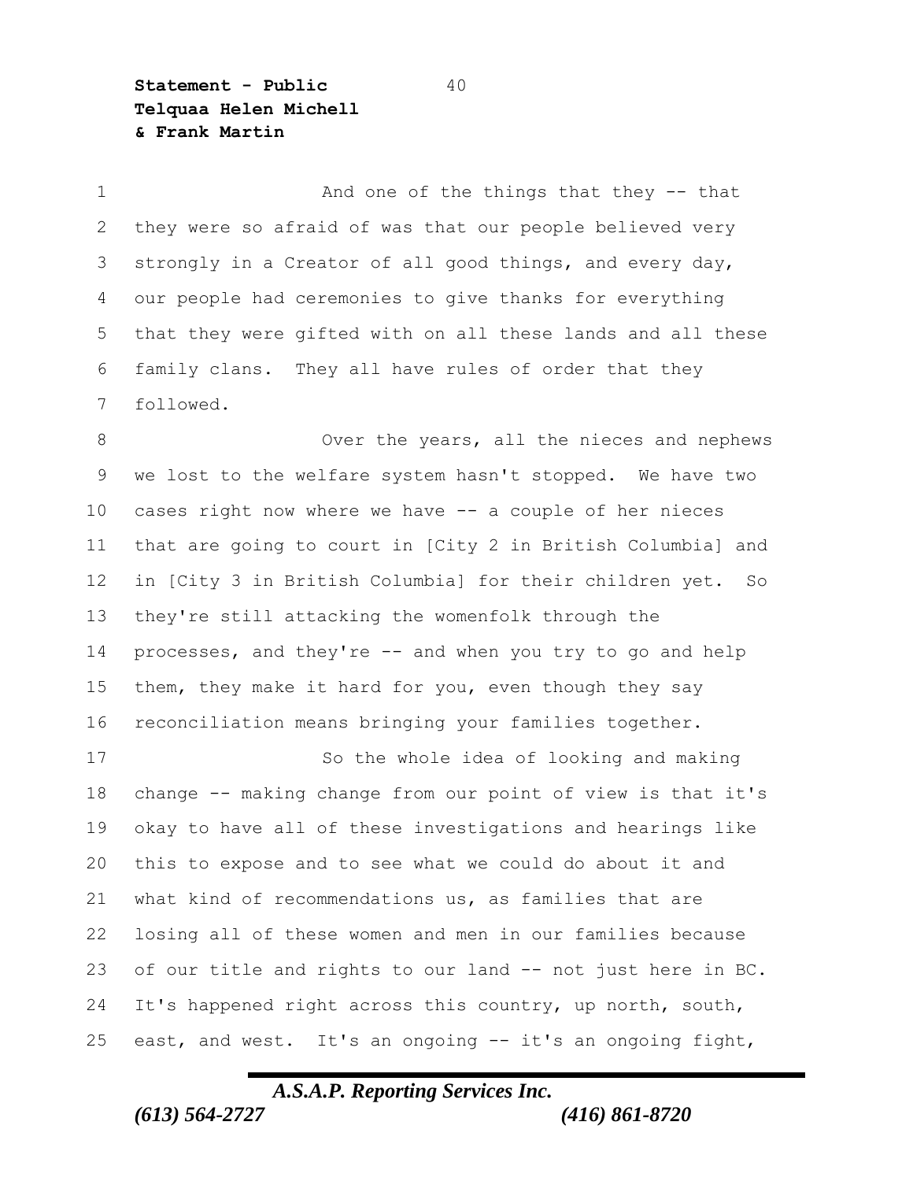And one of the things that they -- that they were so afraid of was that our people believed very strongly in a Creator of all good things, and every day, our people had ceremonies to give thanks for everything that they were gifted with on all these lands and all these family clans. They all have rules of order that they followed.

Over the years, all the nieces and nephews we lost to the welfare system hasn't stopped. We have two cases right now where we have -- a couple of her nieces that are going to court in [City 2 in British Columbia] and in [City 3 in British Columbia] for their children yet. So they're still attacking the womenfolk through the processes, and they're -- and when you try to go and help them, they make it hard for you, even though they say reconciliation means bringing your families together.

So the whole idea of looking and making change -- making change from our point of view is that it's okay to have all of these investigations and hearings like this to expose and to see what we could do about it and what kind of recommendations us, as families that are losing all of these women and men in our families because of our title and rights to our land -- not just here in BC. It's happened right across this country, up north, south, east, and west. It's an ongoing -- it's an ongoing fight,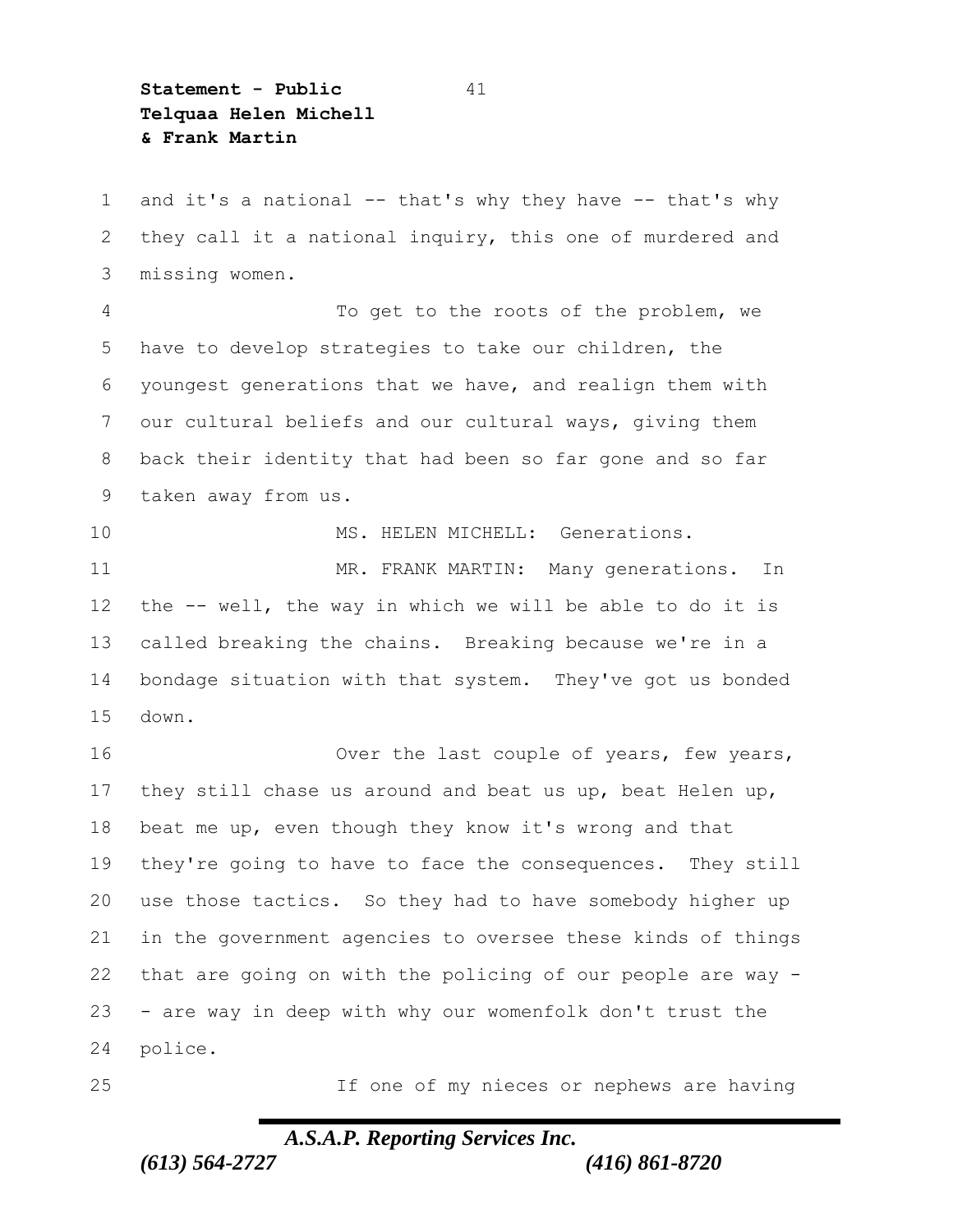and it's a national -- that's why they have -- that's why they call it a national inquiry, this one of murdered and missing women.

To get to the roots of the problem, we have to develop strategies to take our children, the youngest generations that we have, and realign them with our cultural beliefs and our cultural ways, giving them back their identity that had been so far gone and so far taken away from us.

MS. HELEN MICHELL: Generations.

MR. FRANK MARTIN: Many generations. In the -- well, the way in which we will be able to do it is called breaking the chains. Breaking because we're in a bondage situation with that system. They've got us bonded down.

Over the last couple of years, few years, they still chase us around and beat us up, beat Helen up, beat me up, even though they know it's wrong and that they're going to have to face the consequences. They still use those tactics. So they had to have somebody higher up in the government agencies to oversee these kinds of things that are going on with the policing of our people are way -- are way in deep with why our womenfolk don't trust the police.

If one of my nieces or nephews are having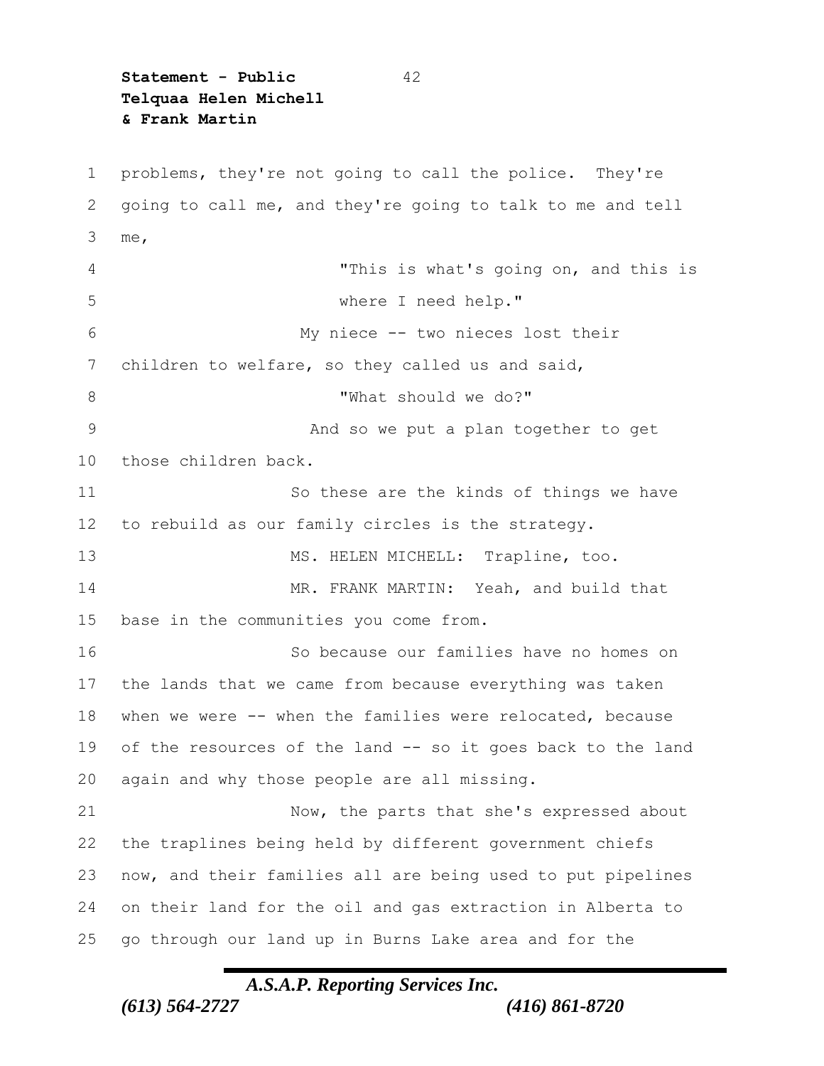problems, they're not going to call the police. They're going to call me, and they're going to talk to me and tell me,

> "This is what's going on, and this is where I need help."

My niece -- two nieces lost their children to welfare, so they called us and said,

> "What should we do?"

And so we put a plan together to get those children back.

So these are the kinds of things we have to rebuild as our family circles is the strategy.

MS. HELEN MICHELL: Trapline, too.

MR. FRANK MARTIN: Yeah, and build that base in the communities you come from.

So because our families have no homes on the lands that we came from because everything was taken when we were -- when the families were relocated, because of the resources of the land -- so it goes back to the land again and why those people are all missing.

Now, the parts that she's expressed about the traplines being held by different government chiefs now, and their families all are being used to put pipelines on their land for the oil and gas extraction in Alberta to go through our land up in Burns Lake area and for the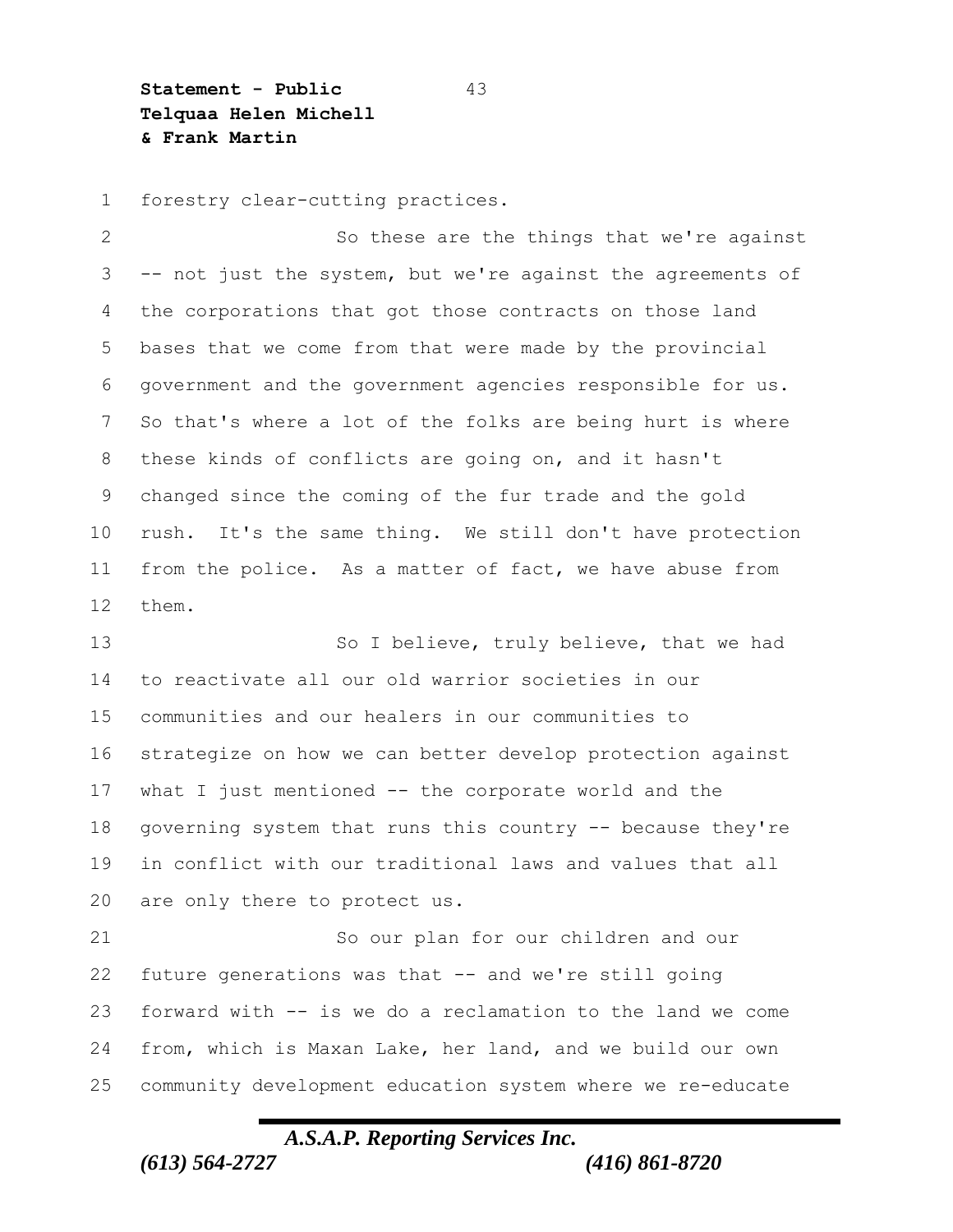forestry clear-cutting practices.

So these are the things that we're against -- not just the system, but we're against the agreements of the corporations that got those contracts on those land bases that we come from that were made by the provincial government and the government agencies responsible for us. So that's where a lot of the folks are being hurt is where these kinds of conflicts are going on, and it hasn't changed since the coming of the fur trade and the gold rush. It's the same thing. We still don't have protection from the police. As a matter of fact, we have abuse from them.

So I believe, truly believe, that we had to reactivate all our old warrior societies in our communities and our healers in our communities to strategize on how we can better develop protection against what I just mentioned -- the corporate world and the governing system that runs this country -- because they're in conflict with our traditional laws and values that all are only there to protect us.

So our plan for our children and our future generations was that -- and we're still going forward with -- is we do a reclamation to the land we come from, which is Maxan Lake, her land, and we build our own community development education system where we re-educate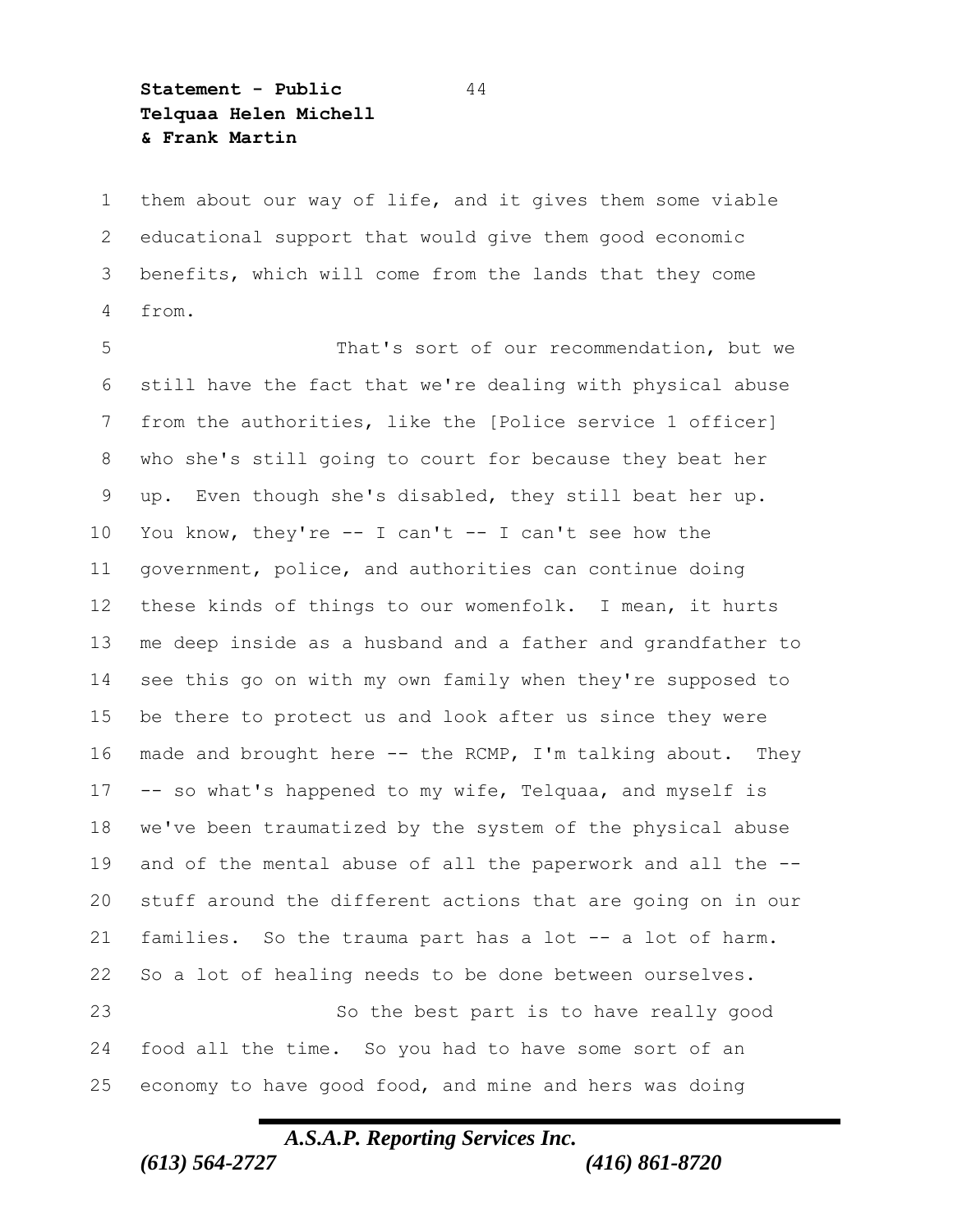them about our way of life, and it gives them some viable educational support that would give them good economic benefits, which will come from the lands that they come from.

That's sort of our recommendation, but we still have the fact that we're dealing with physical abuse from the authorities, like the [Police service 1 officer] who she's still going to court for because they beat her up. Even though she's disabled, they still beat her up. You know, they're -- I can't -- I can't see how the government, police, and authorities can continue doing these kinds of things to our womenfolk. I mean, it hurts me deep inside as a husband and a father and grandfather to see this go on with my own family when they're supposed to be there to protect us and look after us since they were made and brought here -- the RCMP, I'm talking about. They -- so what's happened to my wife, Telquaa, and myself is we've been traumatized by the system of the physical abuse and of the mental abuse of all the paperwork and all the -- stuff around the different actions that are going on in our families. So the trauma part has a lot -- a lot of harm. So a lot of healing needs to be done between ourselves.

So the best part is to have really good food all the time. So you had to have some sort of an economy to have good food, and mine and hers was doing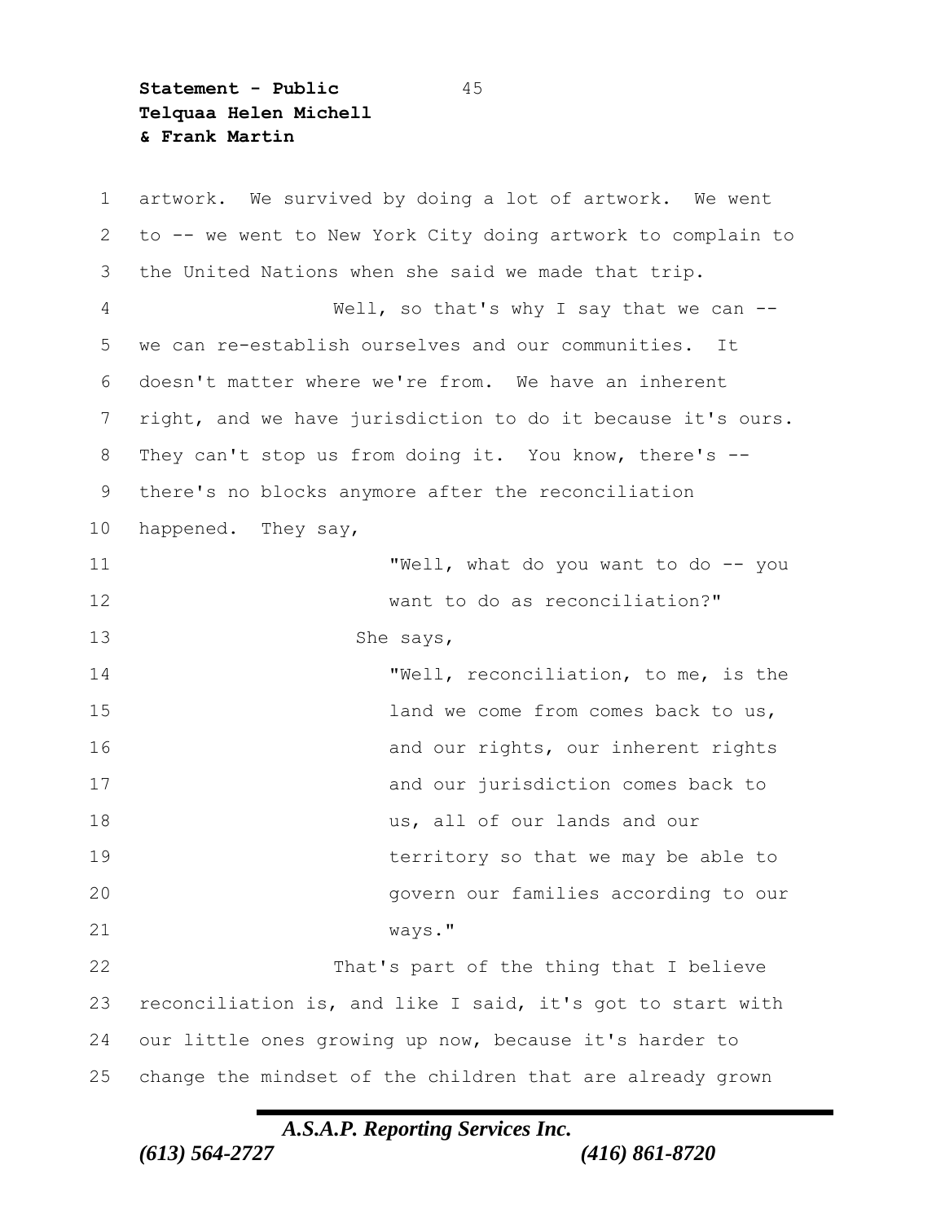artwork. We survived by doing a lot of artwork. We went to -- we went to New York City doing artwork to complain to the United Nations when she said we made that trip.

Well, so that's why I say that we can -- we can re-establish ourselves and our communities. It doesn't matter where we're from. We have an inherent right, and we have jurisdiction to do it because it's ours. They can't stop us from doing it. You know, there's -- there's no blocks anymore after the reconciliation happened. They say,

> "Well, what do you want to do -- you want to do as reconciliation?"

She says,

> "Well, reconciliation, to me, is the land we come from comes back to us, and our rights, our inherent rights and our jurisdiction comes back to us, all of our lands and our territory so that we may be able to govern our families according to our ways."

That's part of the thing that I believe reconciliation is, and like I said, it's got to start with our little ones growing up now, because it's harder to change the mindset of the children that are already grown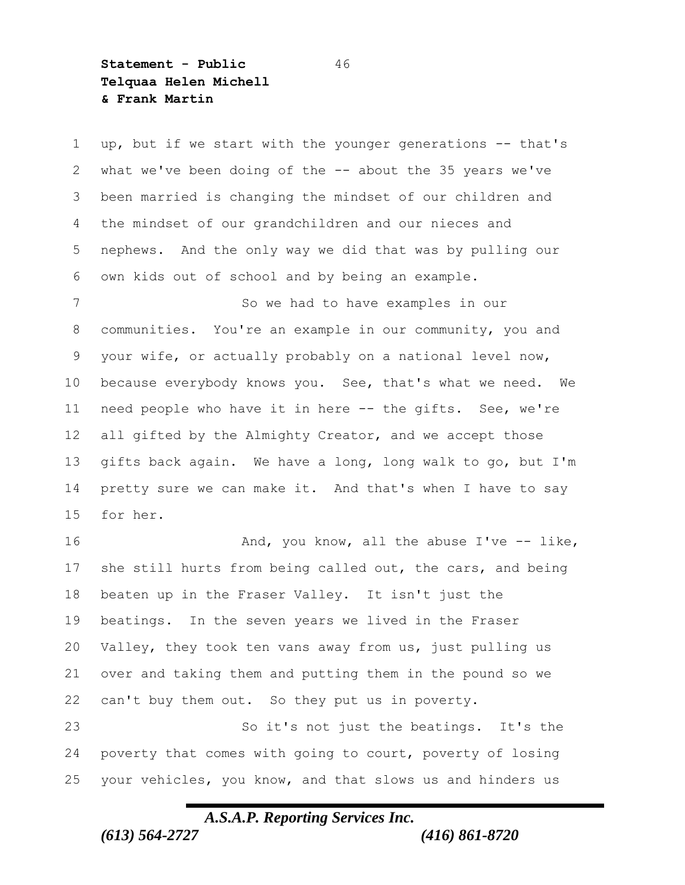up, but if we start with the younger generations -- that's what we've been doing of the -- about the 35 years we've been married is changing the mindset of our children and the mindset of our grandchildren and our nieces and nephews. And the only way we did that was by pulling our own kids out of school and by being an example.

So we had to have examples in our communities. You're an example in our community, you and your wife, or actually probably on a national level now, because everybody knows you. See, that's what we need. We need people who have it in here -- the gifts. See, we're all gifted by the Almighty Creator, and we accept those gifts back again. We have a long, long walk to go, but I'm pretty sure we can make it. And that's when I have to say for her.

And, you know, all the abuse I've -- like, she still hurts from being called out, the cars, and being beaten up in the Fraser Valley. It isn't just the beatings. In the seven years we lived in the Fraser Valley, they took ten vans away from us, just pulling us over and taking them and putting them in the pound so we can't buy them out. So they put us in poverty.

So it's not just the beatings. It's the poverty that comes with going to court, poverty of losing your vehicles, you know, and that slows us and hinders us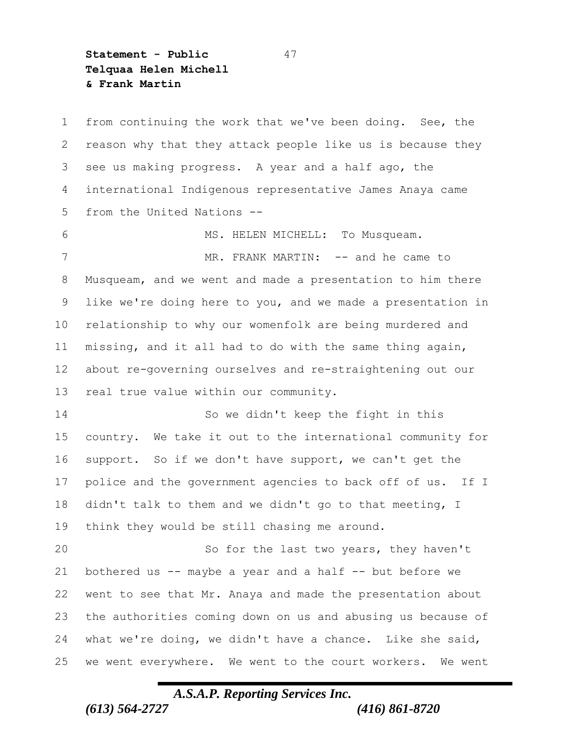from continuing the work that we've been doing. See, the reason why that they attack people like us is because they see us making progress. A year and a half ago, the international Indigenous representative James Anaya came from the United Nations --

MS. HELEN MICHELL: To Musqueam.

MR. FRANK MARTIN: -- and he came to Musqueam, and we went and made a presentation to him there like we're doing here to you, and we made a presentation in relationship to why our womenfolk are being murdered and missing, and it all had to do with the same thing again, about re-governing ourselves and re-straightening out our real true value within our community.

So we didn't keep the fight in this country. We take it out to the international community for support. So if we don't have support, we can't get the police and the government agencies to back off of us. If I didn't talk to them and we didn't go to that meeting, I think they would be still chasing me around.

So for the last two years, they haven't bothered us -- maybe a year and a half -- but before we went to see that Mr. Anaya and made the presentation about the authorities coming down on us and abusing us because of what we're doing, we didn't have a chance. Like she said, we went everywhere. We went to the court workers. We went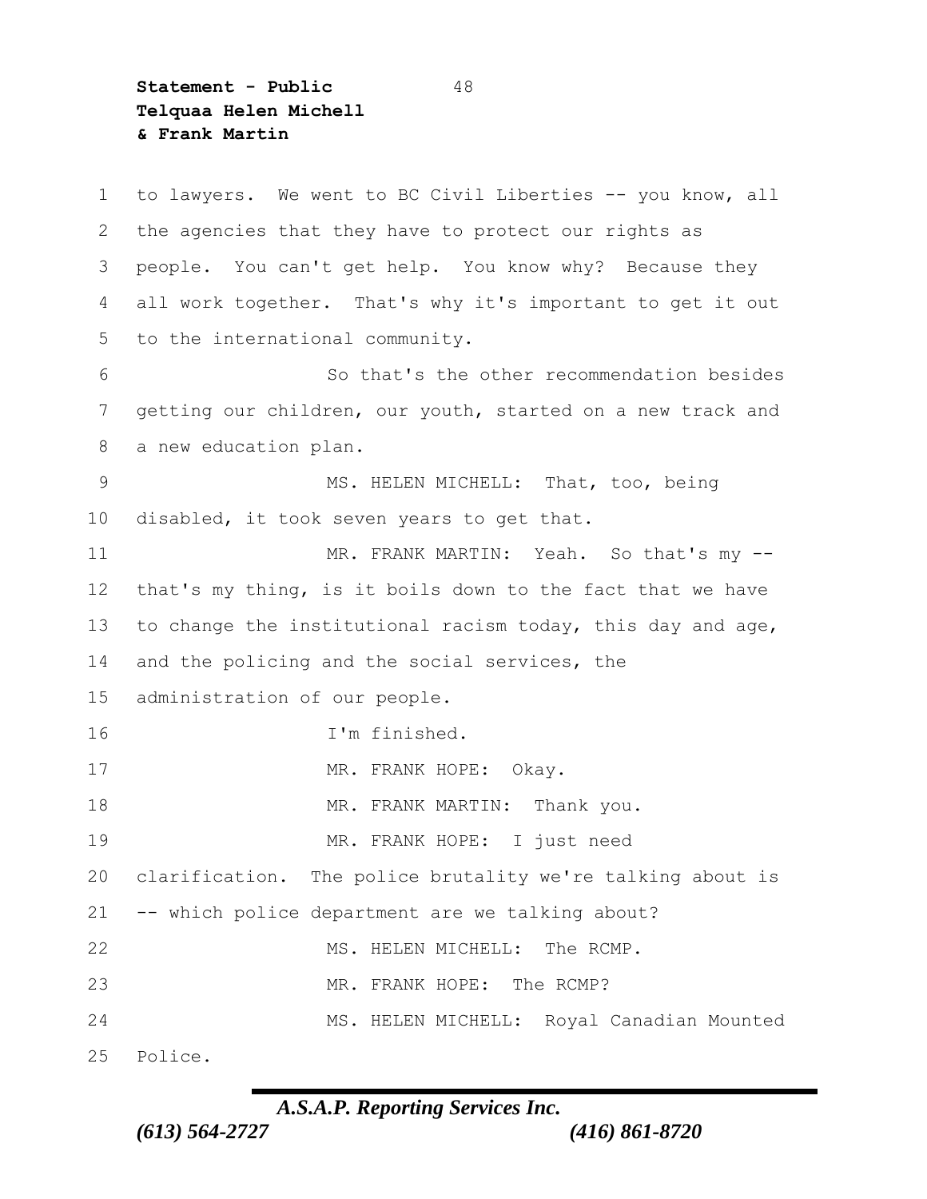to lawyers. We went to BC Civil Liberties -- you know, all the agencies that they have to protect our rights as people. You can't get help. You know why? Because they all work together. That's why it's important to get it out to the international community.

So that's the other recommendation besides getting our children, our youth, started on a new track and a new education plan.

MS. HELEN MICHELL: That, too, being disabled, it took seven years to get that.

MR. FRANK MARTIN: Yeah. So that's my -- that's my thing, is it boils down to the fact that we have to change the institutional racism today, this day and age, and the policing and the social services, the administration of our people.

I'm finished.

MR. FRANK HOPE: Okay.

MR. FRANK MARTIN: Thank you.

MR. FRANK HOPE: I just need clarification. The police brutality we're talking about is -- which police department are we talking about?

MS. HELEN MICHELL: The RCMP.

MR. FRANK HOPE: The RCMP?

MS. HELEN MICHELL: Royal Canadian Mounted Police.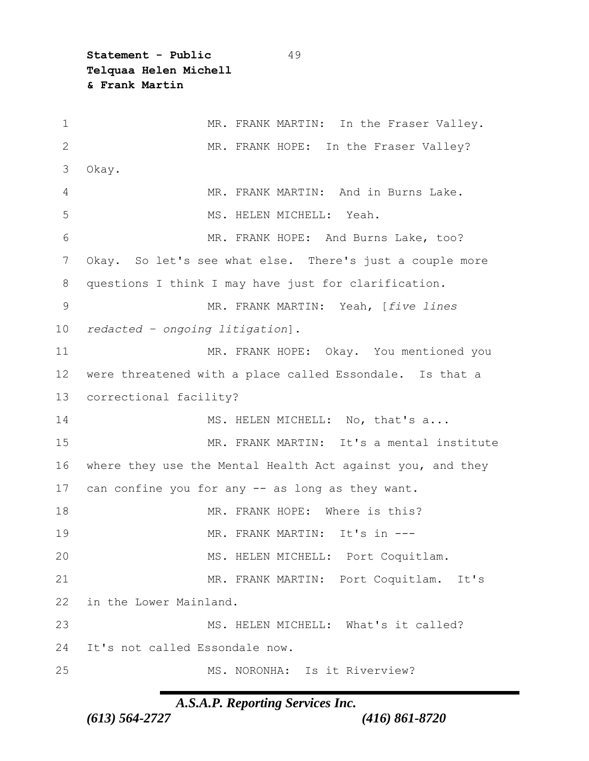MR. FRANK MARTIN: In the Fraser Valley.

MR. FRANK HOPE: In the Fraser Valley? Okay.

MR. FRANK MARTIN: And in Burns Lake.

MS. HELEN MICHELL: Yeah.

MR. FRANK HOPE: And Burns Lake, too? Okay. So let's see what else. There's just a couple more questions I think I may have just for clarification.

MR. FRANK MARTIN: Yeah, [*five lines redacted – ongoing litigation*].

MR. FRANK HOPE: Okay. You mentioned you were threatened with a place called Essondale. Is that a correctional facility?

MS. HELEN MICHELL: No, that's a...

MR. FRANK MARTIN: It's a mental institute where they use the Mental Health Act against you, and they can confine you for any -- as long as they want.

MR. FRANK HOPE: Where is this?

MR. FRANK MARTIN: It's in ---

MS. HELEN MICHELL: Port Coquitlam.

MR. FRANK MARTIN: Port Coquitlam. It's in the Lower Mainland.

MS. HELEN MICHELL: What's it called? It's not called Essondale now.

MS. NORONHA: Is it Riverview?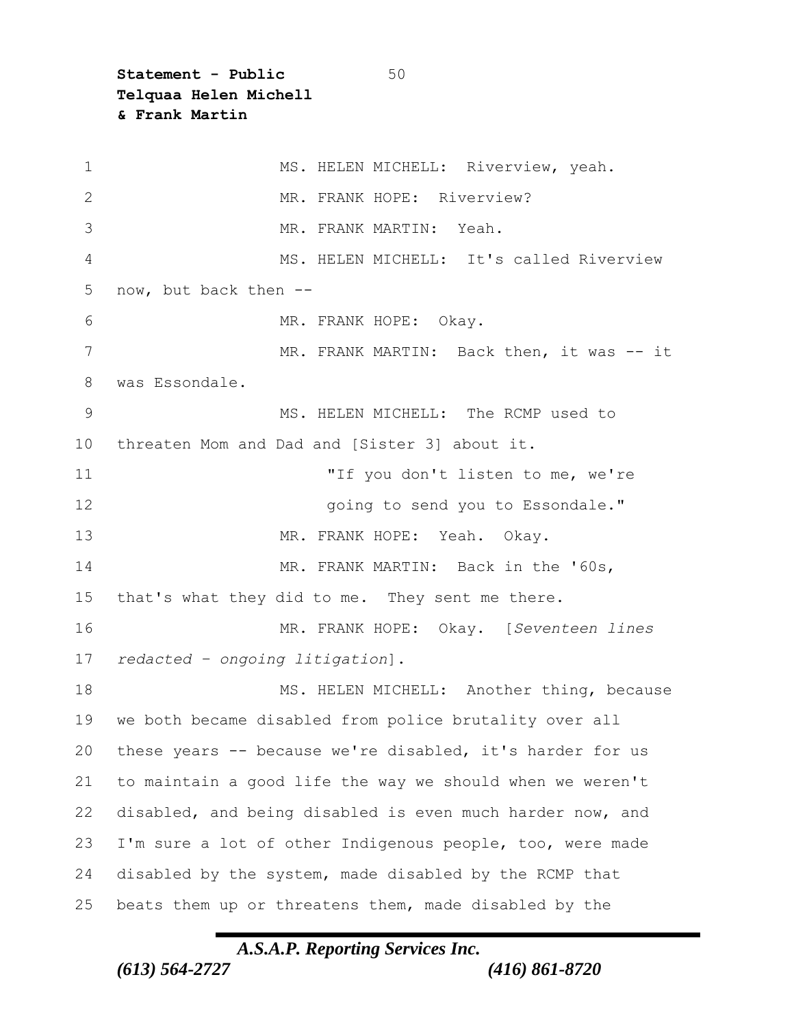MS. HELEN MICHELL: Riverview, yeah.

MR. FRANK HOPE: Riverview?

MR. FRANK MARTIN: Yeah.

MS. HELEN MICHELL: It's called Riverview now, but back then --

MR. FRANK HOPE: Okay.

MR. FRANK MARTIN: Back then, it was -- it was Essondale.

MS. HELEN MICHELL: The RCMP used to threaten Mom and Dad and [Sister 3] about it.

> "If you don't listen to me, we're going to send you to Essondale."

MR. FRANK HOPE: Yeah. Okay.

MR. FRANK MARTIN: Back in the '60s, that's what they did to me. They sent me there.

MR. FRANK HOPE: Okay. [*Seventeen lines redacted – ongoing litigation*].

MS. HELEN MICHELL: Another thing, because we both became disabled from police brutality over all these years -- because we're disabled, it's harder for us to maintain a good life the way we should when we weren't disabled, and being disabled is even much harder now, and I'm sure a lot of other Indigenous people, too, were made disabled by the system, made disabled by the RCMP that beats them up or threatens them, made disabled by the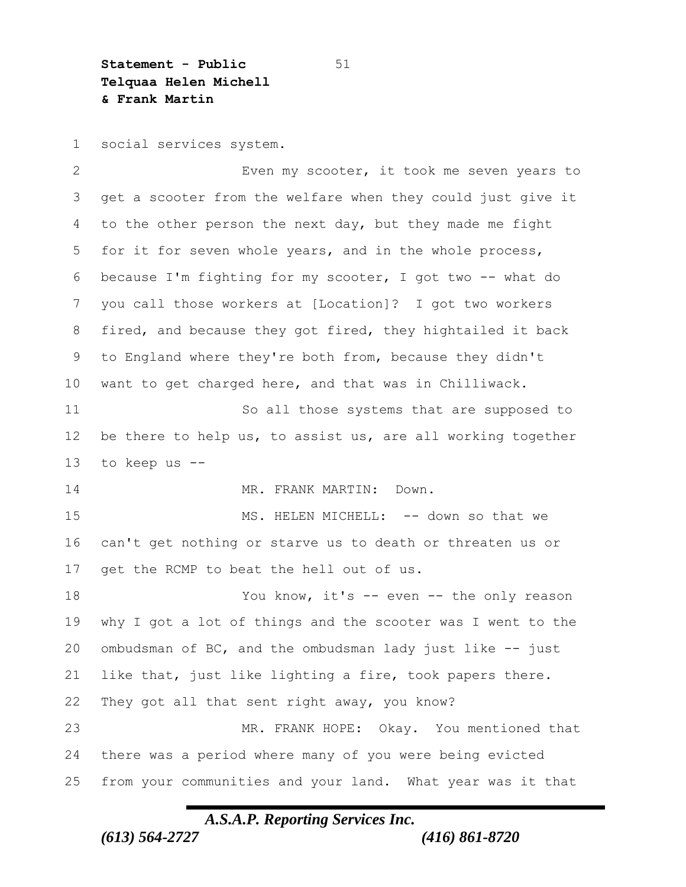social services system.

Even my scooter, it took me seven years to get a scooter from the welfare when they could just give it to the other person the next day, but they made me fight for it for seven whole years, and in the whole process, because I'm fighting for my scooter, I got two -- what do you call those workers at [Location]? I got two workers fired, and because they got fired, they hightailed it back to England where they're both from, because they didn't want to get charged here, and that was in Chilliwack.

So all those systems that are supposed to be there to help us, to assist us, are all working together to keep us --

MR. FRANK MARTIN: Down.

MS. HELEN MICHELL: -- down so that we can't get nothing or starve us to death or threaten us or get the RCMP to beat the hell out of us.

You know, it's -- even -- the only reason why I got a lot of things and the scooter was I went to the ombudsman of BC, and the ombudsman lady just like -- just like that, just like lighting a fire, took papers there. They got all that sent right away, you know?

MR. FRANK HOPE: Okay. You mentioned that there was a period where many of you were being evicted from your communities and your land. What year was it that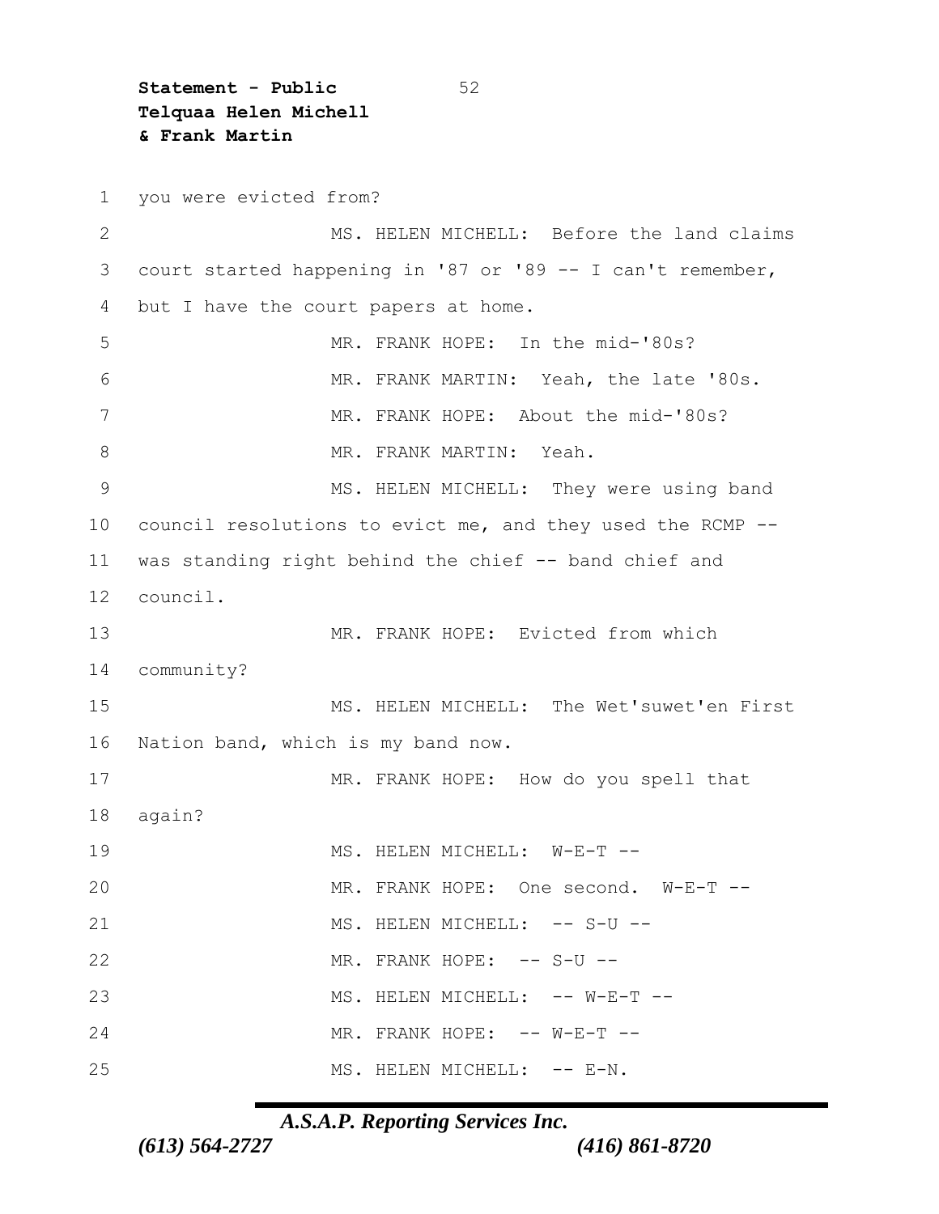you were evicted from?

MS. HELEN MICHELL: Before the land claims court started happening in '87 or '89 -- I can't remember, but I have the court papers at home.

MR. FRANK HOPE: In the mid-'80s?

MR. FRANK MARTIN: Yeah, the late '80s.

MR. FRANK HOPE: About the mid-'80s?

MR. FRANK MARTIN: Yeah.

MS. HELEN MICHELL: They were using band council resolutions to evict me, and they used the RCMP -- was standing right behind the chief -- band chief and council.

MR. FRANK HOPE: Evicted from which community?

MS. HELEN MICHELL: The Wet'suwet'en First Nation band, which is my band now.

MR. FRANK HOPE: How do you spell that again?

MS. HELEN MICHELL: W-E-T --

MR. FRANK HOPE: One second. W-E-T --

MS. HELEN MICHELL: -- S-U --

MR. FRANK HOPE: -- S-U --

MS. HELEN MICHELL: -- W-E-T --

MR. FRANK HOPE: -- W-E-T --

MS. HELEN MICHELL: -- E-N.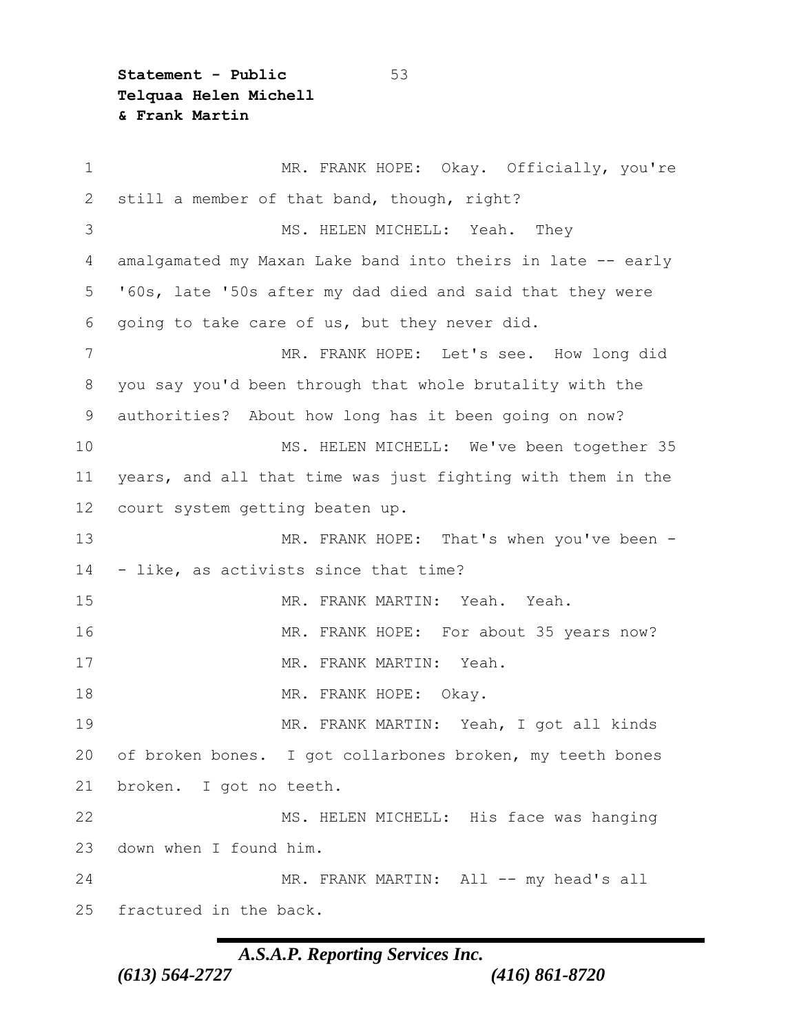MR. FRANK HOPE: Okay. Officially, you're still a member of that band, though, right?

MS. HELEN MICHELL: Yeah. They amalgamated my Maxan Lake band into theirs in late -- early '60s, late '50s after my dad died and said that they were going to take care of us, but they never did.

MR. FRANK HOPE: Let's see. How long did you say you'd been through that whole brutality with the authorities? About how long has it been going on now?

MS. HELEN MICHELL: We've been together 35 years, and all that time was just fighting with them in the court system getting beaten up.

MR. FRANK HOPE: That's when you've been -- like, as activists since that time?

MR. FRANK MARTIN: Yeah. Yeah.

MR. FRANK HOPE: For about 35 years now?

MR. FRANK MARTIN: Yeah.

MR. FRANK HOPE: Okay.

MR. FRANK MARTIN: Yeah, I got all kinds of broken bones. I got collarbones broken, my teeth bones broken. I got no teeth.

MS. HELEN MICHELL: His face was hanging down when I found him.

MR. FRANK MARTIN: All -- my head's all fractured in the back.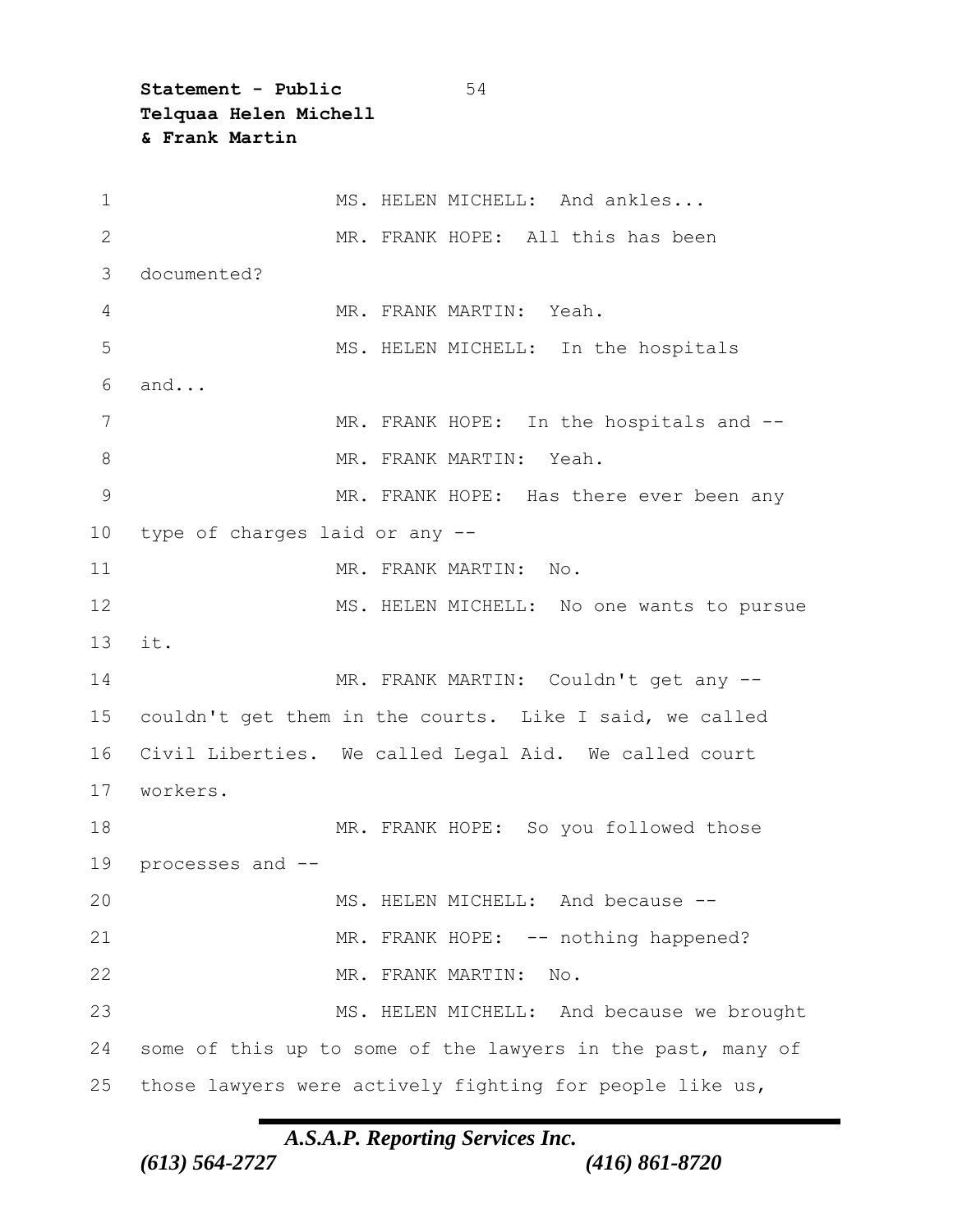MS. HELEN MICHELL: And ankles...

MR. FRANK HOPE: All this has been documented?

MR. FRANK MARTIN: Yeah.

MS. HELEN MICHELL: In the hospitals and...

MR. FRANK HOPE: In the hospitals and --

MR. FRANK MARTIN: Yeah.

MR. FRANK HOPE: Has there ever been any type of charges laid or any --

MR. FRANK MARTIN: No.

MS. HELEN MICHELL: No one wants to pursue it.

MR. FRANK MARTIN: Couldn't get any -- couldn't get them in the courts. Like I said, we called Civil Liberties. We called Legal Aid. We called court workers.

MR. FRANK HOPE: So you followed those processes and --

MS. HELEN MICHELL: And because --

MR. FRANK HOPE: -- nothing happened?

MR. FRANK MARTIN: No.

MS. HELEN MICHELL: And because we brought some of this up to some of the lawyers in the past, many of those lawyers were actively fighting for people like us,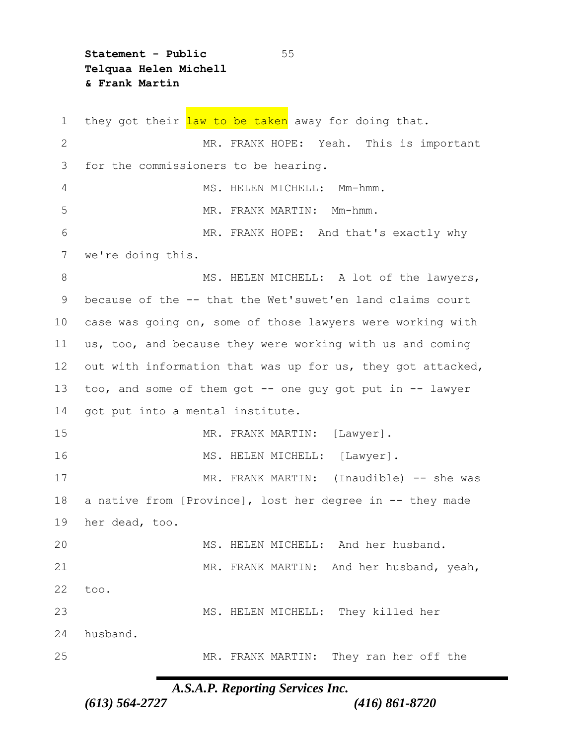they got their law to be taken away for doing that.

MR. FRANK HOPE: Yeah. This is important for the commissioners to be hearing.

MS. HELEN MICHELL: Mm-hmm.

MR. FRANK MARTIN: Mm-hmm.

MR. FRANK HOPE: And that's exactly why we're doing this.

MS. HELEN MICHELL: A lot of the lawyers, because of the -- that the Wet'suwet'en land claims court case was going on, some of those lawyers were working with us, too, and because they were working with us and coming out with information that was up for us, they got attacked, too, and some of them got -- one guy got put in -- lawyer got put into a mental institute.

MR. FRANK MARTIN: [Lawyer].

MS. HELEN MICHELL: [Lawyer].

MR. FRANK MARTIN: (Inaudible) -- she was a native from [Province], lost her degree in -- they made her dead, too.

MS. HELEN MICHELL: And her husband.

MR. FRANK MARTIN: And her husband, yeah, too.

MS. HELEN MICHELL: They killed her husband.

MR. FRANK MARTIN: They ran her off the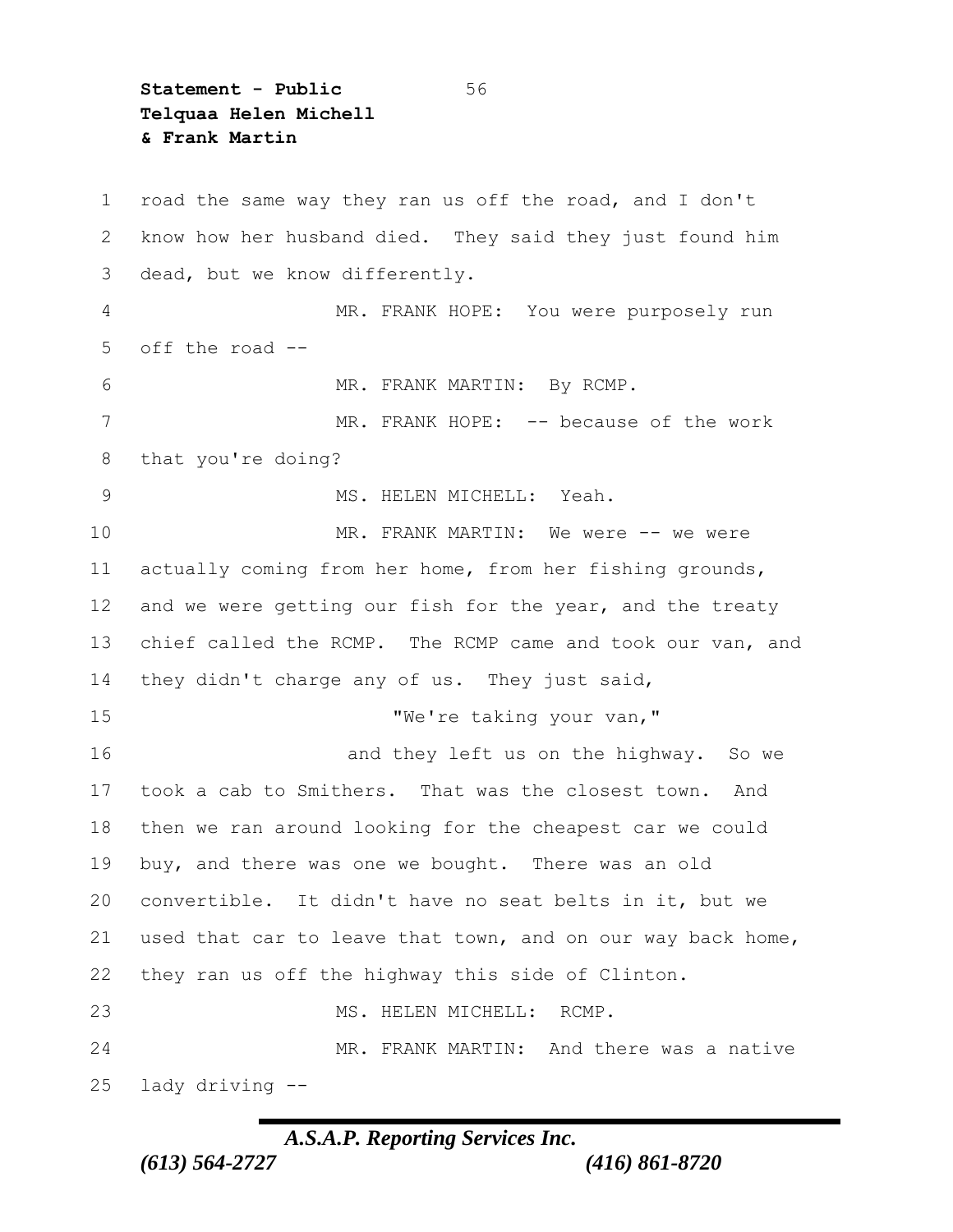road the same way they ran us off the road, and I don't know how her husband died. They said they just found him dead, but we know differently.

MR. FRANK HOPE: You were purposely run off the road --

MR. FRANK MARTIN: By RCMP.

MR. FRANK HOPE: -- because of the work that you're doing?

MS. HELEN MICHELL: Yeah.

MR. FRANK MARTIN: We were -- we were actually coming from her home, from her fishing grounds, and we were getting our fish for the year, and the treaty chief called the RCMP. The RCMP came and took our van, and they didn't charge any of us. They just said,

"We're taking your van,"

and they left us on the highway. So we took a cab to Smithers. That was the closest town. And then we ran around looking for the cheapest car we could buy, and there was one we bought. There was an old convertible. It didn't have no seat belts in it, but we used that car to leave that town, and on our way back home, they ran us off the highway this side of Clinton.

MS. HELEN MICHELL: RCMP.

MR. FRANK MARTIN: And there was a native lady driving --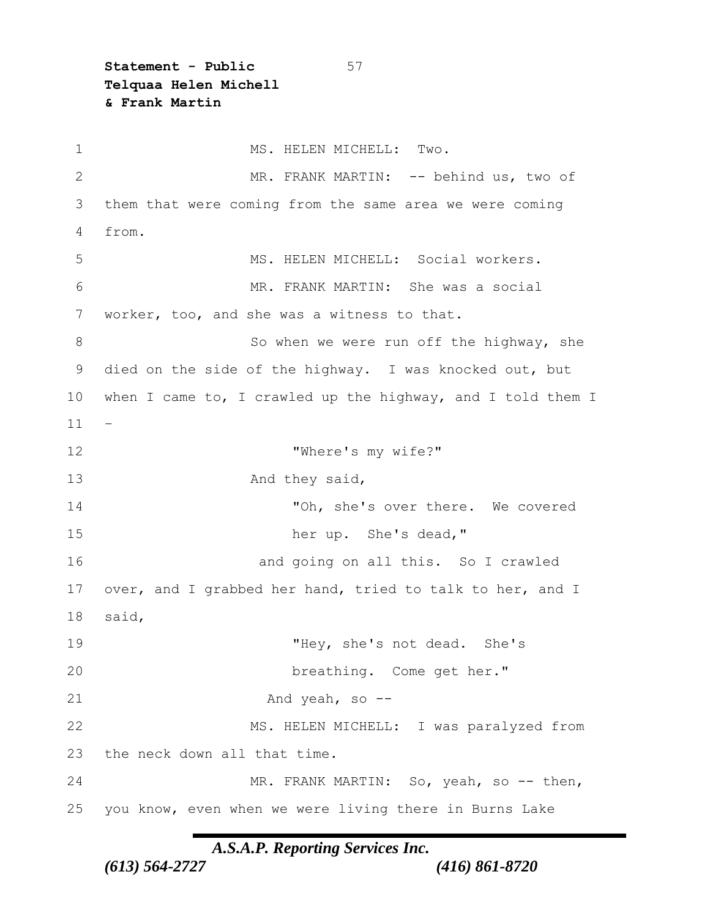MS. HELEN MICHELL: Two.

MR. FRANK MARTIN: -- behind us, two of them that were coming from the same area we were coming from.

MS. HELEN MICHELL: Social workers.

MR. FRANK MARTIN: She was a social worker, too, and she was a witness to that.

So when we were run off the highway, she died on the side of the highway. I was knocked out, but when I came to, I crawled up the highway, and I told them I -

"Where's my wife?"

And they said,

"Oh, she's over there. We covered her up. She's dead,"

and going on all this. So I crawled over, and I grabbed her hand, tried to talk to her, and I said,

"Hey, she's not dead. She's breathing. Come get her."

And yeah, so --

MS. HELEN MICHELL: I was paralyzed from the neck down all that time.

MR. FRANK MARTIN: So, yeah, so -- then, you know, even when we were living there in Burns Lake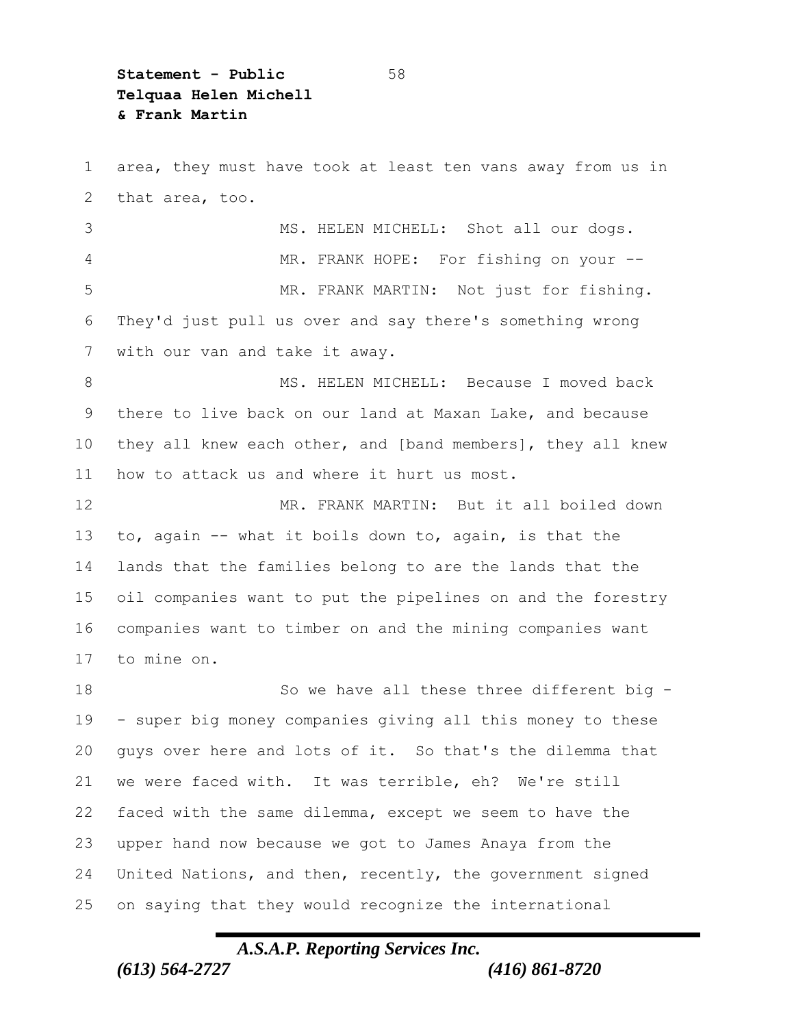area, they must have took at least ten vans away from us in that area, too.

MS. HELEN MICHELL: Shot all our dogs.

MR. FRANK HOPE: For fishing on your --

MR. FRANK MARTIN: Not just for fishing. They'd just pull us over and say there's something wrong with our van and take it away.

MS. HELEN MICHELL: Because I moved back there to live back on our land at Maxan Lake, and because they all knew each other, and [band members], they all knew how to attack us and where it hurt us most.

MR. FRANK MARTIN: But it all boiled down to, again -- what it boils down to, again, is that the lands that the families belong to are the lands that the oil companies want to put the pipelines on and the forestry companies want to timber on and the mining companies want to mine on.

So we have all these three different big -- super big money companies giving all this money to these guys over here and lots of it. So that's the dilemma that we were faced with. It was terrible, eh? We're still faced with the same dilemma, except we seem to have the upper hand now because we got to James Anaya from the United Nations, and then, recently, the government signed on saying that they would recognize the international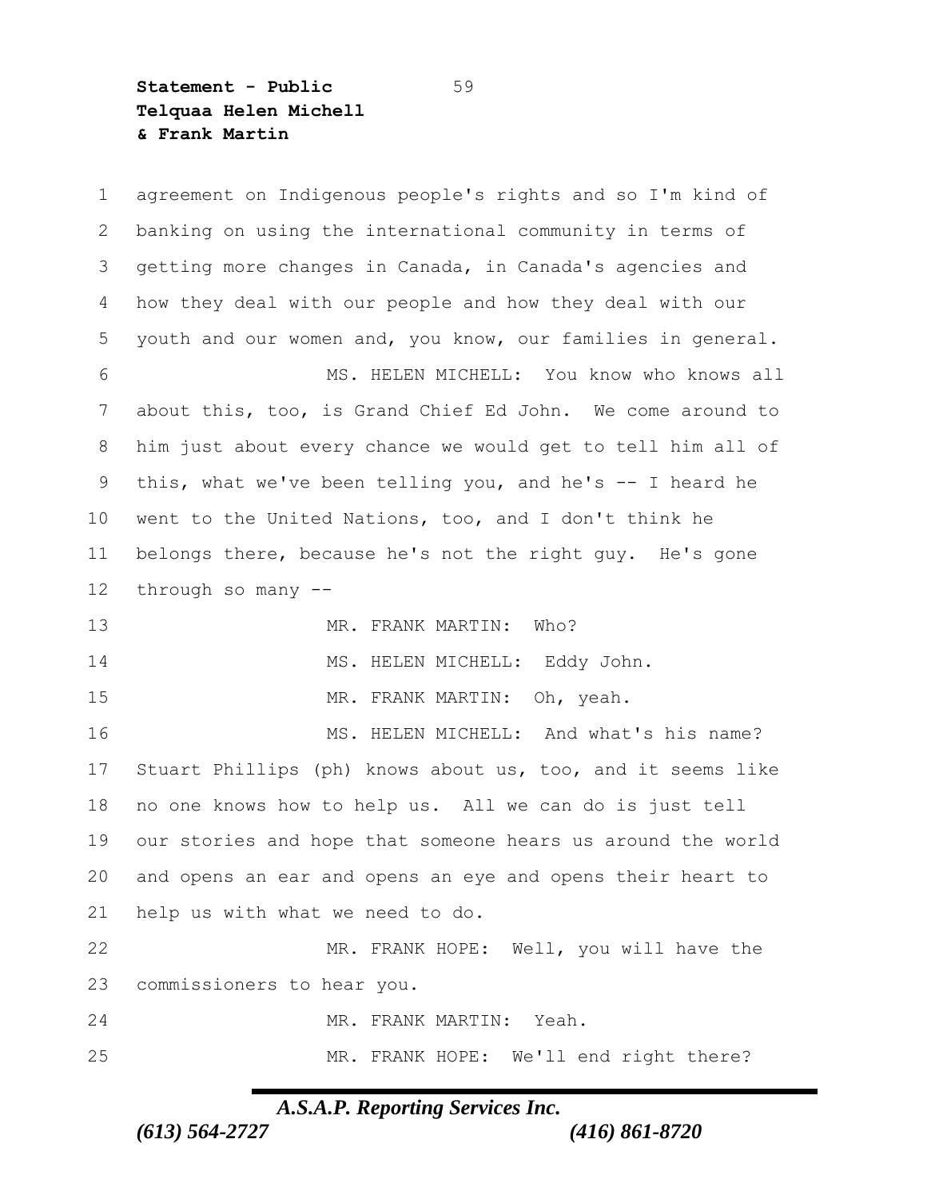agreement on Indigenous people's rights and so I'm kind of banking on using the international community in terms of getting more changes in Canada, in Canada's agencies and how they deal with our people and how they deal with our youth and our women and, you know, our families in general.

MS. HELEN MICHELL: You know who knows all about this, too, is Grand Chief Ed John. We come around to him just about every chance we would get to tell him all of this, what we've been telling you, and he's -- I heard he went to the United Nations, too, and I don't think he belongs there, because he's not the right guy. He's gone through so many --

MR. FRANK MARTIN: Who?

MS. HELEN MICHELL: Eddy John.

MR. FRANK MARTIN: Oh, yeah.

MS. HELEN MICHELL: And what's his name? Stuart Phillips (ph) knows about us, too, and it seems like no one knows how to help us. All we can do is just tell our stories and hope that someone hears us around the world and opens an ear and opens an eye and opens their heart to help us with what we need to do.

MR. FRANK HOPE: Well, you will have the commissioners to hear you.

MR. FRANK MARTIN: Yeah.

MR. FRANK HOPE: We'll end right there?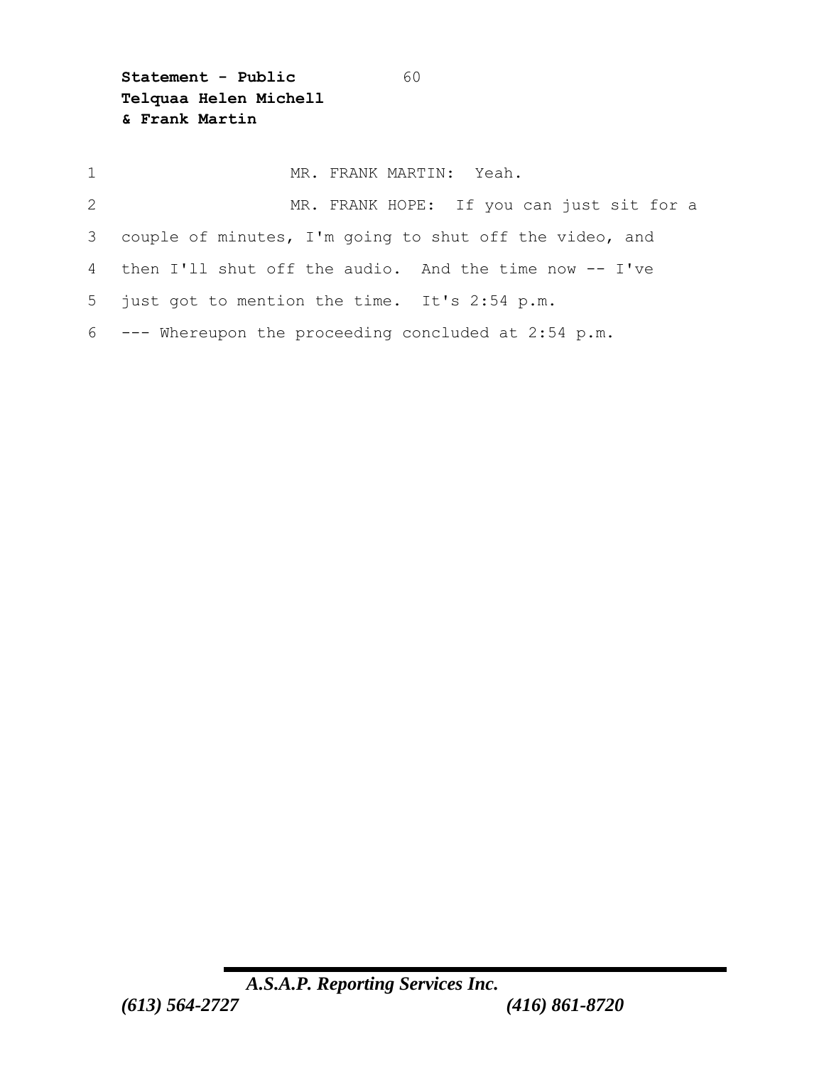MR. FRANK MARTIN: Yeah.

MR. FRANK HOPE: If you can just sit for a couple of minutes, I'm going to shut off the video, and then I'll shut off the audio. And the time now -- I've just got to mention the time. It's 2:54 p.m.

--- Whereupon the proceeding concluded at 2:54 p.m.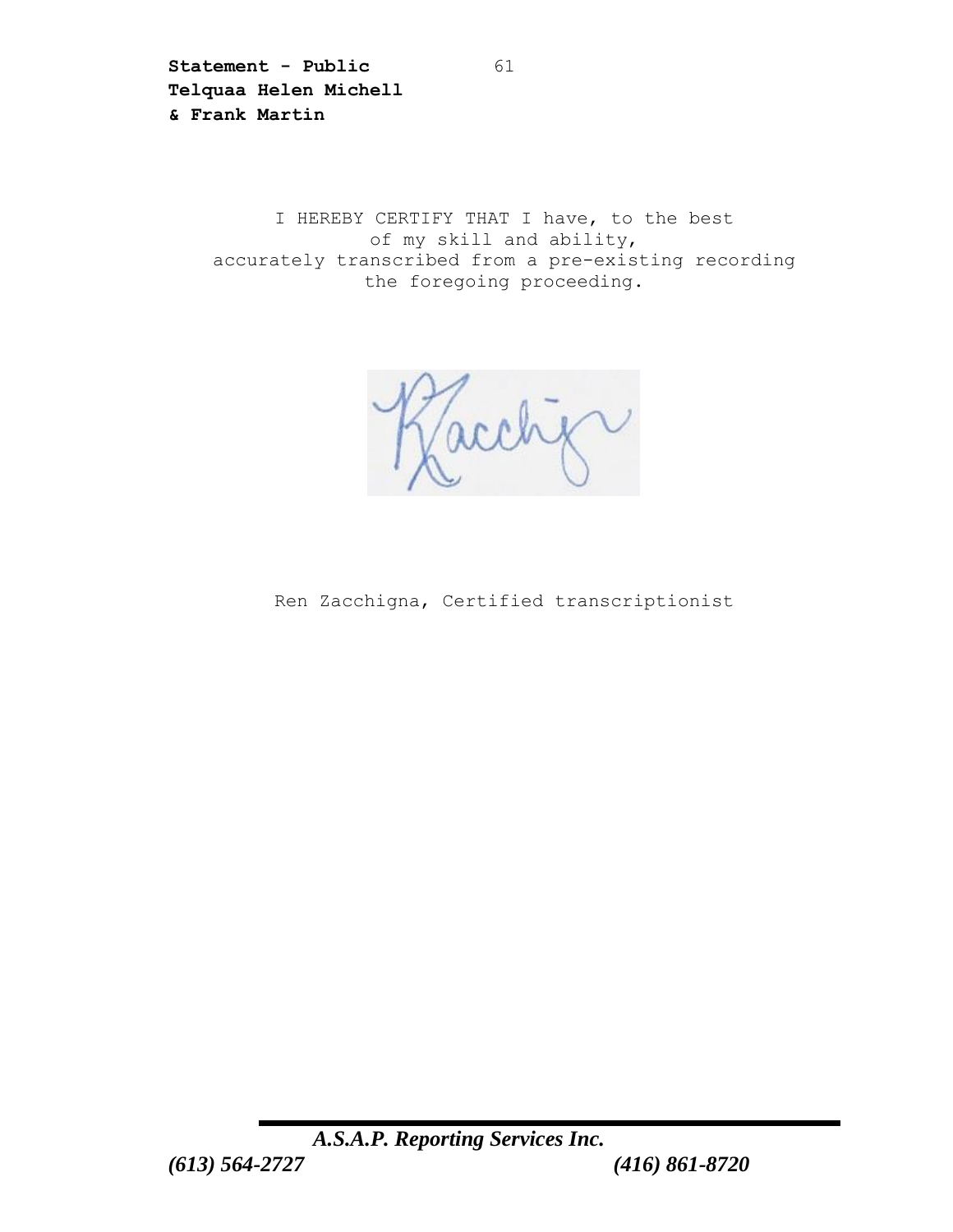I HEREBY CERTIFY THAT I have, to the best of my skill and ability, accurately transcribed from a pre-existing recording the foregoing proceeding.

Ren Zacchigna, Certified transcriptionist